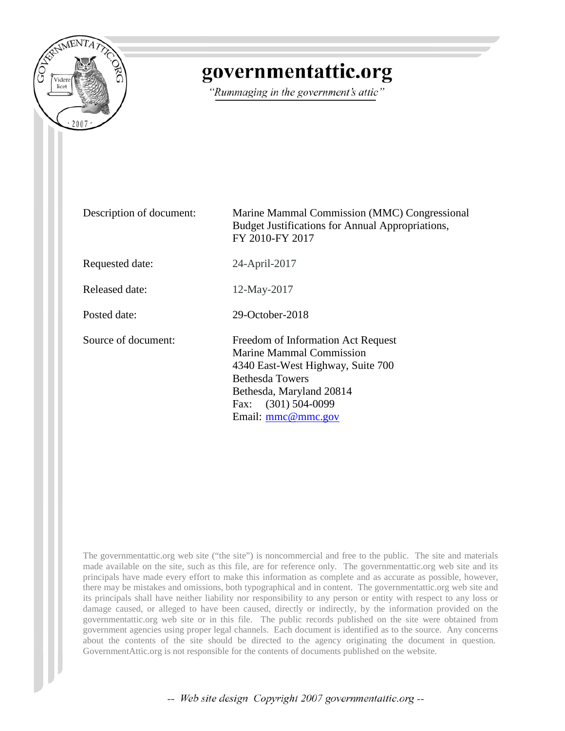# governmentattic.org

*"Rummaging in the government's attic"*

| | |
|---|---|
| Description of document: | Marine Mammal Commission (MMC) Congressional Budget Justifications for Annual Appropriations, FY 2010-FY 2017 |
| Requested date: | 24-April-2017 |
| Released date: | 12-May-2017 |
| Posted date: | 29-October-2018 |
| Source of document: | Freedom of Information Act Request<br>Marine Mammal Commission<br>4340 East-West Highway, Suite 700<br>Bethesda Towers<br>Bethesda, Maryland 20814<br>Fax: (301) 504-0099<br>Email: mmc@mmc.gov |

The governmentattic.org web site ("the site") is noncommercial and free to the public. The site and materials made available on the site, such as this file, are for reference only. The governmentattic.org web site and its principals have made every effort to make this information as complete and as accurate as possible, however, there may be mistakes and omissions, both typographical and in content. The governmentattic.org web site and its principals shall have neither liability nor responsibility to any person or entity with respect to any loss or damage caused, or alleged to have been caused, directly or indirectly, by the information provided on the governmentattic.org web site or in this file. The public records published on the site were obtained from government agencies using proper legal channels. Each document is identified as to the source. Any concerns about the contents of the site should be directed to the agency originating the document in question. GovernmentAttic.org is not responsible for the contents of documents published on the website.

-- Web site design Copyright 2007 governmentattic.org --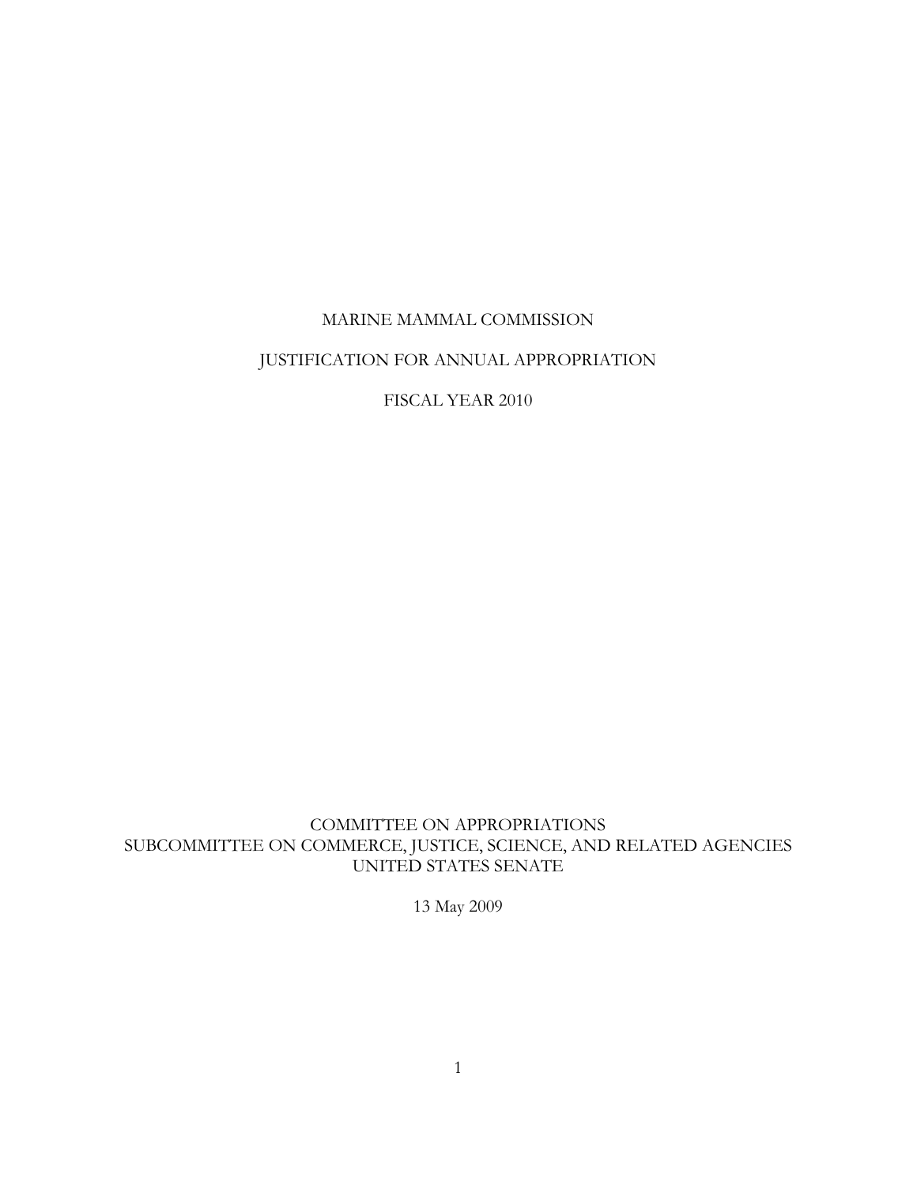MARINE MAMMAL COMMISSION

JUSTIFICATION FOR ANNUAL APPROPRIATION

FISCAL YEAR 2010

COMMITTEE ON APPROPRIATIONS
SUBCOMMITTEE ON COMMERCE, JUSTICE, SCIENCE, AND RELATED AGENCIES
UNITED STATES SENATE

13 May 2009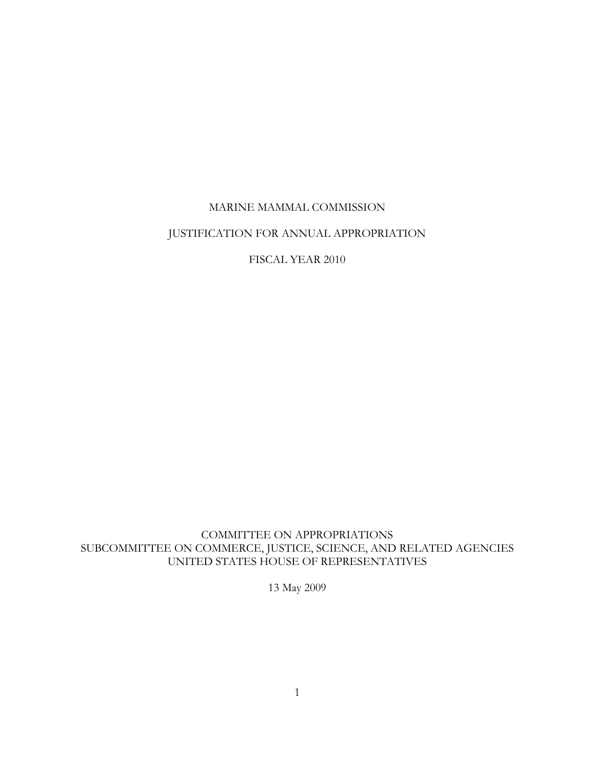# MARINE MAMMAL COMMISSION

## JUSTIFICATION FOR ANNUAL APPROPRIATION

## FISCAL YEAR 2010

COMMITTEE ON APPROPRIATIONS
SUBCOMMITTEE ON COMMERCE, JUSTICE, SCIENCE, AND RELATED AGENCIES
UNITED STATES HOUSE OF REPRESENTATIVES

13 May 2009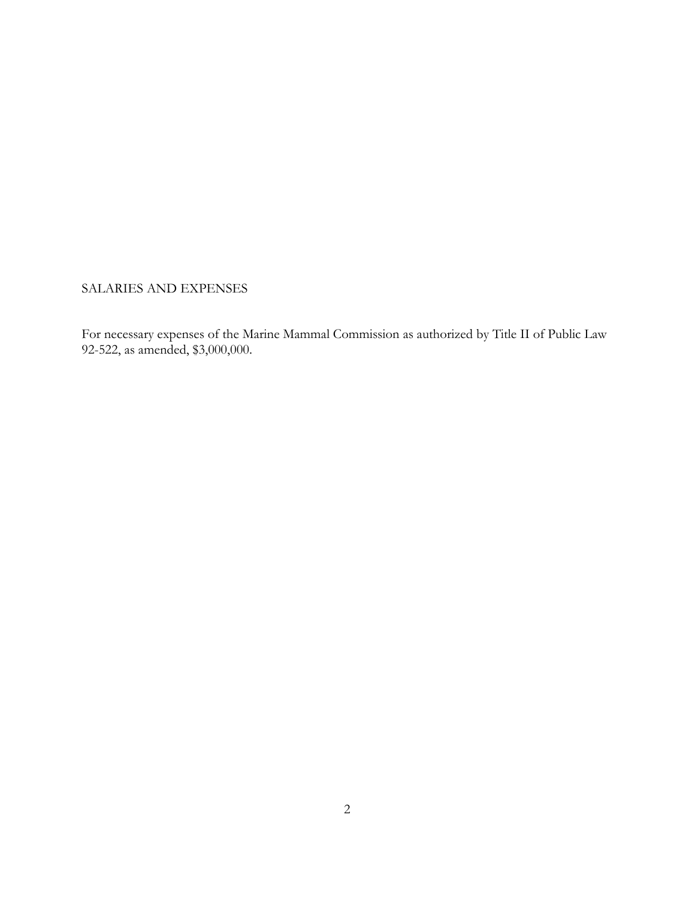SALARIES AND EXPENSES

For necessary expenses of the Marine Mammal Commission as authorized by Title II of Public Law 92-522, as amended, $3,000,000.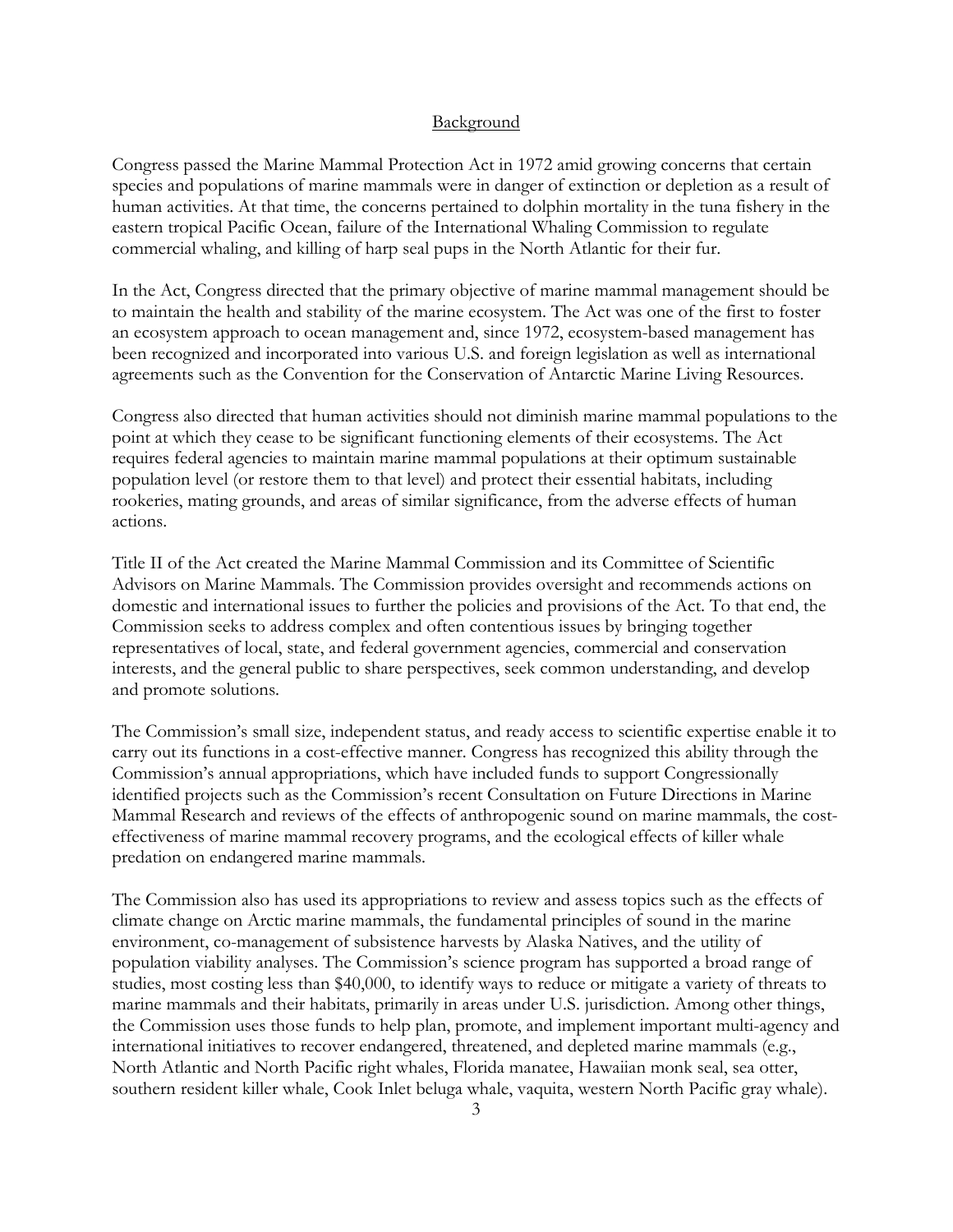## Background

Congress passed the Marine Mammal Protection Act in 1972 amid growing concerns that certain species and populations of marine mammals were in danger of extinction or depletion as a result of human activities. At that time, the concerns pertained to dolphin mortality in the tuna fishery in the eastern tropical Pacific Ocean, failure of the International Whaling Commission to regulate commercial whaling, and killing of harp seal pups in the North Atlantic for their fur.

In the Act, Congress directed that the primary objective of marine mammal management should be to maintain the health and stability of the marine ecosystem. The Act was one of the first to foster an ecosystem approach to ocean management and, since 1972, ecosystem-based management has been recognized and incorporated into various U.S. and foreign legislation as well as international agreements such as the Convention for the Conservation of Antarctic Marine Living Resources.

Congress also directed that human activities should not diminish marine mammal populations to the point at which they cease to be significant functioning elements of their ecosystems. The Act requires federal agencies to maintain marine mammal populations at their optimum sustainable population level (or restore them to that level) and protect their essential habitats, including rookeries, mating grounds, and areas of similar significance, from the adverse effects of human actions.

Title II of the Act created the Marine Mammal Commission and its Committee of Scientific Advisors on Marine Mammals. The Commission provides oversight and recommends actions on domestic and international issues to further the policies and provisions of the Act. To that end, the Commission seeks to address complex and often contentious issues by bringing together representatives of local, state, and federal government agencies, commercial and conservation interests, and the general public to share perspectives, seek common understanding, and develop and promote solutions.

The Commission's small size, independent status, and ready access to scientific expertise enable it to carry out its functions in a cost-effective manner. Congress has recognized this ability through the Commission's annual appropriations, which have included funds to support Congressionally identified projects such as the Commission's recent Consultation on Future Directions in Marine Mammal Research and reviews of the effects of anthropogenic sound on marine mammals, the cost-effectiveness of marine mammal recovery programs, and the ecological effects of killer whale predation on endangered marine mammals.

The Commission also has used its appropriations to review and assess topics such as the effects of climate change on Arctic marine mammals, the fundamental principles of sound in the marine environment, co-management of subsistence harvests by Alaska Natives, and the utility of population viability analyses. The Commission's science program has supported a broad range of studies, most costing less than $40,000, to identify ways to reduce or mitigate a variety of threats to marine mammals and their habitats, primarily in areas under U.S. jurisdiction. Among other things, the Commission uses those funds to help plan, promote, and implement important multi-agency and international initiatives to recover endangered, threatened, and depleted marine mammals (e.g., North Atlantic and North Pacific right whales, Florida manatee, Hawaiian monk seal, sea otter, southern resident killer whale, Cook Inlet beluga whale, vaquita, western North Pacific gray whale).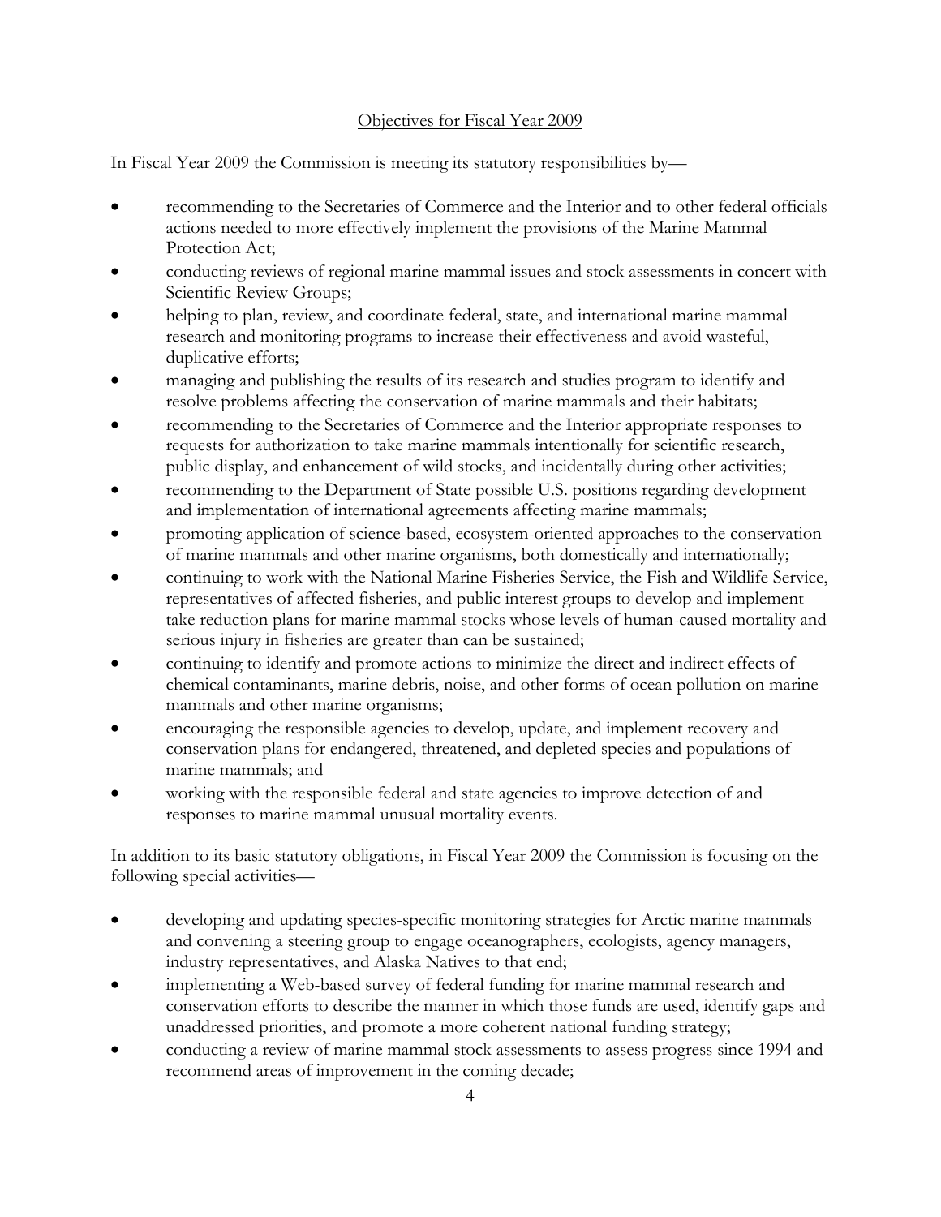## Objectives for Fiscal Year 2009

In Fiscal Year 2009 the Commission is meeting its statutory responsibilities by—

- recommending to the Secretaries of Commerce and the Interior and to other federal officials actions needed to more effectively implement the provisions of the Marine Mammal Protection Act;
- conducting reviews of regional marine mammal issues and stock assessments in concert with Scientific Review Groups;
- helping to plan, review, and coordinate federal, state, and international marine mammal research and monitoring programs to increase their effectiveness and avoid wasteful, duplicative efforts;
- managing and publishing the results of its research and studies program to identify and resolve problems affecting the conservation of marine mammals and their habitats;
- recommending to the Secretaries of Commerce and the Interior appropriate responses to requests for authorization to take marine mammals intentionally for scientific research, public display, and enhancement of wild stocks, and incidentally during other activities;
- recommending to the Department of State possible U.S. positions regarding development and implementation of international agreements affecting marine mammals;
- promoting application of science-based, ecosystem-oriented approaches to the conservation of marine mammals and other marine organisms, both domestically and internationally;
- continuing to work with the National Marine Fisheries Service, the Fish and Wildlife Service, representatives of affected fisheries, and public interest groups to develop and implement take reduction plans for marine mammal stocks whose levels of human-caused mortality and serious injury in fisheries are greater than can be sustained;
- continuing to identify and promote actions to minimize the direct and indirect effects of chemical contaminants, marine debris, noise, and other forms of ocean pollution on marine mammals and other marine organisms;
- encouraging the responsible agencies to develop, update, and implement recovery and conservation plans for endangered, threatened, and depleted species and populations of marine mammals; and
- working with the responsible federal and state agencies to improve detection of and responses to marine mammal unusual mortality events.

In addition to its basic statutory obligations, in Fiscal Year 2009 the Commission is focusing on the following special activities—

- developing and updating species-specific monitoring strategies for Arctic marine mammals and convening a steering group to engage oceanographers, ecologists, agency managers, industry representatives, and Alaska Natives to that end;
- implementing a Web-based survey of federal funding for marine mammal research and conservation efforts to describe the manner in which those funds are used, identify gaps and unaddressed priorities, and promote a more coherent national funding strategy;
- conducting a review of marine mammal stock assessments to assess progress since 1994 and recommend areas of improvement in the coming decade;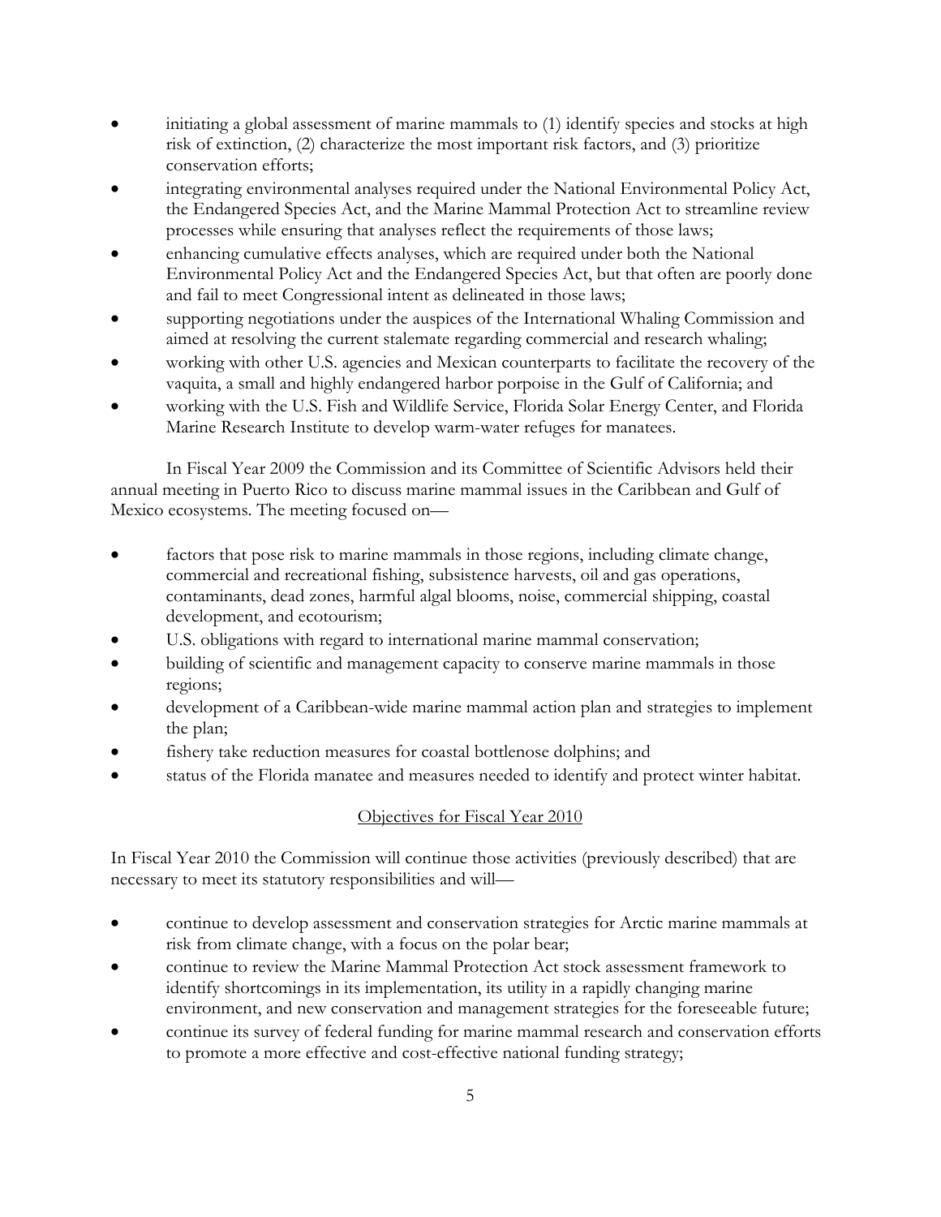- initiating a global assessment of marine mammals to (1) identify species and stocks at high risk of extinction, (2) characterize the most important risk factors, and (3) prioritize conservation efforts;
- integrating environmental analyses required under the National Environmental Policy Act, the Endangered Species Act, and the Marine Mammal Protection Act to streamline review processes while ensuring that analyses reflect the requirements of those laws;
- enhancing cumulative effects analyses, which are required under both the National Environmental Policy Act and the Endangered Species Act, but that often are poorly done and fail to meet Congressional intent as delineated in those laws;
- supporting negotiations under the auspices of the International Whaling Commission and aimed at resolving the current stalemate regarding commercial and research whaling;
- working with other U.S. agencies and Mexican counterparts to facilitate the recovery of the vaquita, a small and highly endangered harbor porpoise in the Gulf of California; and
- working with the U.S. Fish and Wildlife Service, Florida Solar Energy Center, and Florida Marine Research Institute to develop warm-water refuges for manatees.

In Fiscal Year 2009 the Commission and its Committee of Scientific Advisors held their annual meeting in Puerto Rico to discuss marine mammal issues in the Caribbean and Gulf of Mexico ecosystems. The meeting focused on—

- factors that pose risk to marine mammals in those regions, including climate change, commercial and recreational fishing, subsistence harvests, oil and gas operations, contaminants, dead zones, harmful algal blooms, noise, commercial shipping, coastal development, and ecotourism;
- U.S. obligations with regard to international marine mammal conservation;
- building of scientific and management capacity to conserve marine mammals in those regions;
- development of a Caribbean-wide marine mammal action plan and strategies to implement the plan;
- fishery take reduction measures for coastal bottlenose dolphins; and
- status of the Florida manatee and measures needed to identify and protect winter habitat.

## Objectives for Fiscal Year 2010

In Fiscal Year 2010 the Commission will continue those activities (previously described) that are necessary to meet its statutory responsibilities and will—

- continue to develop assessment and conservation strategies for Arctic marine mammals at risk from climate change, with a focus on the polar bear;
- continue to review the Marine Mammal Protection Act stock assessment framework to identify shortcomings in its implementation, its utility in a rapidly changing marine environment, and new conservation and management strategies for the foreseeable future;
- continue its survey of federal funding for marine mammal research and conservation efforts to promote a more effective and cost-effective national funding strategy;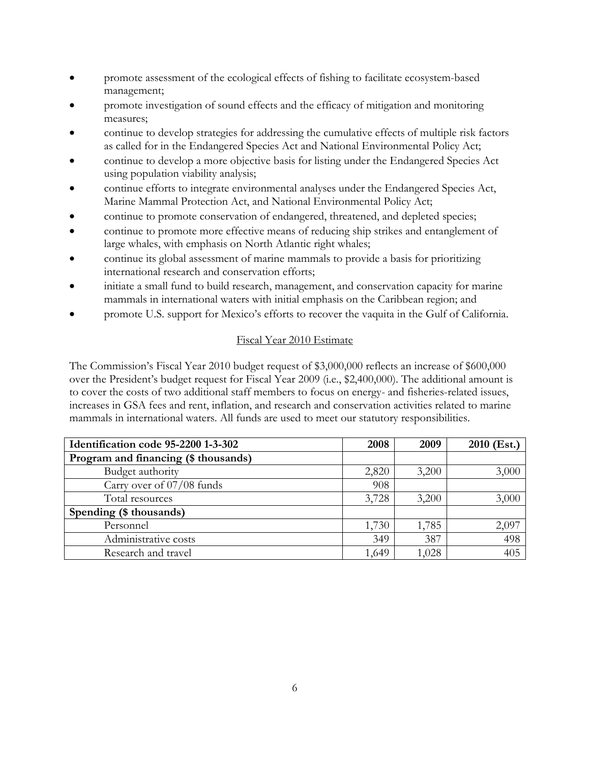- promote assessment of the ecological effects of fishing to facilitate ecosystem-based management;
- promote investigation of sound effects and the efficacy of mitigation and monitoring measures;
- continue to develop strategies for addressing the cumulative effects of multiple risk factors as called for in the Endangered Species Act and National Environmental Policy Act;
- continue to develop a more objective basis for listing under the Endangered Species Act using population viability analysis;
- continue efforts to integrate environmental analyses under the Endangered Species Act, Marine Mammal Protection Act, and National Environmental Policy Act;
- continue to promote conservation of endangered, threatened, and depleted species;
- continue to promote more effective means of reducing ship strikes and entanglement of large whales, with emphasis on North Atlantic right whales;
- continue its global assessment of marine mammals to provide a basis for prioritizing international research and conservation efforts;
- initiate a small fund to build research, management, and conservation capacity for marine mammals in international waters with initial emphasis on the Caribbean region; and
- promote U.S. support for Mexico's efforts to recover the vaquita in the Gulf of California.

## Fiscal Year 2010 Estimate

The Commission's Fiscal Year 2010 budget request of $3,000,000 reflects an increase of $600,000 over the President's budget request for Fiscal Year 2009 (i.e., $2,400,000). The additional amount is to cover the costs of two additional staff members to focus on energy- and fisheries-related issues, increases in GSA fees and rent, inflation, and research and conservation activities related to marine mammals in international waters. All funds are used to meet our statutory responsibilities.

| **Identification code 95-2200 1-3-302** | **2008** | **2009** | **2010 (Est.)** |
|---|---|---|---|
| **Program and financing ($ thousands)** | | | |
| Budget authority | 2,820 | 3,200 | 3,000 |
| Carry over of 07/08 funds | 908 | | |
| Total resources | 3,728 | 3,200 | 3,000 |
| **Spending ($ thousands)** | | | |
| Personnel | 1,730 | 1,785 | 2,097 |
| Administrative costs | 349 | 387 | 498 |
| Research and travel | 1,649 | 1,028 | 405 |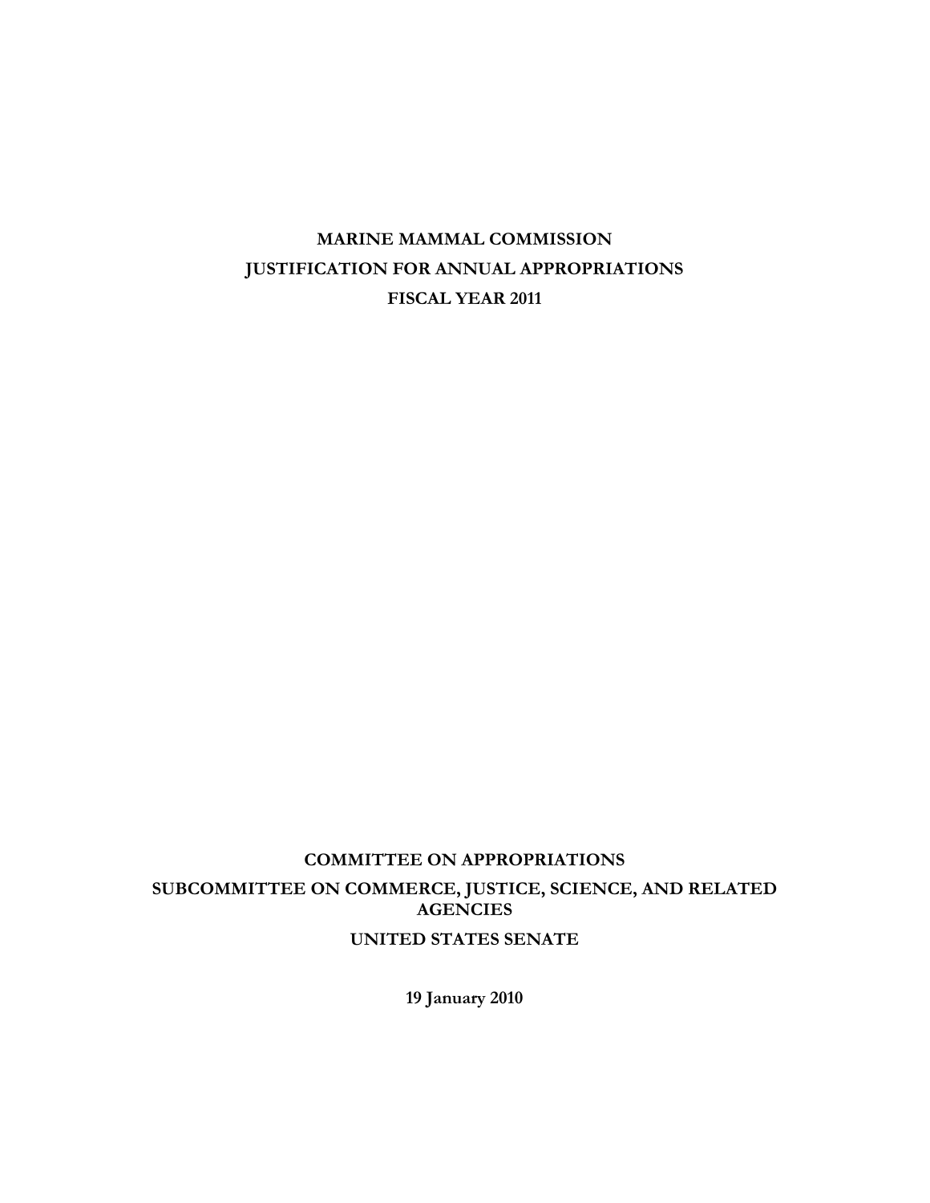# MARINE MAMMAL COMMISSION

# JUSTIFICATION FOR ANNUAL APPROPRIATIONS

# FISCAL YEAR 2011

**COMMITTEE ON APPROPRIATIONS**

**SUBCOMMITTEE ON COMMERCE, JUSTICE, SCIENCE, AND RELATED AGENCIES**

**UNITED STATES SENATE**

**19 January 2010**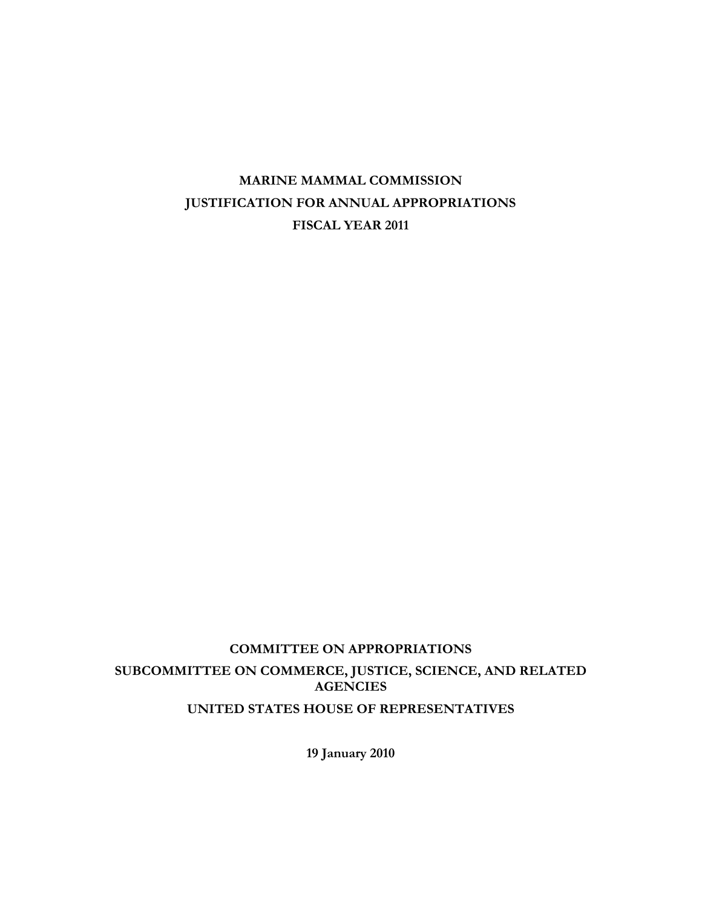# MARINE MAMMAL COMMISSION
# JUSTIFICATION FOR ANNUAL APPROPRIATIONS
# FISCAL YEAR 2011

## COMMITTEE ON APPROPRIATIONS
## SUBCOMMITTEE ON COMMERCE, JUSTICE, SCIENCE, AND RELATED AGENCIES
## UNITED STATES HOUSE OF REPRESENTATIVES

**19 January 2010**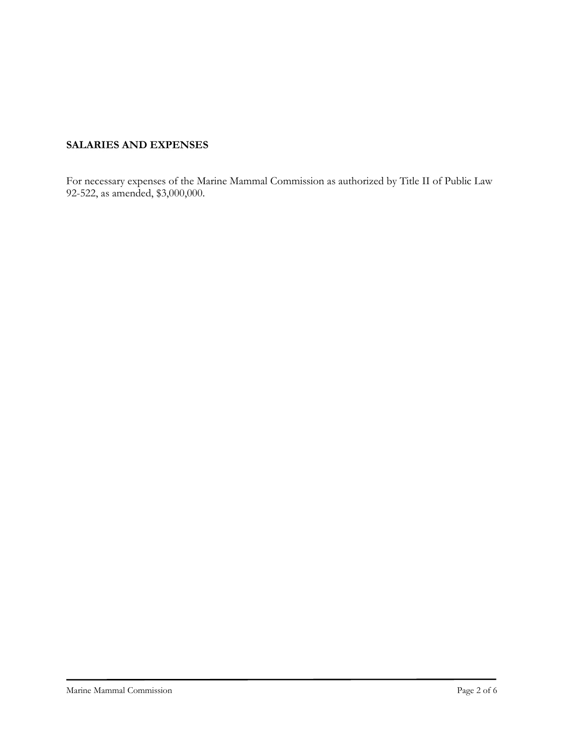**SALARIES AND EXPENSES**

For necessary expenses of the Marine Mammal Commission as authorized by Title II of Public Law 92-522, as amended, $3,000,000.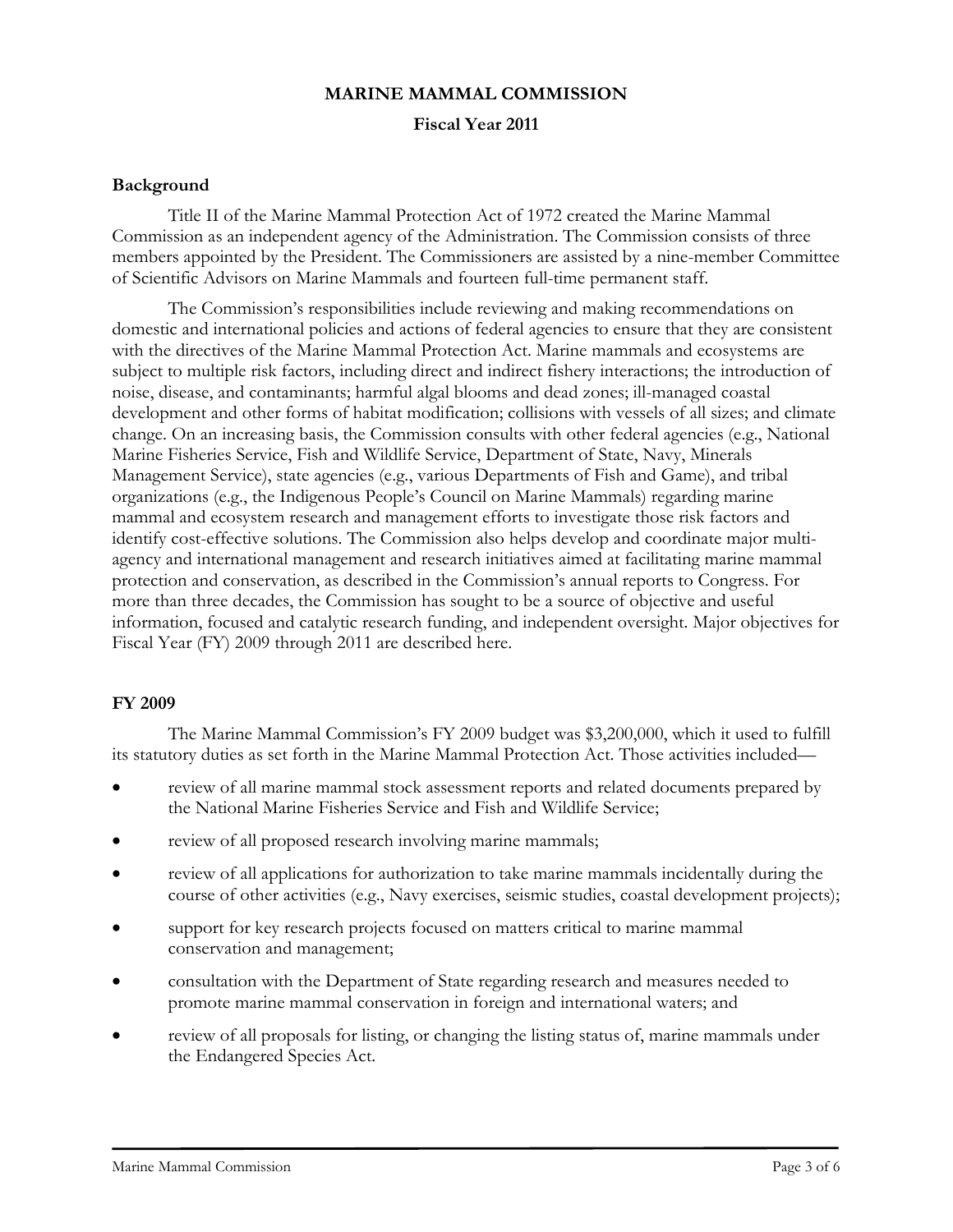**MARINE MAMMAL COMMISSION**

**Fiscal Year 2011**

**Background**

Title II of the Marine Mammal Protection Act of 1972 created the Marine Mammal Commission as an independent agency of the Administration. The Commission consists of three members appointed by the President. The Commissioners are assisted by a nine-member Committee of Scientific Advisors on Marine Mammals and fourteen full-time permanent staff.

The Commission's responsibilities include reviewing and making recommendations on domestic and international policies and actions of federal agencies to ensure that they are consistent with the directives of the Marine Mammal Protection Act. Marine mammals and ecosystems are subject to multiple risk factors, including direct and indirect fishery interactions; the introduction of noise, disease, and contaminants; harmful algal blooms and dead zones; ill-managed coastal development and other forms of habitat modification; collisions with vessels of all sizes; and climate change. On an increasing basis, the Commission consults with other federal agencies (e.g., National Marine Fisheries Service, Fish and Wildlife Service, Department of State, Navy, Minerals Management Service), state agencies (e.g., various Departments of Fish and Game), and tribal organizations (e.g., the Indigenous People's Council on Marine Mammals) regarding marine mammal and ecosystem research and management efforts to investigate those risk factors and identify cost-effective solutions. The Commission also helps develop and coordinate major multi-agency and international management and research initiatives aimed at facilitating marine mammal protection and conservation, as described in the Commission's annual reports to Congress. For more than three decades, the Commission has sought to be a source of objective and useful information, focused and catalytic research funding, and independent oversight. Major objectives for Fiscal Year (FY) 2009 through 2011 are described here.

**FY 2009**

The Marine Mammal Commission's FY 2009 budget was $3,200,000, which it used to fulfill its statutory duties as set forth in the Marine Mammal Protection Act. Those activities included—

- review of all marine mammal stock assessment reports and related documents prepared by the National Marine Fisheries Service and Fish and Wildlife Service;
- review of all proposed research involving marine mammals;
- review of all applications for authorization to take marine mammals incidentally during the course of other activities (e.g., Navy exercises, seismic studies, coastal development projects);
- support for key research projects focused on matters critical to marine mammal conservation and management;
- consultation with the Department of State regarding research and measures needed to promote marine mammal conservation in foreign and international waters; and
- review of all proposals for listing, or changing the listing status of, marine mammals under the Endangered Species Act.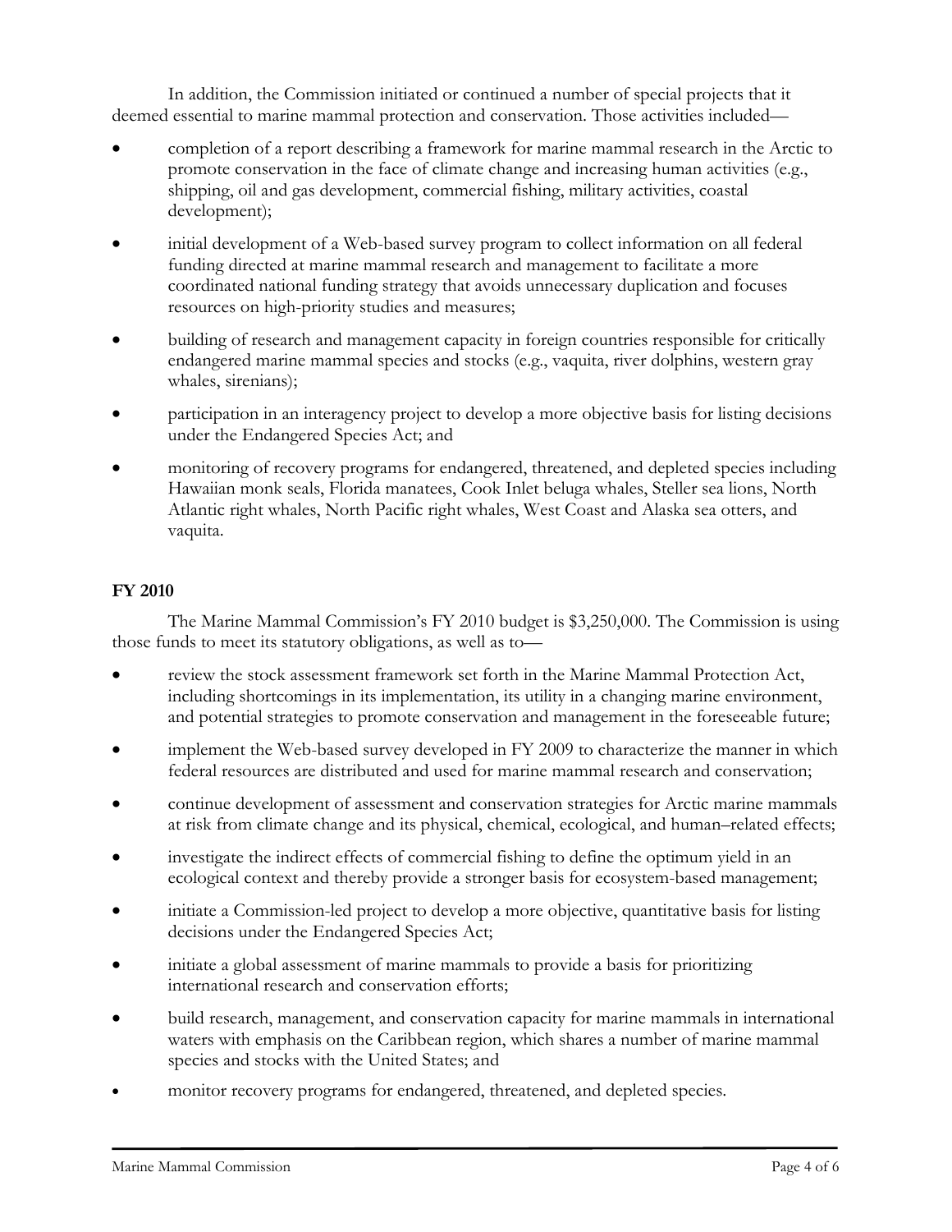In addition, the Commission initiated or continued a number of special projects that it deemed essential to marine mammal protection and conservation. Those activities included—

- completion of a report describing a framework for marine mammal research in the Arctic to promote conservation in the face of climate change and increasing human activities (e.g., shipping, oil and gas development, commercial fishing, military activities, coastal development);
- initial development of a Web-based survey program to collect information on all federal funding directed at marine mammal research and management to facilitate a more coordinated national funding strategy that avoids unnecessary duplication and focuses resources on high-priority studies and measures;
- building of research and management capacity in foreign countries responsible for critically endangered marine mammal species and stocks (e.g., vaquita, river dolphins, western gray whales, sirenians);
- participation in an interagency project to develop a more objective basis for listing decisions under the Endangered Species Act; and
- monitoring of recovery programs for endangered, threatened, and depleted species including Hawaiian monk seals, Florida manatees, Cook Inlet beluga whales, Steller sea lions, North Atlantic right whales, North Pacific right whales, West Coast and Alaska sea otters, and vaquita.

**FY 2010**

The Marine Mammal Commission's FY 2010 budget is $3,250,000. The Commission is using those funds to meet its statutory obligations, as well as to—

- review the stock assessment framework set forth in the Marine Mammal Protection Act, including shortcomings in its implementation, its utility in a changing marine environment, and potential strategies to promote conservation and management in the foreseeable future;
- implement the Web-based survey developed in FY 2009 to characterize the manner in which federal resources are distributed and used for marine mammal research and conservation;
- continue development of assessment and conservation strategies for Arctic marine mammals at risk from climate change and its physical, chemical, ecological, and human–related effects;
- investigate the indirect effects of commercial fishing to define the optimum yield in an ecological context and thereby provide a stronger basis for ecosystem-based management;
- initiate a Commission-led project to develop a more objective, quantitative basis for listing decisions under the Endangered Species Act;
- initiate a global assessment of marine mammals to provide a basis for prioritizing international research and conservation efforts;
- build research, management, and conservation capacity for marine mammals in international waters with emphasis on the Caribbean region, which shares a number of marine mammal species and stocks with the United States; and
- monitor recovery programs for endangered, threatened, and depleted species.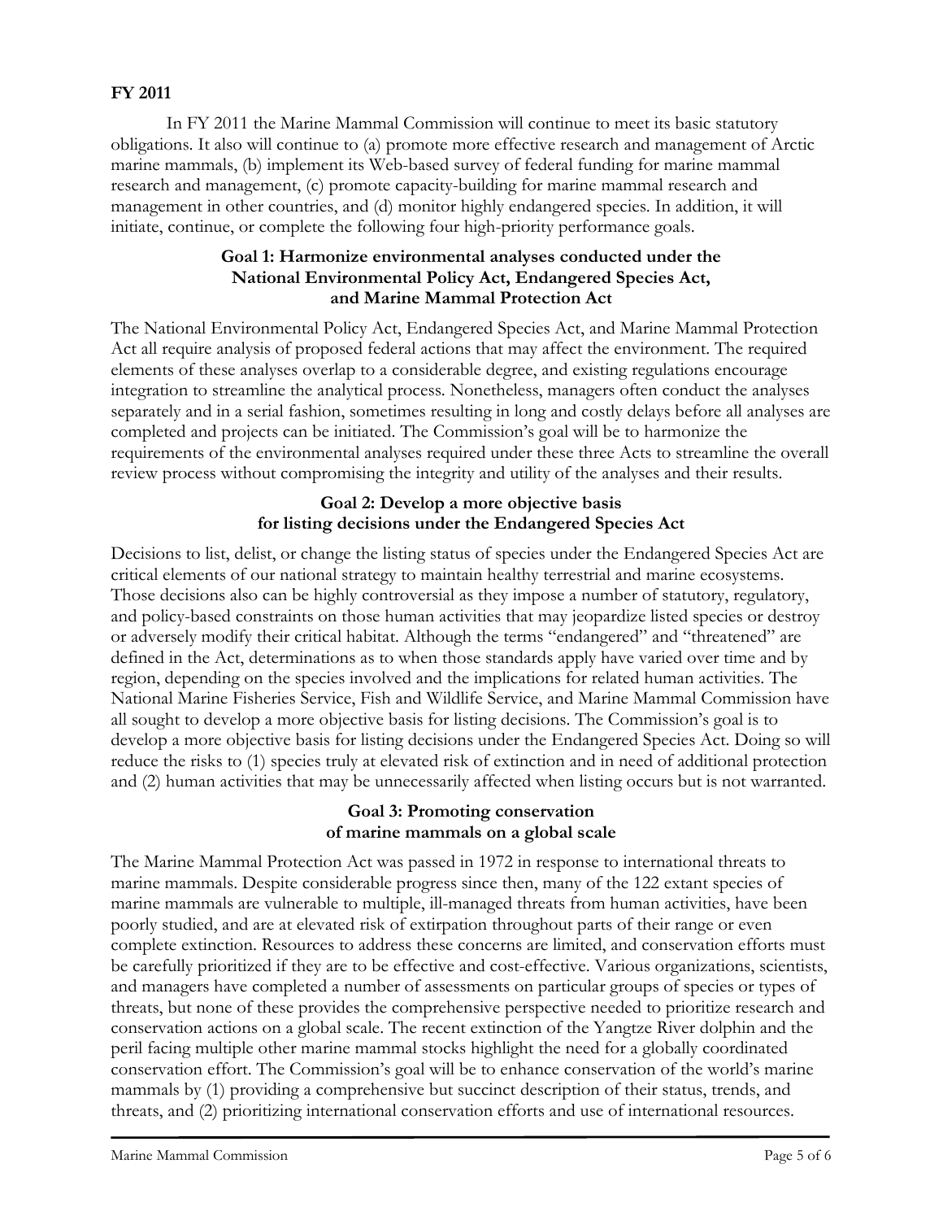## FY 2011

In FY 2011 the Marine Mammal Commission will continue to meet its basic statutory obligations. It also will continue to (a) promote more effective research and management of Arctic marine mammals, (b) implement its Web-based survey of federal funding for marine mammal research and management, (c) promote capacity-building for marine mammal research and management in other countries, and (d) monitor highly endangered species. In addition, it will initiate, continue, or complete the following four high-priority performance goals.

### Goal 1: Harmonize environmental analyses conducted under the National Environmental Policy Act, Endangered Species Act, and Marine Mammal Protection Act

The National Environmental Policy Act, Endangered Species Act, and Marine Mammal Protection Act all require analysis of proposed federal actions that may affect the environment. The required elements of these analyses overlap to a considerable degree, and existing regulations encourage integration to streamline the analytical process. Nonetheless, managers often conduct the analyses separately and in a serial fashion, sometimes resulting in long and costly delays before all analyses are completed and projects can be initiated. The Commission's goal will be to harmonize the requirements of the environmental analyses required under these three Acts to streamline the overall review process without compromising the integrity and utility of the analyses and their results.

### Goal 2: Develop a more objective basis for listing decisions under the Endangered Species Act

Decisions to list, delist, or change the listing status of species under the Endangered Species Act are critical elements of our national strategy to maintain healthy terrestrial and marine ecosystems. Those decisions also can be highly controversial as they impose a number of statutory, regulatory, and policy-based constraints on those human activities that may jeopardize listed species or destroy or adversely modify their critical habitat. Although the terms "endangered" and "threatened" are defined in the Act, determinations as to when those standards apply have varied over time and by region, depending on the species involved and the implications for related human activities. The National Marine Fisheries Service, Fish and Wildlife Service, and Marine Mammal Commission have all sought to develop a more objective basis for listing decisions. The Commission's goal is to develop a more objective basis for listing decisions under the Endangered Species Act. Doing so will reduce the risks to (1) species truly at elevated risk of extinction and in need of additional protection and (2) human activities that may be unnecessarily affected when listing occurs but is not warranted.

### Goal 3: Promoting conservation of marine mammals on a global scale

The Marine Mammal Protection Act was passed in 1972 in response to international threats to marine mammals. Despite considerable progress since then, many of the 122 extant species of marine mammals are vulnerable to multiple, ill-managed threats from human activities, have been poorly studied, and are at elevated risk of extirpation throughout parts of their range or even complete extinction. Resources to address these concerns are limited, and conservation efforts must be carefully prioritized if they are to be effective and cost-effective. Various organizations, scientists, and managers have completed a number of assessments on particular groups of species or types of threats, but none of these provides the comprehensive perspective needed to prioritize research and conservation actions on a global scale. The recent extinction of the Yangtze River dolphin and the peril facing multiple other marine mammal stocks highlight the need for a globally coordinated conservation effort. The Commission's goal will be to enhance conservation of the world's marine mammals by (1) providing a comprehensive but succinct description of their status, trends, and threats, and (2) prioritizing international conservation efforts and use of international resources.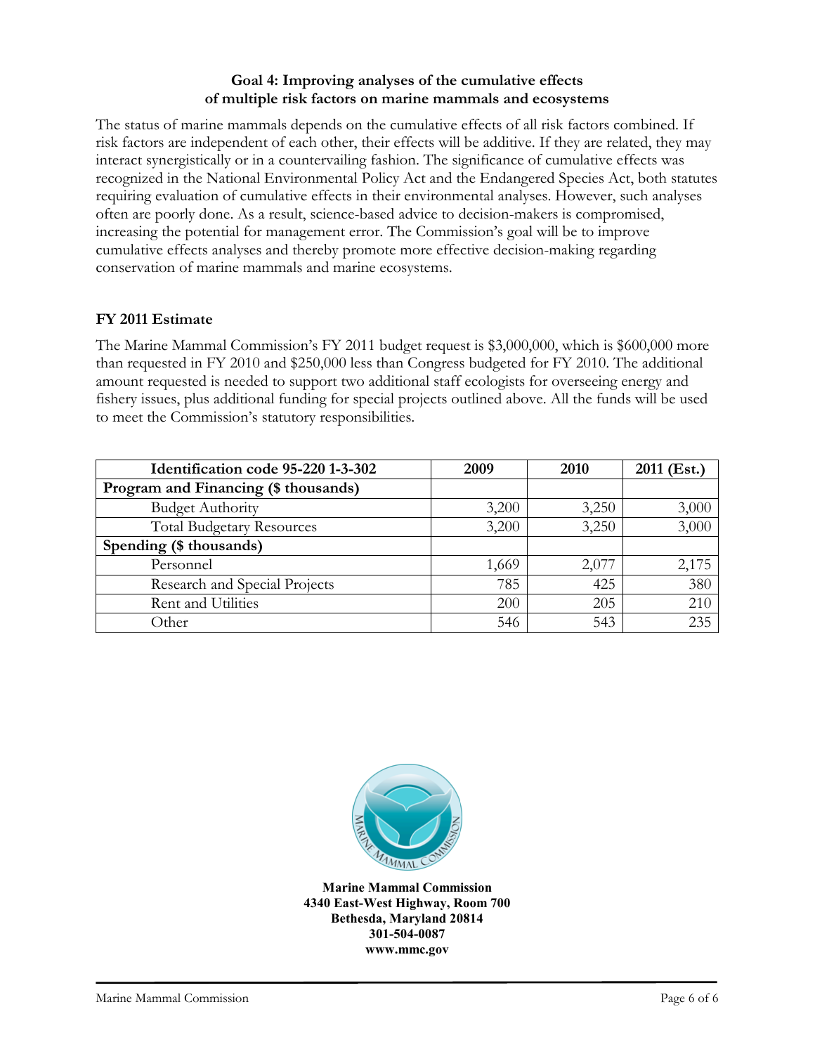### Goal 4: Improving analyses of the cumulative effects of multiple risk factors on marine mammals and ecosystems

The status of marine mammals depends on the cumulative effects of all risk factors combined. If risk factors are independent of each other, their effects will be additive. If they are related, they may interact synergistically or in a countervailing fashion. The significance of cumulative effects was recognized in the National Environmental Policy Act and the Endangered Species Act, both statutes requiring evaluation of cumulative effects in their environmental analyses. However, such analyses often are poorly done. As a result, science-based advice to decision-makers is compromised, increasing the potential for management error. The Commission's goal will be to improve cumulative effects analyses and thereby promote more effective decision-making regarding conservation of marine mammals and marine ecosystems.

### FY 2011 Estimate

The Marine Mammal Commission's FY 2011 budget request is $3,000,000, which is $600,000 more than requested in FY 2010 and $250,000 less than Congress budgeted for FY 2010. The additional amount requested is needed to support two additional staff ecologists for overseeing energy and fishery issues, plus additional funding for special projects outlined above. All the funds will be used to meet the Commission's statutory responsibilities.

| Identification code 95-220 1-3-302 | 2009 | 2010 | 2011 (Est.) |
|---|---|---|---|
| **Program and Financing ($ thousands)** | | | |
| Budget Authority | 3,200 | 3,250 | 3,000 |
| Total Budgetary Resources | 3,200 | 3,250 | 3,000 |
| **Spending ($ thousands)** | | | |
| Personnel | 1,669 | 2,077 | 2,175 |
| Research and Special Projects | 785 | 425 | 380 |
| Rent and Utilities | 200 | 205 | 210 |
| Other | 546 | 543 | 235 |

**Marine Mammal Commission**
**4340 East-West Highway, Room 700**
**Bethesda, Maryland 20814**
**301-504-0087**
**www.mmc.gov**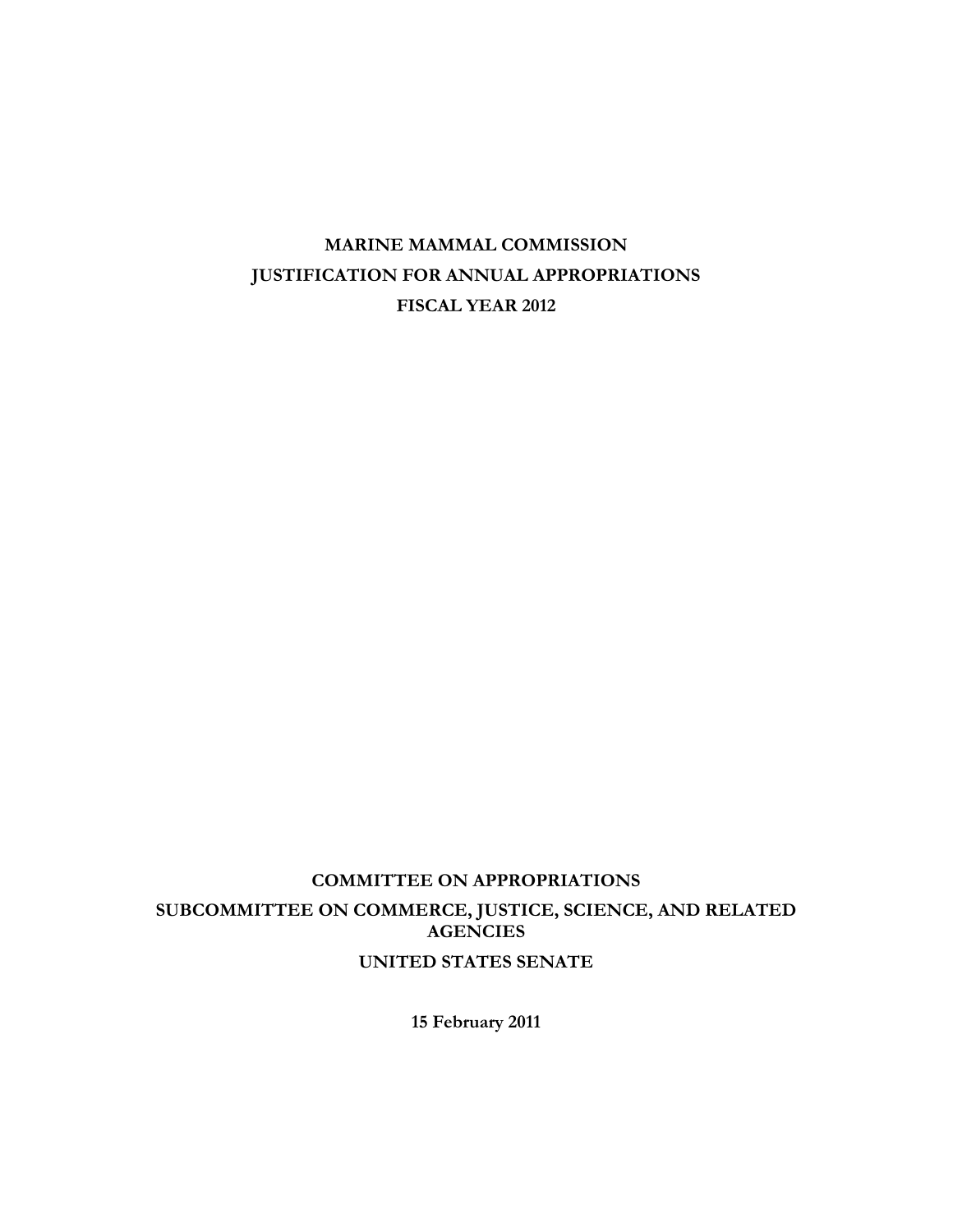**MARINE MAMMAL COMMISSION**
**JUSTIFICATION FOR ANNUAL APPROPRIATIONS**
**FISCAL YEAR 2012**

**COMMITTEE ON APPROPRIATIONS**
**SUBCOMMITTEE ON COMMERCE, JUSTICE, SCIENCE, AND RELATED AGENCIES**
**UNITED STATES SENATE**

**15 February 2011**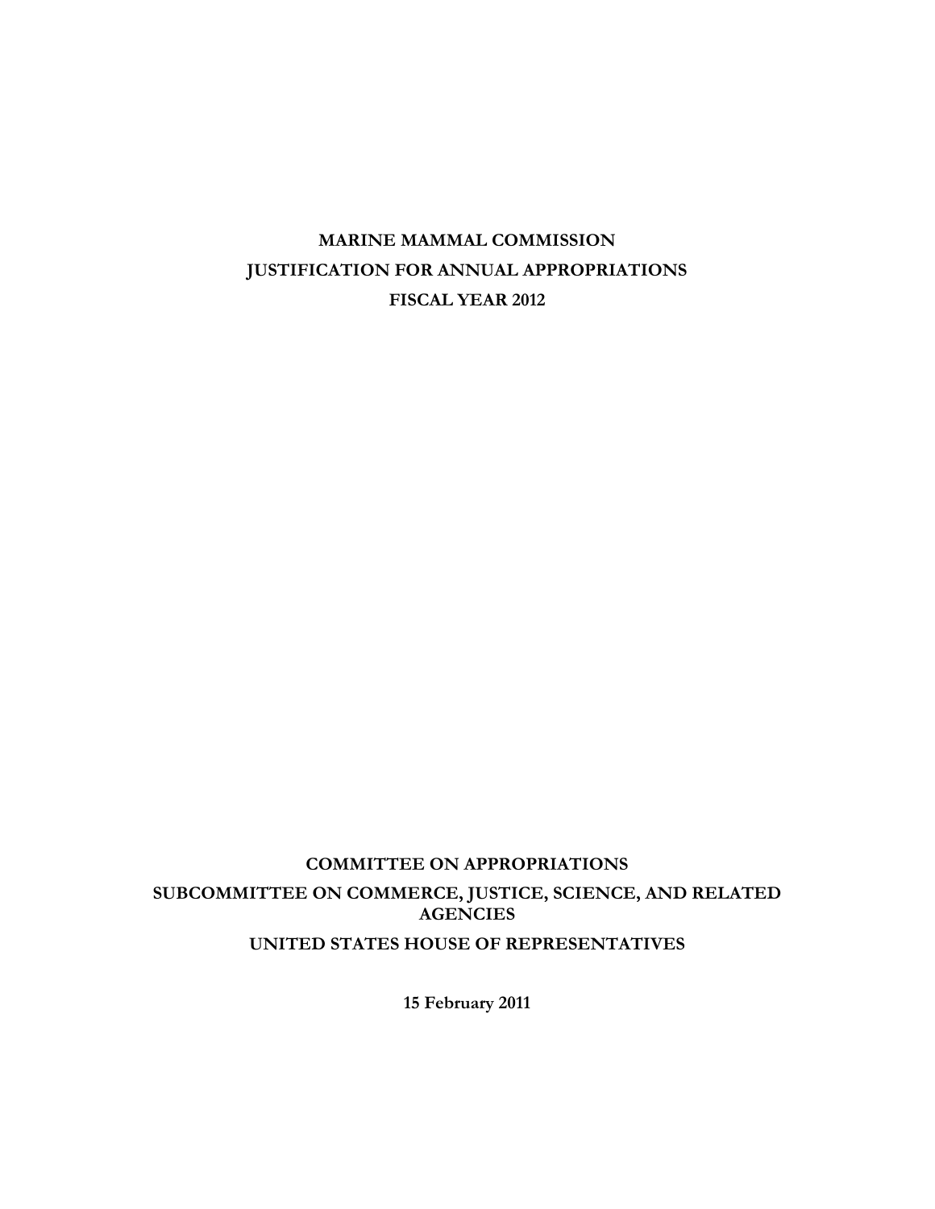**MARINE MAMMAL COMMISSION**

**JUSTIFICATION FOR ANNUAL APPROPRIATIONS**

**FISCAL YEAR 2012**

**COMMITTEE ON APPROPRIATIONS**

**SUBCOMMITTEE ON COMMERCE, JUSTICE, SCIENCE, AND RELATED AGENCIES**

**UNITED STATES HOUSE OF REPRESENTATIVES**

**15 February 2011**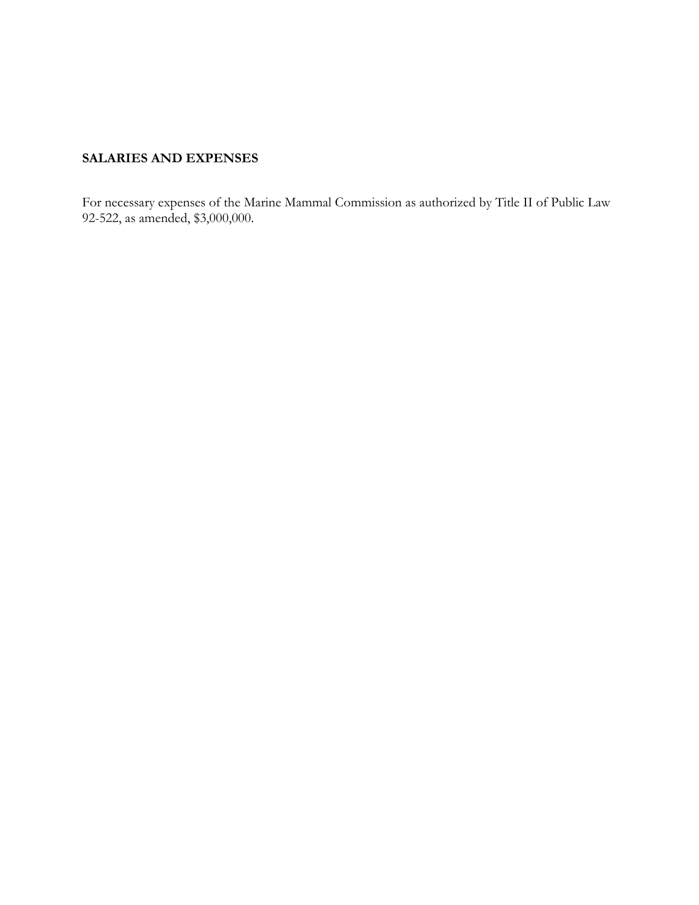**SALARIES AND EXPENSES**

For necessary expenses of the Marine Mammal Commission as authorized by Title II of Public Law 92-522, as amended, $3,000,000.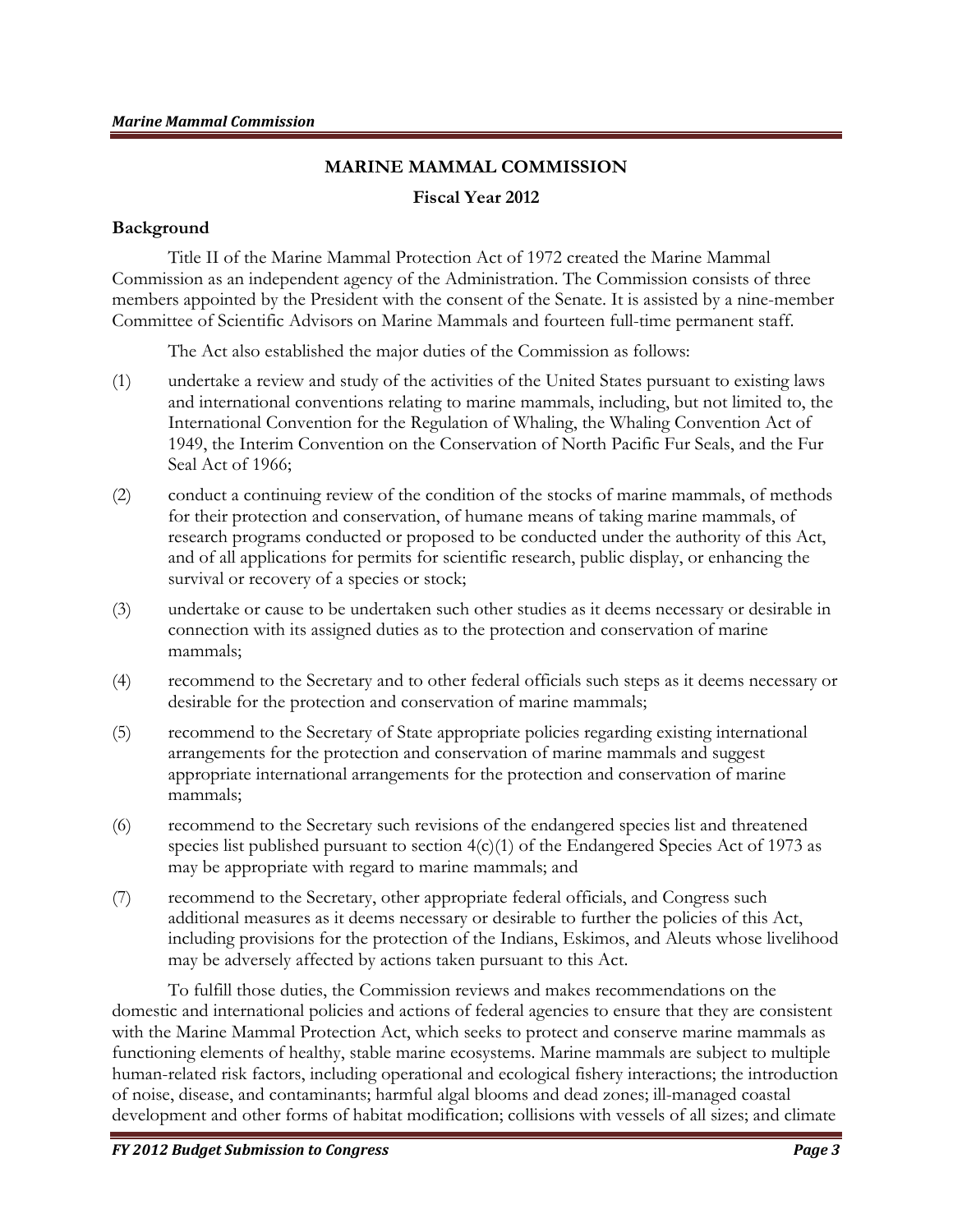# MARINE MAMMAL COMMISSION

## Fiscal Year 2012

### Background

Title II of the Marine Mammal Protection Act of 1972 created the Marine Mammal Commission as an independent agency of the Administration. The Commission consists of three members appointed by the President with the consent of the Senate. It is assisted by a nine-member Committee of Scientific Advisors on Marine Mammals and fourteen full-time permanent staff.

The Act also established the major duties of the Commission as follows:

(1) undertake a review and study of the activities of the United States pursuant to existing laws and international conventions relating to marine mammals, including, but not limited to, the International Convention for the Regulation of Whaling, the Whaling Convention Act of 1949, the Interim Convention on the Conservation of North Pacific Fur Seals, and the Fur Seal Act of 1966;

(2) conduct a continuing review of the condition of the stocks of marine mammals, of methods for their protection and conservation, of humane means of taking marine mammals, of research programs conducted or proposed to be conducted under the authority of this Act, and of all applications for permits for scientific research, public display, or enhancing the survival or recovery of a species or stock;

(3) undertake or cause to be undertaken such other studies as it deems necessary or desirable in connection with its assigned duties as to the protection and conservation of marine mammals;

(4) recommend to the Secretary and to other federal officials such steps as it deems necessary or desirable for the protection and conservation of marine mammals;

(5) recommend to the Secretary of State appropriate policies regarding existing international arrangements for the protection and conservation of marine mammals and suggest appropriate international arrangements for the protection and conservation of marine mammals;

(6) recommend to the Secretary such revisions of the endangered species list and threatened species list published pursuant to section 4(c)(1) of the Endangered Species Act of 1973 as may be appropriate with regard to marine mammals; and

(7) recommend to the Secretary, other appropriate federal officials, and Congress such additional measures as it deems necessary or desirable to further the policies of this Act, including provisions for the protection of the Indians, Eskimos, and Aleuts whose livelihood may be adversely affected by actions taken pursuant to this Act.

To fulfill those duties, the Commission reviews and makes recommendations on the domestic and international policies and actions of federal agencies to ensure that they are consistent with the Marine Mammal Protection Act, which seeks to protect and conserve marine mammals as functioning elements of healthy, stable marine ecosystems. Marine mammals are subject to multiple human-related risk factors, including operational and ecological fishery interactions; the introduction of noise, disease, and contaminants; harmful algal blooms and dead zones; ill-managed coastal development and other forms of habitat modification; collisions with vessels of all sizes; and climate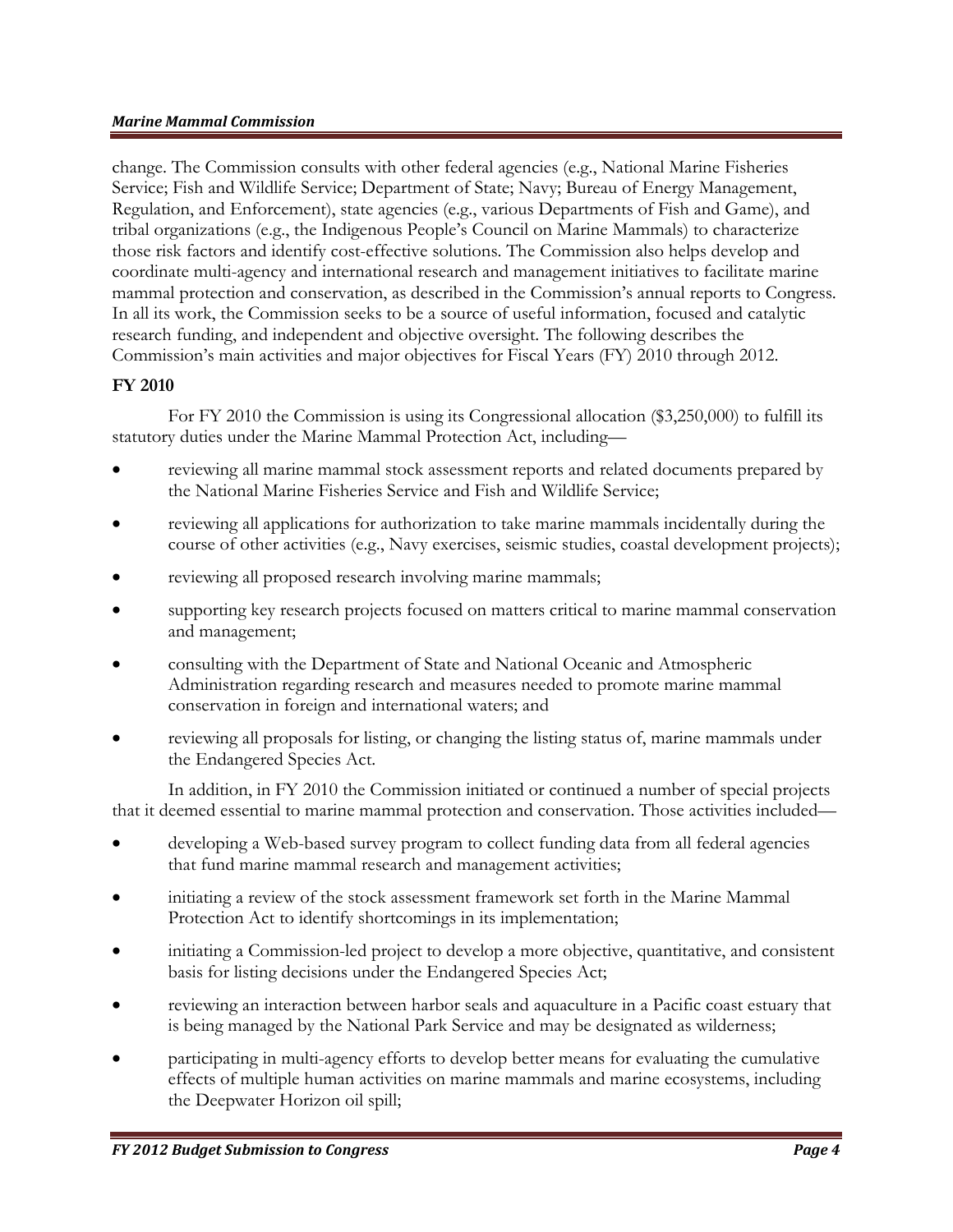change. The Commission consults with other federal agencies (e.g., National Marine Fisheries Service; Fish and Wildlife Service; Department of State; Navy; Bureau of Energy Management, Regulation, and Enforcement), state agencies (e.g., various Departments of Fish and Game), and tribal organizations (e.g., the Indigenous People's Council on Marine Mammals) to characterize those risk factors and identify cost-effective solutions. The Commission also helps develop and coordinate multi-agency and international research and management initiatives to facilitate marine mammal protection and conservation, as described in the Commission's annual reports to Congress. In all its work, the Commission seeks to be a source of useful information, focused and catalytic research funding, and independent and objective oversight. The following describes the Commission's main activities and major objectives for Fiscal Years (FY) 2010 through 2012.

## FY 2010

For FY 2010 the Commission is using its Congressional allocation ($3,250,000) to fulfill its statutory duties under the Marine Mammal Protection Act, including—

- reviewing all marine mammal stock assessment reports and related documents prepared by the National Marine Fisheries Service and Fish and Wildlife Service;
- reviewing all applications for authorization to take marine mammals incidentally during the course of other activities (e.g., Navy exercises, seismic studies, coastal development projects);
- reviewing all proposed research involving marine mammals;
- supporting key research projects focused on matters critical to marine mammal conservation and management;
- consulting with the Department of State and National Oceanic and Atmospheric Administration regarding research and measures needed to promote marine mammal conservation in foreign and international waters; and
- reviewing all proposals for listing, or changing the listing status of, marine mammals under the Endangered Species Act.

In addition, in FY 2010 the Commission initiated or continued a number of special projects that it deemed essential to marine mammal protection and conservation. Those activities included—

- developing a Web-based survey program to collect funding data from all federal agencies that fund marine mammal research and management activities;
- initiating a review of the stock assessment framework set forth in the Marine Mammal Protection Act to identify shortcomings in its implementation;
- initiating a Commission-led project to develop a more objective, quantitative, and consistent basis for listing decisions under the Endangered Species Act;
- reviewing an interaction between harbor seals and aquaculture in a Pacific coast estuary that is being managed by the National Park Service and may be designated as wilderness;
- participating in multi-agency efforts to develop better means for evaluating the cumulative effects of multiple human activities on marine mammals and marine ecosystems, including the Deepwater Horizon oil spill;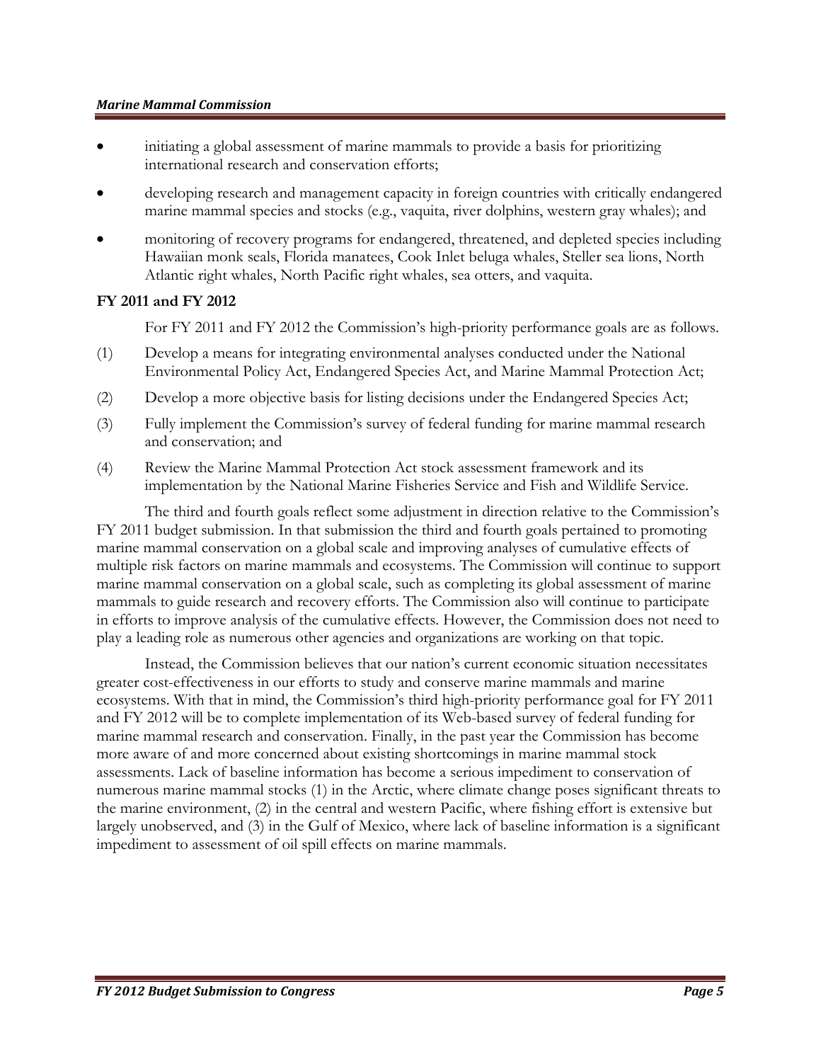- initiating a global assessment of marine mammals to provide a basis for prioritizing international research and conservation efforts;
- developing research and management capacity in foreign countries with critically endangered marine mammal species and stocks (e.g., vaquita, river dolphins, western gray whales); and
- monitoring of recovery programs for endangered, threatened, and depleted species including Hawaiian monk seals, Florida manatees, Cook Inlet beluga whales, Steller sea lions, North Atlantic right whales, North Pacific right whales, sea otters, and vaquita.

**FY 2011 and FY 2012**

For FY 2011 and FY 2012 the Commission's high-priority performance goals are as follows.

(1) Develop a means for integrating environmental analyses conducted under the National Environmental Policy Act, Endangered Species Act, and Marine Mammal Protection Act;

(2) Develop a more objective basis for listing decisions under the Endangered Species Act;

(3) Fully implement the Commission's survey of federal funding for marine mammal research and conservation; and

(4) Review the Marine Mammal Protection Act stock assessment framework and its implementation by the National Marine Fisheries Service and Fish and Wildlife Service.

The third and fourth goals reflect some adjustment in direction relative to the Commission's FY 2011 budget submission. In that submission the third and fourth goals pertained to promoting marine mammal conservation on a global scale and improving analyses of cumulative effects of multiple risk factors on marine mammals and ecosystems. The Commission will continue to support marine mammal conservation on a global scale, such as completing its global assessment of marine mammals to guide research and recovery efforts. The Commission also will continue to participate in efforts to improve analysis of the cumulative effects. However, the Commission does not need to play a leading role as numerous other agencies and organizations are working on that topic.

Instead, the Commission believes that our nation's current economic situation necessitates greater cost-effectiveness in our efforts to study and conserve marine mammals and marine ecosystems. With that in mind, the Commission's third high-priority performance goal for FY 2011 and FY 2012 will be to complete implementation of its Web-based survey of federal funding for marine mammal research and conservation. Finally, in the past year the Commission has become more aware of and more concerned about existing shortcomings in marine mammal stock assessments. Lack of baseline information has become a serious impediment to conservation of numerous marine mammal stocks (1) in the Arctic, where climate change poses significant threats to the marine environment, (2) in the central and western Pacific, where fishing effort is extensive but largely unobserved, and (3) in the Gulf of Mexico, where lack of baseline information is a significant impediment to assessment of oil spill effects on marine mammals.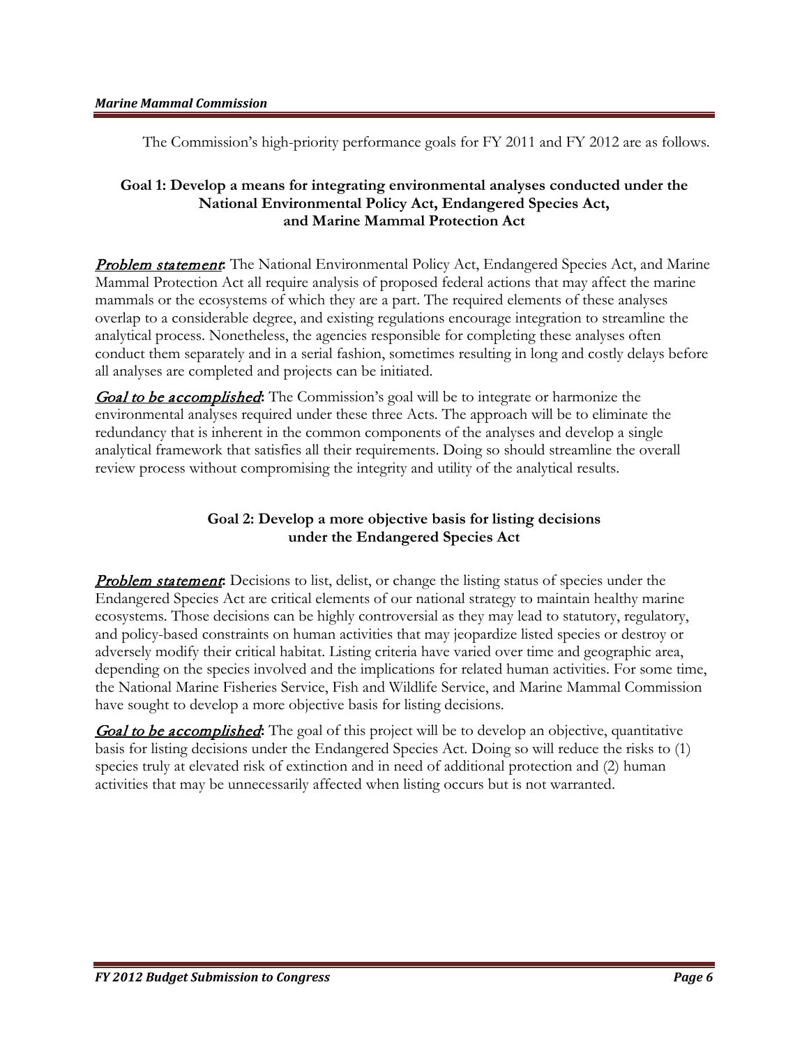The Commission's high-priority performance goals for FY 2011 and FY 2012 are as follows.

### Goal 1: Develop a means for integrating environmental analyses conducted under the National Environmental Policy Act, Endangered Species Act, and Marine Mammal Protection Act

***Problem statement*:** The National Environmental Policy Act, Endangered Species Act, and Marine Mammal Protection Act all require analysis of proposed federal actions that may affect the marine mammals or the ecosystems of which they are a part. The required elements of these analyses overlap to a considerable degree, and existing regulations encourage integration to streamline the analytical process. Nonetheless, the agencies responsible for completing these analyses often conduct them separately and in a serial fashion, sometimes resulting in long and costly delays before all analyses are completed and projects can be initiated.

***Goal to be accomplished*:** The Commission's goal will be to integrate or harmonize the environmental analyses required under these three Acts. The approach will be to eliminate the redundancy that is inherent in the common components of the analyses and develop a single analytical framework that satisfies all their requirements. Doing so should streamline the overall review process without compromising the integrity and utility of the analytical results.

### Goal 2: Develop a more objective basis for listing decisions under the Endangered Species Act

***Problem statement*:** Decisions to list, delist, or change the listing status of species under the Endangered Species Act are critical elements of our national strategy to maintain healthy marine ecosystems. Those decisions can be highly controversial as they may lead to statutory, regulatory, and policy-based constraints on human activities that may jeopardize listed species or destroy or adversely modify their critical habitat. Listing criteria have varied over time and geographic area, depending on the species involved and the implications for related human activities. For some time, the National Marine Fisheries Service, Fish and Wildlife Service, and Marine Mammal Commission have sought to develop a more objective basis for listing decisions.

***Goal to be accomplished*:** The goal of this project will be to develop an objective, quantitative basis for listing decisions under the Endangered Species Act. Doing so will reduce the risks to (1) species truly at elevated risk of extinction and in need of additional protection and (2) human activities that may be unnecessarily affected when listing occurs but is not warranted.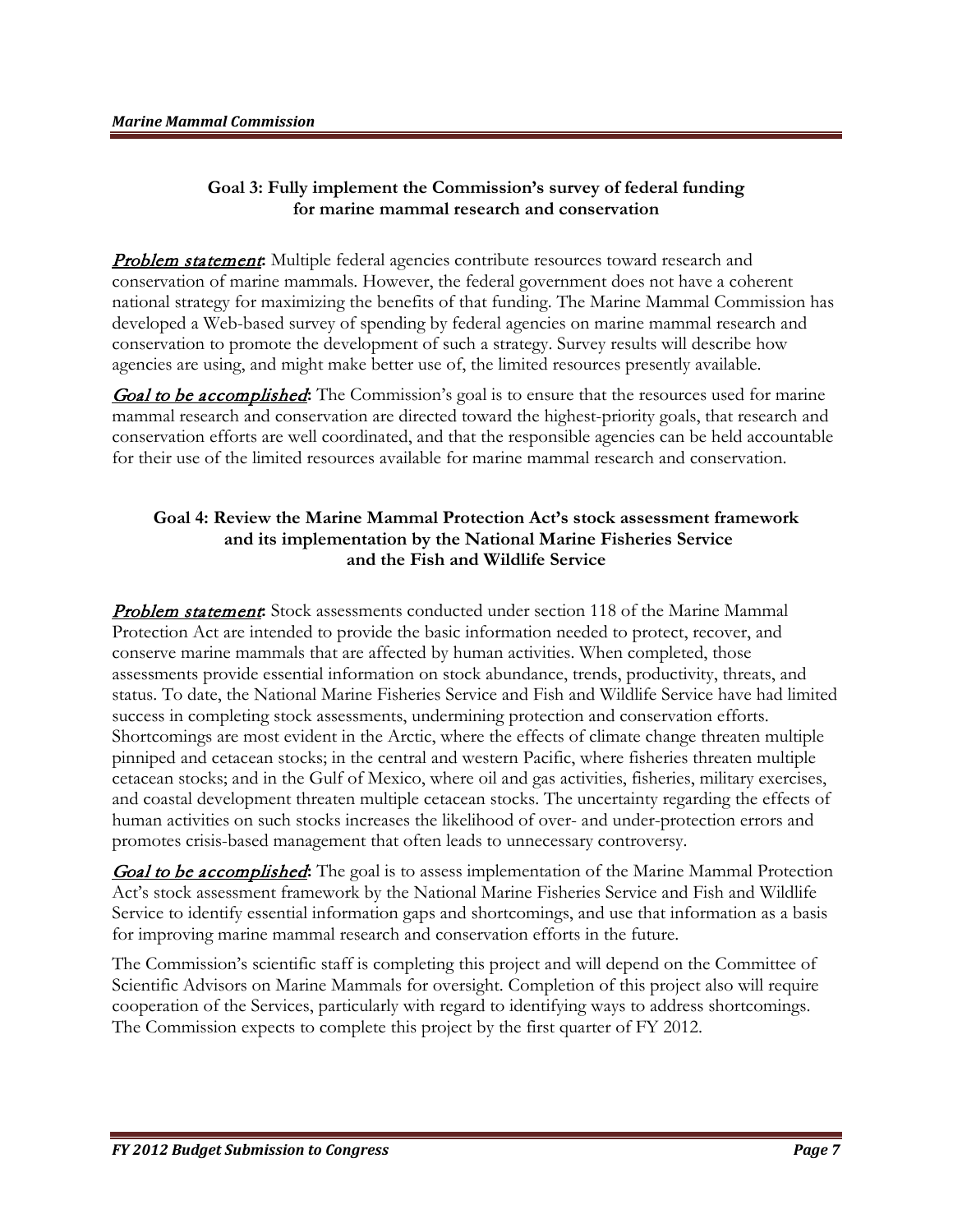### Goal 3: Fully implement the Commission's survey of federal funding for marine mammal research and conservation

***Problem statement*:** Multiple federal agencies contribute resources toward research and conservation of marine mammals. However, the federal government does not have a coherent national strategy for maximizing the benefits of that funding. The Marine Mammal Commission has developed a Web-based survey of spending by federal agencies on marine mammal research and conservation to promote the development of such a strategy. Survey results will describe how agencies are using, and might make better use of, the limited resources presently available.

***Goal to be accomplished*:** The Commission's goal is to ensure that the resources used for marine mammal research and conservation are directed toward the highest-priority goals, that research and conservation efforts are well coordinated, and that the responsible agencies can be held accountable for their use of the limited resources available for marine mammal research and conservation.

### Goal 4: Review the Marine Mammal Protection Act's stock assessment framework and its implementation by the National Marine Fisheries Service and the Fish and Wildlife Service

***Problem statement*:** Stock assessments conducted under section 118 of the Marine Mammal Protection Act are intended to provide the basic information needed to protect, recover, and conserve marine mammals that are affected by human activities. When completed, those assessments provide essential information on stock abundance, trends, productivity, threats, and status. To date, the National Marine Fisheries Service and Fish and Wildlife Service have had limited success in completing stock assessments, undermining protection and conservation efforts. Shortcomings are most evident in the Arctic, where the effects of climate change threaten multiple pinniped and cetacean stocks; in the central and western Pacific, where fisheries threaten multiple cetacean stocks; and in the Gulf of Mexico, where oil and gas activities, fisheries, military exercises, and coastal development threaten multiple cetacean stocks. The uncertainty regarding the effects of human activities on such stocks increases the likelihood of over- and under-protection errors and promotes crisis-based management that often leads to unnecessary controversy.

***Goal to be accomplished*:** The goal is to assess implementation of the Marine Mammal Protection Act's stock assessment framework by the National Marine Fisheries Service and Fish and Wildlife Service to identify essential information gaps and shortcomings, and use that information as a basis for improving marine mammal research and conservation efforts in the future.

The Commission's scientific staff is completing this project and will depend on the Committee of Scientific Advisors on Marine Mammals for oversight. Completion of this project also will require cooperation of the Services, particularly with regard to identifying ways to address shortcomings. The Commission expects to complete this project by the first quarter of FY 2012.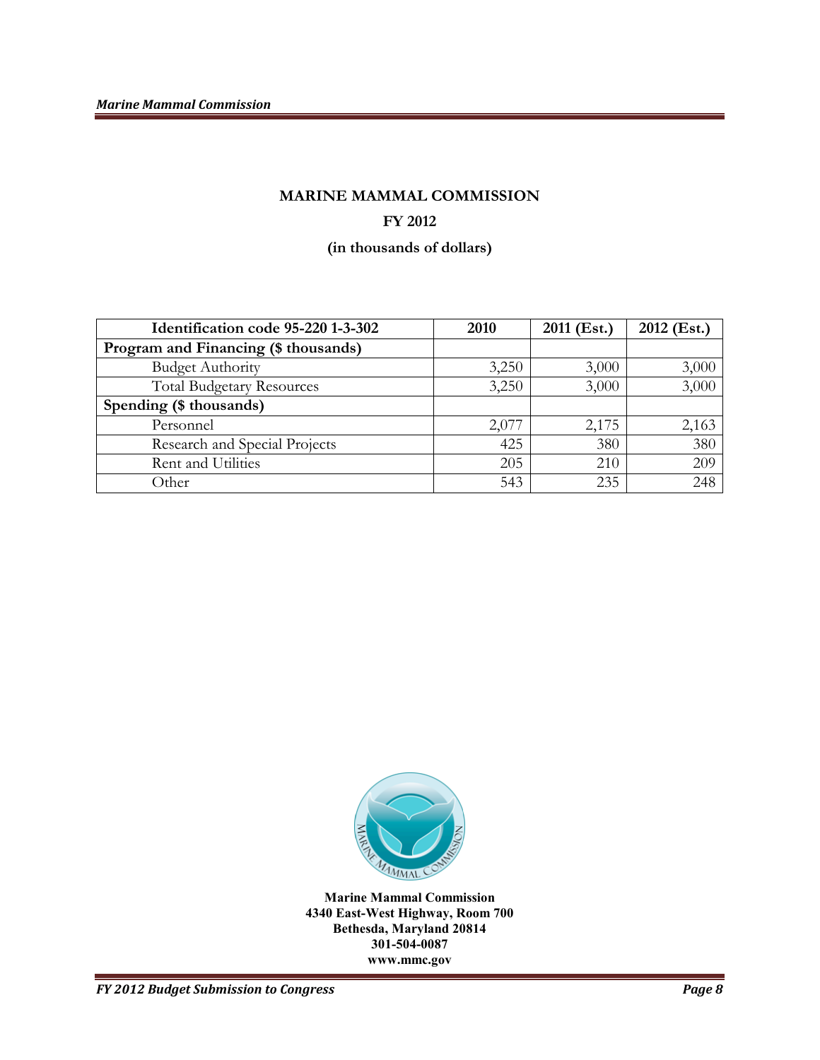## MARINE MAMMAL COMMISSION

**FY 2012**

**(in thousands of dollars)**

| Identification code 95-220 1-3-302 | 2010 | 2011 (Est.) | 2012 (Est.) |
|---|---|---|---|
| **Program and Financing ($ thousands)** | | | |
| Budget Authority | 3,250 | 3,000 | 3,000 |
| Total Budgetary Resources | 3,250 | 3,000 | 3,000 |
| **Spending ($ thousands)** | | | |
| Personnel | 2,077 | 2,175 | 2,163 |
| Research and Special Projects | 425 | 380 | 380 |
| Rent and Utilities | 205 | 210 | 209 |
| Other | 543 | 235 | 248 |

**Marine Mammal Commission**
**4340 East-West Highway, Room 700**
**Bethesda, Maryland 20814**
**301-504-0087**
**www.mmc.gov**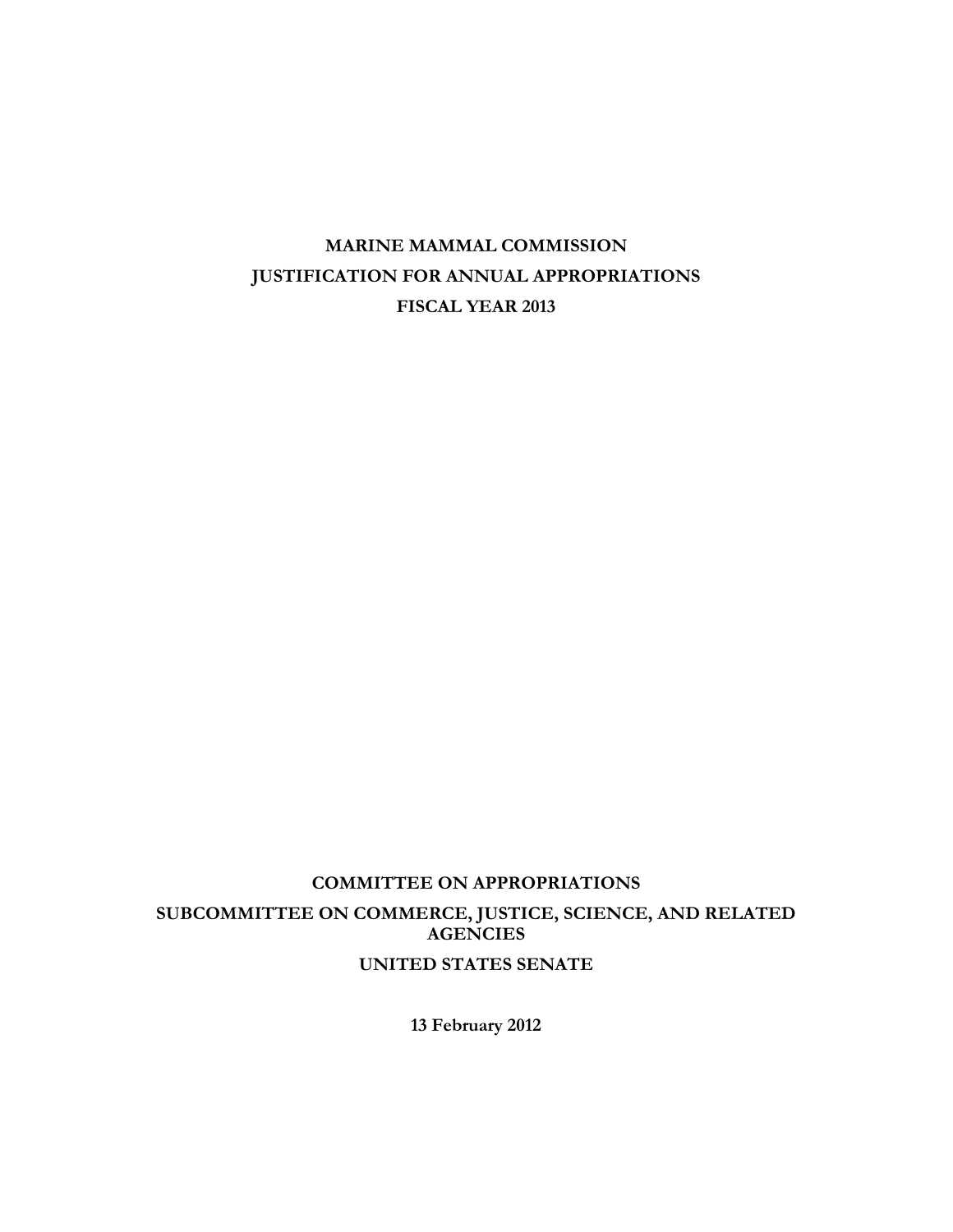**MARINE MAMMAL COMMISSION**

**JUSTIFICATION FOR ANNUAL APPROPRIATIONS**

**FISCAL YEAR 2013**

**COMMITTEE ON APPROPRIATIONS**

**SUBCOMMITTEE ON COMMERCE, JUSTICE, SCIENCE, AND RELATED AGENCIES**

**UNITED STATES SENATE**

**13 February 2012**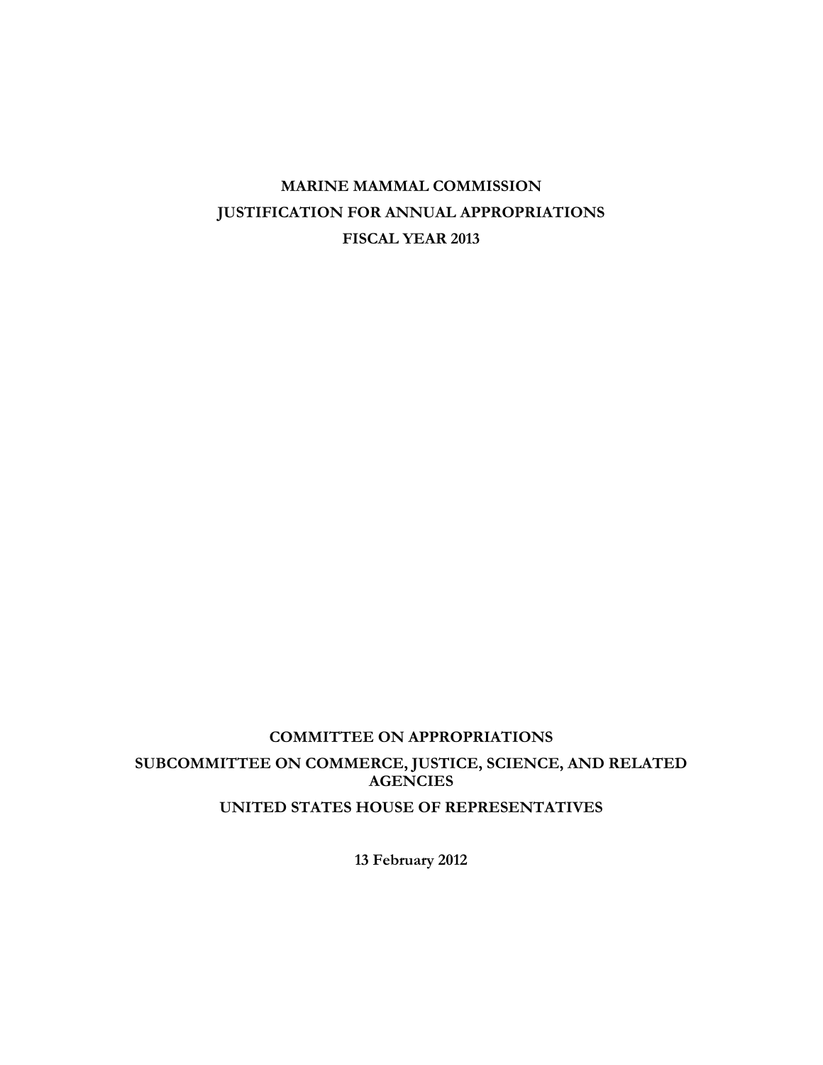**MARINE MAMMAL COMMISSION**

**JUSTIFICATION FOR ANNUAL APPROPRIATIONS**

**FISCAL YEAR 2013**

**COMMITTEE ON APPROPRIATIONS**

**SUBCOMMITTEE ON COMMERCE, JUSTICE, SCIENCE, AND RELATED AGENCIES**

**UNITED STATES HOUSE OF REPRESENTATIVES**

**13 February 2012**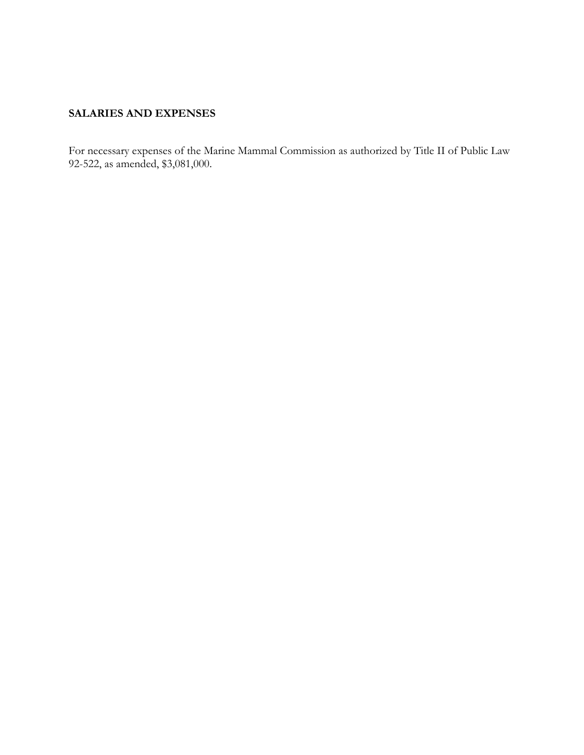**SALARIES AND EXPENSES**

For necessary expenses of the Marine Mammal Commission as authorized by Title II of Public Law 92-522, as amended, $3,081,000.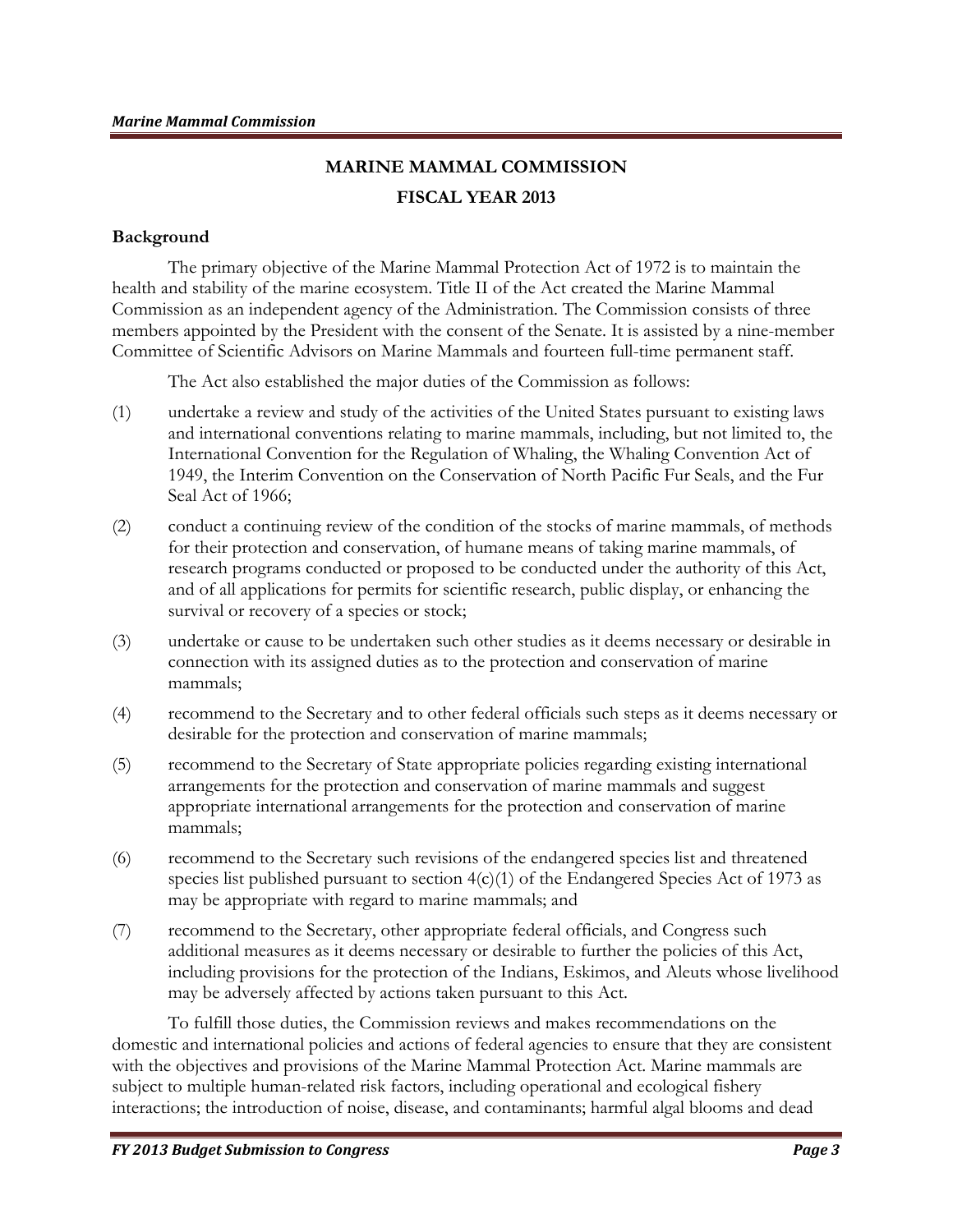# MARINE MAMMAL COMMISSION

## FISCAL YEAR 2013

### Background

The primary objective of the Marine Mammal Protection Act of 1972 is to maintain the health and stability of the marine ecosystem. Title II of the Act created the Marine Mammal Commission as an independent agency of the Administration. The Commission consists of three members appointed by the President with the consent of the Senate. It is assisted by a nine-member Committee of Scientific Advisors on Marine Mammals and fourteen full-time permanent staff.

The Act also established the major duties of the Commission as follows:

(1) undertake a review and study of the activities of the United States pursuant to existing laws and international conventions relating to marine mammals, including, but not limited to, the International Convention for the Regulation of Whaling, the Whaling Convention Act of 1949, the Interim Convention on the Conservation of North Pacific Fur Seals, and the Fur Seal Act of 1966;

(2) conduct a continuing review of the condition of the stocks of marine mammals, of methods for their protection and conservation, of humane means of taking marine mammals, of research programs conducted or proposed to be conducted under the authority of this Act, and of all applications for permits for scientific research, public display, or enhancing the survival or recovery of a species or stock;

(3) undertake or cause to be undertaken such other studies as it deems necessary or desirable in connection with its assigned duties as to the protection and conservation of marine mammals;

(4) recommend to the Secretary and to other federal officials such steps as it deems necessary or desirable for the protection and conservation of marine mammals;

(5) recommend to the Secretary of State appropriate policies regarding existing international arrangements for the protection and conservation of marine mammals and suggest appropriate international arrangements for the protection and conservation of marine mammals;

(6) recommend to the Secretary such revisions of the endangered species list and threatened species list published pursuant to section 4(c)(1) of the Endangered Species Act of 1973 as may be appropriate with regard to marine mammals; and

(7) recommend to the Secretary, other appropriate federal officials, and Congress such additional measures as it deems necessary or desirable to further the policies of this Act, including provisions for the protection of the Indians, Eskimos, and Aleuts whose livelihood may be adversely affected by actions taken pursuant to this Act.

To fulfill those duties, the Commission reviews and makes recommendations on the domestic and international policies and actions of federal agencies to ensure that they are consistent with the objectives and provisions of the Marine Mammal Protection Act. Marine mammals are subject to multiple human-related risk factors, including operational and ecological fishery interactions; the introduction of noise, disease, and contaminants; harmful algal blooms and dead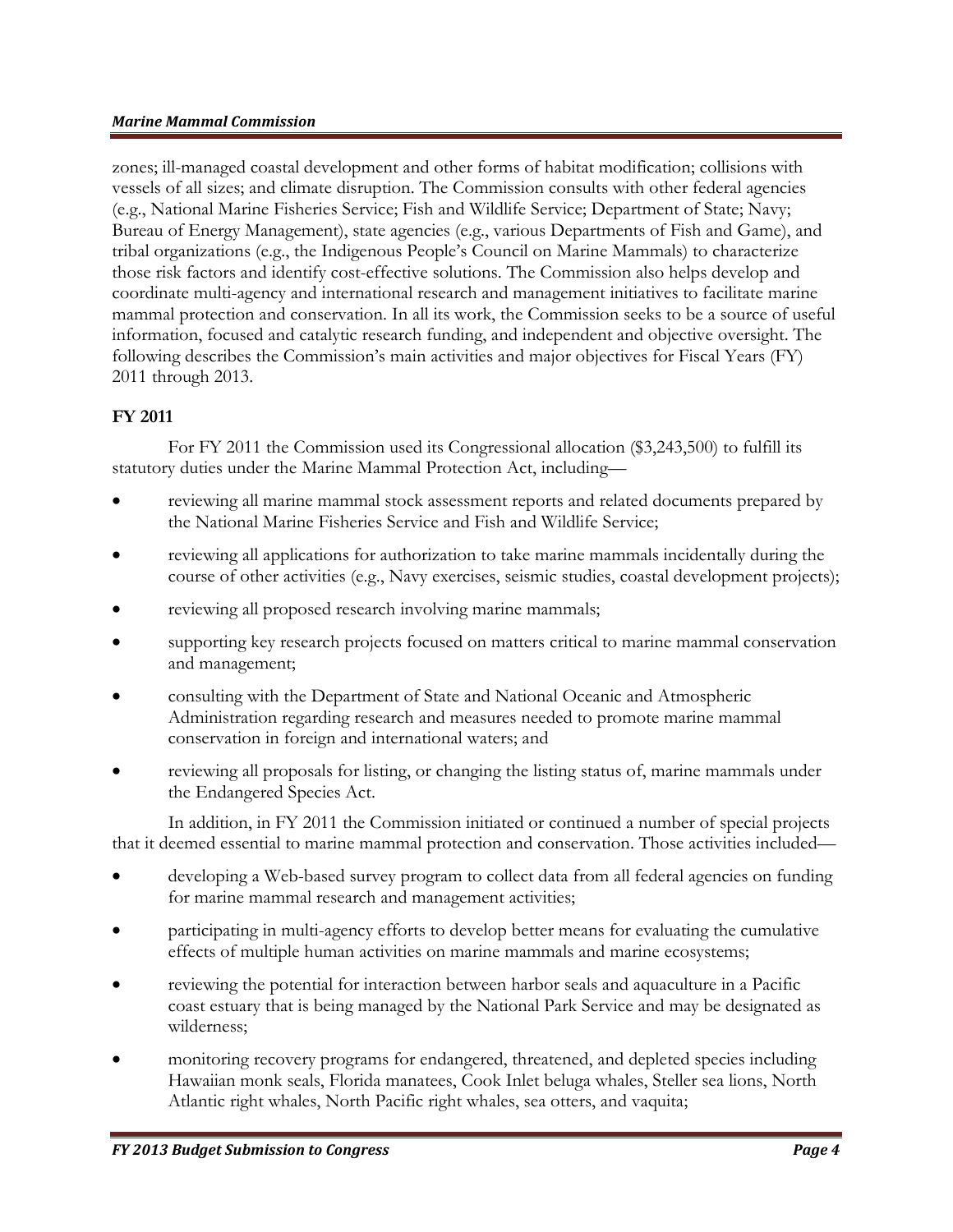zones; ill-managed coastal development and other forms of habitat modification; collisions with vessels of all sizes; and climate disruption. The Commission consults with other federal agencies (e.g., National Marine Fisheries Service; Fish and Wildlife Service; Department of State; Navy; Bureau of Energy Management), state agencies (e.g., various Departments of Fish and Game), and tribal organizations (e.g., the Indigenous People's Council on Marine Mammals) to characterize those risk factors and identify cost-effective solutions. The Commission also helps develop and coordinate multi-agency and international research and management initiatives to facilitate marine mammal protection and conservation. In all its work, the Commission seeks to be a source of useful information, focused and catalytic research funding, and independent and objective oversight. The following describes the Commission's main activities and major objectives for Fiscal Years (FY) 2011 through 2013.

## FY 2011

For FY 2011 the Commission used its Congressional allocation ($3,243,500) to fulfill its statutory duties under the Marine Mammal Protection Act, including—

- reviewing all marine mammal stock assessment reports and related documents prepared by the National Marine Fisheries Service and Fish and Wildlife Service;
- reviewing all applications for authorization to take marine mammals incidentally during the course of other activities (e.g., Navy exercises, seismic studies, coastal development projects);
- reviewing all proposed research involving marine mammals;
- supporting key research projects focused on matters critical to marine mammal conservation and management;
- consulting with the Department of State and National Oceanic and Atmospheric Administration regarding research and measures needed to promote marine mammal conservation in foreign and international waters; and
- reviewing all proposals for listing, or changing the listing status of, marine mammals under the Endangered Species Act.

In addition, in FY 2011 the Commission initiated or continued a number of special projects that it deemed essential to marine mammal protection and conservation. Those activities included—

- developing a Web-based survey program to collect data from all federal agencies on funding for marine mammal research and management activities;
- participating in multi-agency efforts to develop better means for evaluating the cumulative effects of multiple human activities on marine mammals and marine ecosystems;
- reviewing the potential for interaction between harbor seals and aquaculture in a Pacific coast estuary that is being managed by the National Park Service and may be designated as wilderness;
- monitoring recovery programs for endangered, threatened, and depleted species including Hawaiian monk seals, Florida manatees, Cook Inlet beluga whales, Steller sea lions, North Atlantic right whales, North Pacific right whales, sea otters, and vaquita;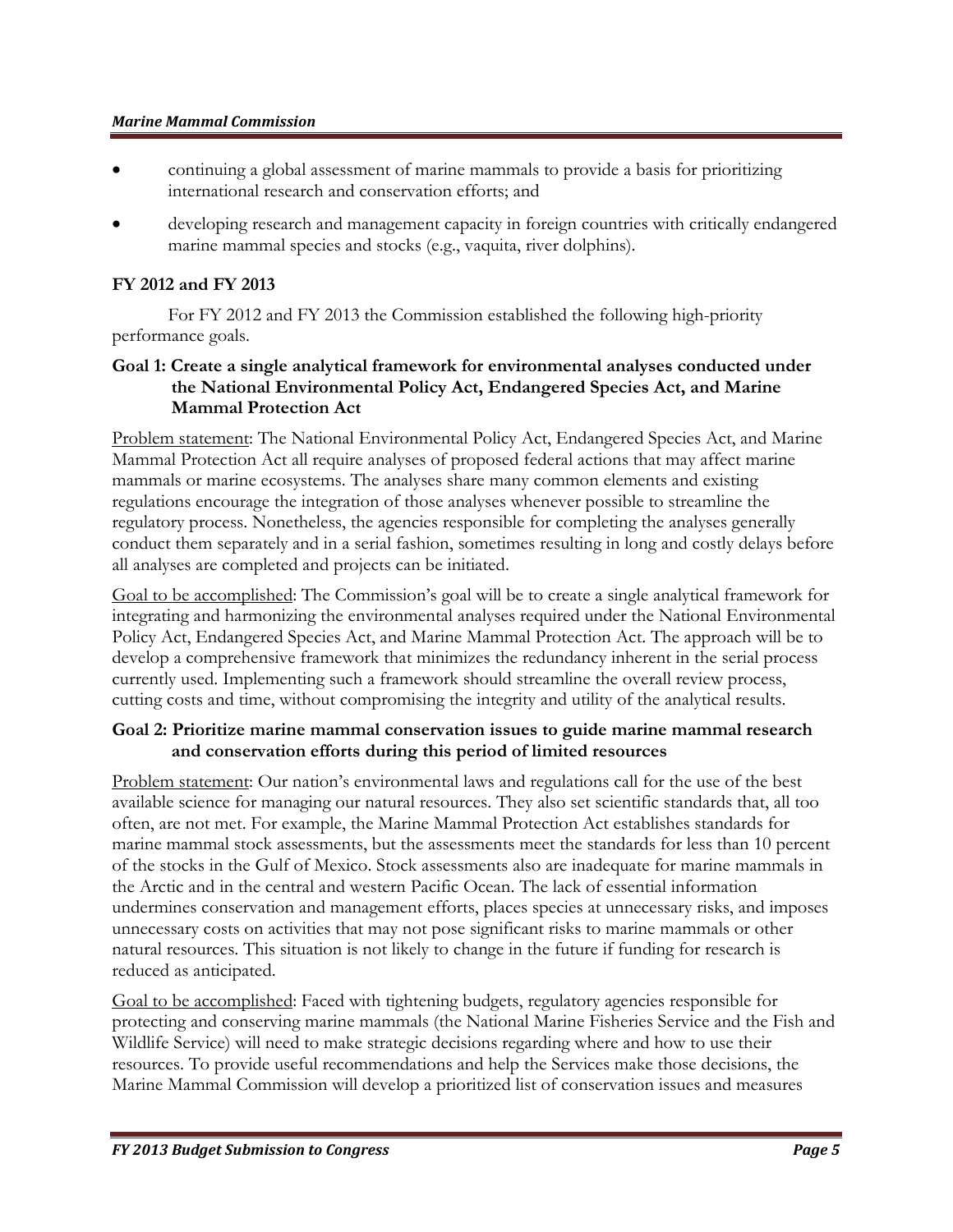- continuing a global assessment of marine mammals to provide a basis for prioritizing international research and conservation efforts; and
- developing research and management capacity in foreign countries with critically endangered marine mammal species and stocks (e.g., vaquita, river dolphins).

### FY 2012 and FY 2013

For FY 2012 and FY 2013 the Commission established the following high-priority performance goals.

#### Goal 1: Create a single analytical framework for environmental analyses conducted under the National Environmental Policy Act, Endangered Species Act, and Marine Mammal Protection Act

Problem statement: The National Environmental Policy Act, Endangered Species Act, and Marine Mammal Protection Act all require analyses of proposed federal actions that may affect marine mammals or marine ecosystems. The analyses share many common elements and existing regulations encourage the integration of those analyses whenever possible to streamline the regulatory process. Nonetheless, the agencies responsible for completing the analyses generally conduct them separately and in a serial fashion, sometimes resulting in long and costly delays before all analyses are completed and projects can be initiated.

Goal to be accomplished: The Commission's goal will be to create a single analytical framework for integrating and harmonizing the environmental analyses required under the National Environmental Policy Act, Endangered Species Act, and Marine Mammal Protection Act. The approach will be to develop a comprehensive framework that minimizes the redundancy inherent in the serial process currently used. Implementing such a framework should streamline the overall review process, cutting costs and time, without compromising the integrity and utility of the analytical results.

#### Goal 2: Prioritize marine mammal conservation issues to guide marine mammal research and conservation efforts during this period of limited resources

Problem statement: Our nation's environmental laws and regulations call for the use of the best available science for managing our natural resources. They also set scientific standards that, all too often, are not met. For example, the Marine Mammal Protection Act establishes standards for marine mammal stock assessments, but the assessments meet the standards for less than 10 percent of the stocks in the Gulf of Mexico. Stock assessments also are inadequate for marine mammals in the Arctic and in the central and western Pacific Ocean. The lack of essential information undermines conservation and management efforts, places species at unnecessary risks, and imposes unnecessary costs on activities that may not pose significant risks to marine mammals or other natural resources. This situation is not likely to change in the future if funding for research is reduced as anticipated.

Goal to be accomplished: Faced with tightening budgets, regulatory agencies responsible for protecting and conserving marine mammals (the National Marine Fisheries Service and the Fish and Wildlife Service) will need to make strategic decisions regarding where and how to use their resources. To provide useful recommendations and help the Services make those decisions, the Marine Mammal Commission will develop a prioritized list of conservation issues and measures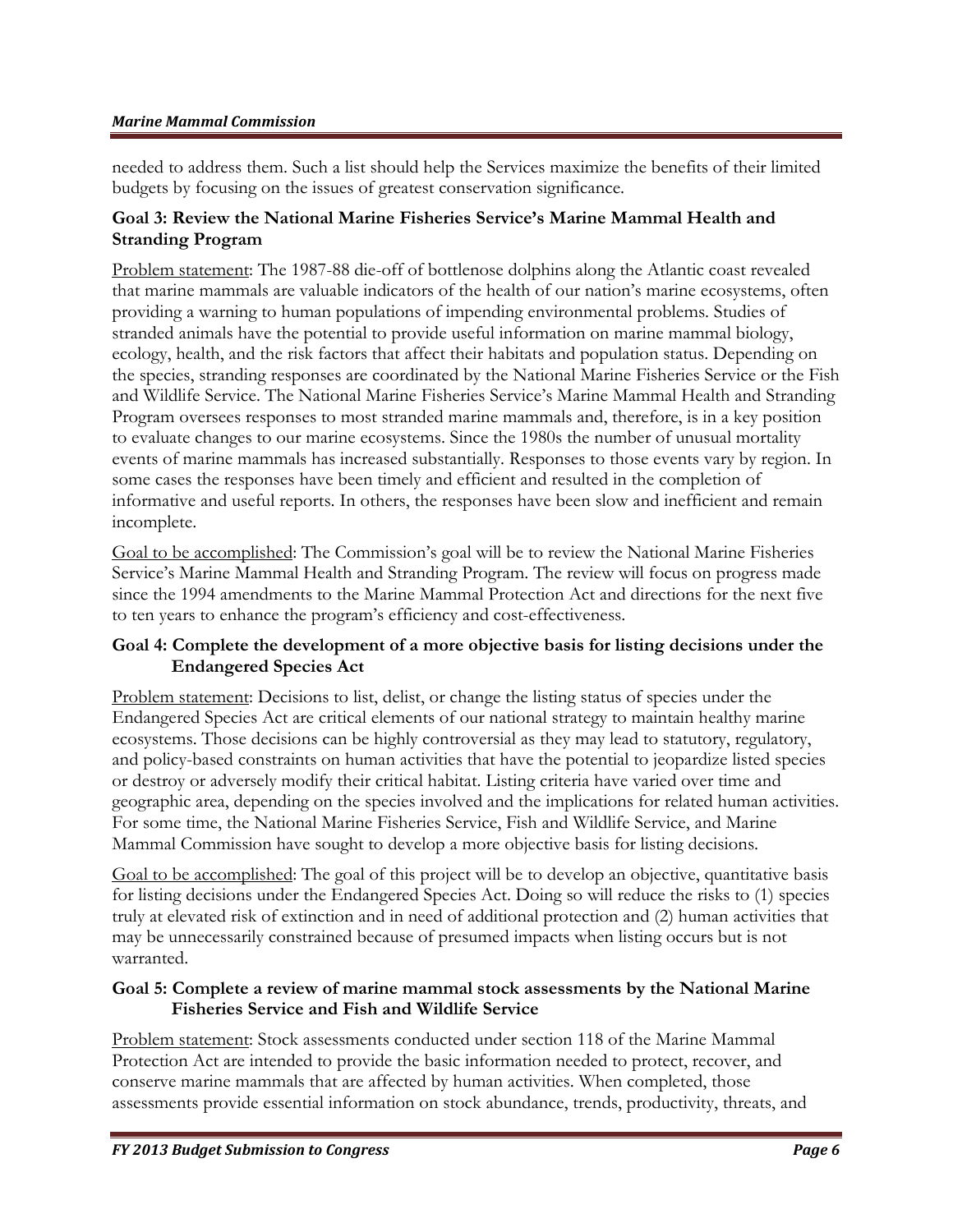needed to address them. Such a list should help the Services maximize the benefits of their limited budgets by focusing on the issues of greatest conservation significance.

### Goal 3: Review the National Marine Fisheries Service's Marine Mammal Health and Stranding Program

Problem statement: The 1987-88 die-off of bottlenose dolphins along the Atlantic coast revealed that marine mammals are valuable indicators of the health of our nation's marine ecosystems, often providing a warning to human populations of impending environmental problems. Studies of stranded animals have the potential to provide useful information on marine mammal biology, ecology, health, and the risk factors that affect their habitats and population status. Depending on the species, stranding responses are coordinated by the National Marine Fisheries Service or the Fish and Wildlife Service. The National Marine Fisheries Service's Marine Mammal Health and Stranding Program oversees responses to most stranded marine mammals and, therefore, is in a key position to evaluate changes to our marine ecosystems. Since the 1980s the number of unusual mortality events of marine mammals has increased substantially. Responses to those events vary by region. In some cases the responses have been timely and efficient and resulted in the completion of informative and useful reports. In others, the responses have been slow and inefficient and remain incomplete.

Goal to be accomplished: The Commission's goal will be to review the National Marine Fisheries Service's Marine Mammal Health and Stranding Program. The review will focus on progress made since the 1994 amendments to the Marine Mammal Protection Act and directions for the next five to ten years to enhance the program's efficiency and cost-effectiveness.

### Goal 4: Complete the development of a more objective basis for listing decisions under the Endangered Species Act

Problem statement: Decisions to list, delist, or change the listing status of species under the Endangered Species Act are critical elements of our national strategy to maintain healthy marine ecosystems. Those decisions can be highly controversial as they may lead to statutory, regulatory, and policy-based constraints on human activities that have the potential to jeopardize listed species or destroy or adversely modify their critical habitat. Listing criteria have varied over time and geographic area, depending on the species involved and the implications for related human activities. For some time, the National Marine Fisheries Service, Fish and Wildlife Service, and Marine Mammal Commission have sought to develop a more objective basis for listing decisions.

Goal to be accomplished: The goal of this project will be to develop an objective, quantitative basis for listing decisions under the Endangered Species Act. Doing so will reduce the risks to (1) species truly at elevated risk of extinction and in need of additional protection and (2) human activities that may be unnecessarily constrained because of presumed impacts when listing occurs but is not warranted.

### Goal 5: Complete a review of marine mammal stock assessments by the National Marine Fisheries Service and Fish and Wildlife Service

Problem statement: Stock assessments conducted under section 118 of the Marine Mammal Protection Act are intended to provide the basic information needed to protect, recover, and conserve marine mammals that are affected by human activities. When completed, those assessments provide essential information on stock abundance, trends, productivity, threats, and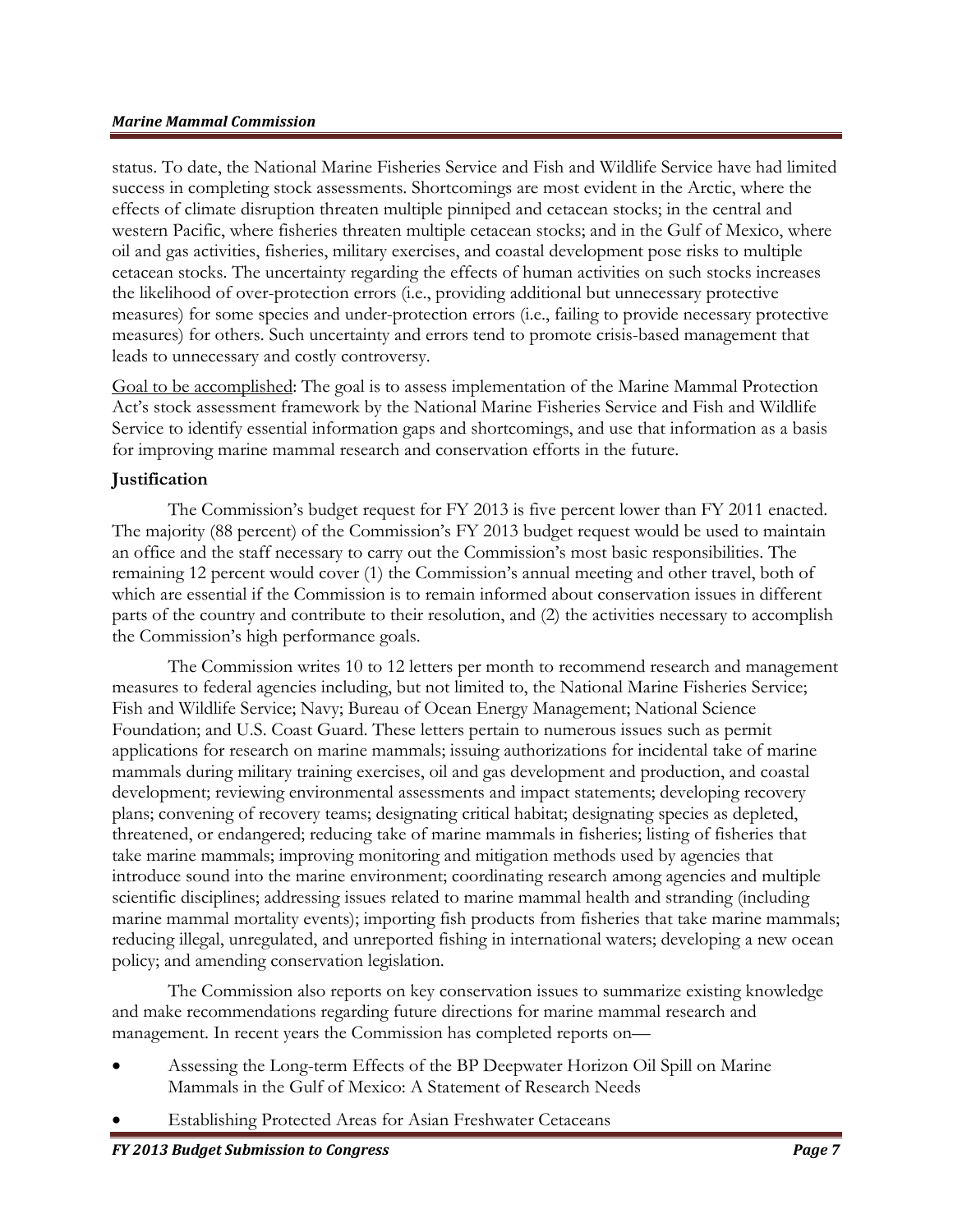status. To date, the National Marine Fisheries Service and Fish and Wildlife Service have had limited success in completing stock assessments. Shortcomings are most evident in the Arctic, where the effects of climate disruption threaten multiple pinniped and cetacean stocks; in the central and western Pacific, where fisheries threaten multiple cetacean stocks; and in the Gulf of Mexico, where oil and gas activities, fisheries, military exercises, and coastal development pose risks to multiple cetacean stocks. The uncertainty regarding the effects of human activities on such stocks increases the likelihood of over-protection errors (i.e., providing additional but unnecessary protective measures) for some species and under-protection errors (i.e., failing to provide necessary protective measures) for others. Such uncertainty and errors tend to promote crisis-based management that leads to unnecessary and costly controversy.

Goal to be accomplished: The goal is to assess implementation of the Marine Mammal Protection Act's stock assessment framework by the National Marine Fisheries Service and Fish and Wildlife Service to identify essential information gaps and shortcomings, and use that information as a basis for improving marine mammal research and conservation efforts in the future.

**Justification**

The Commission's budget request for FY 2013 is five percent lower than FY 2011 enacted. The majority (88 percent) of the Commission's FY 2013 budget request would be used to maintain an office and the staff necessary to carry out the Commission's most basic responsibilities. The remaining 12 percent would cover (1) the Commission's annual meeting and other travel, both of which are essential if the Commission is to remain informed about conservation issues in different parts of the country and contribute to their resolution, and (2) the activities necessary to accomplish the Commission's high performance goals.

The Commission writes 10 to 12 letters per month to recommend research and management measures to federal agencies including, but not limited to, the National Marine Fisheries Service; Fish and Wildlife Service; Navy; Bureau of Ocean Energy Management; National Science Foundation; and U.S. Coast Guard. These letters pertain to numerous issues such as permit applications for research on marine mammals; issuing authorizations for incidental take of marine mammals during military training exercises, oil and gas development and production, and coastal development; reviewing environmental assessments and impact statements; developing recovery plans; convening of recovery teams; designating critical habitat; designating species as depleted, threatened, or endangered; reducing take of marine mammals in fisheries; listing of fisheries that take marine mammals; improving monitoring and mitigation methods used by agencies that introduce sound into the marine environment; coordinating research among agencies and multiple scientific disciplines; addressing issues related to marine mammal health and stranding (including marine mammal mortality events); importing fish products from fisheries that take marine mammals; reducing illegal, unregulated, and unreported fishing in international waters; developing a new ocean policy; and amending conservation legislation.

The Commission also reports on key conservation issues to summarize existing knowledge and make recommendations regarding future directions for marine mammal research and management. In recent years the Commission has completed reports on—

- Assessing the Long-term Effects of the BP Deepwater Horizon Oil Spill on Marine Mammals in the Gulf of Mexico: A Statement of Research Needs
- Establishing Protected Areas for Asian Freshwater Cetaceans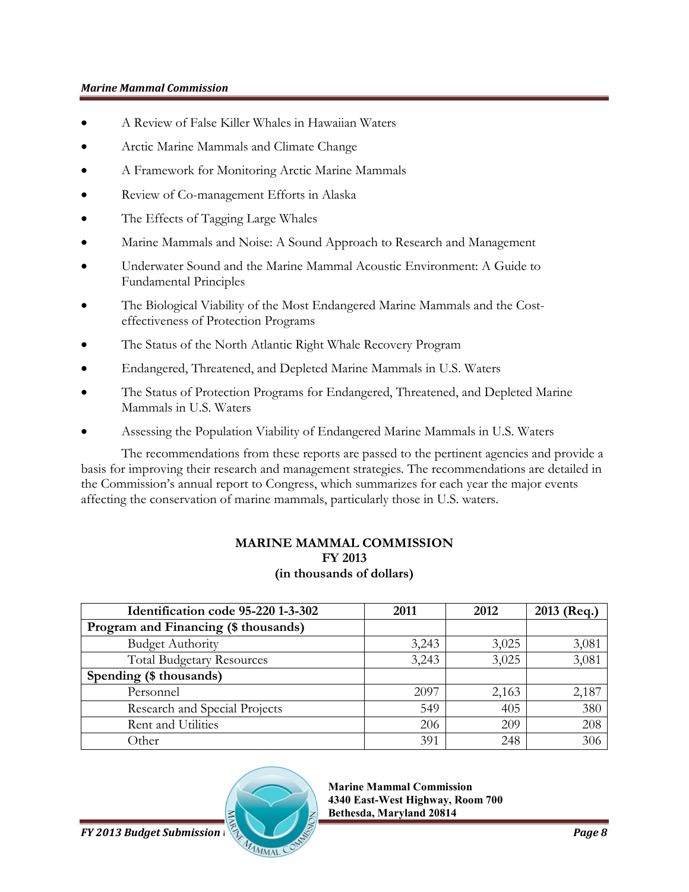- A Review of False Killer Whales in Hawaiian Waters
- Arctic Marine Mammals and Climate Change
- A Framework for Monitoring Arctic Marine Mammals
- Review of Co-management Efforts in Alaska
- The Effects of Tagging Large Whales
- Marine Mammals and Noise: A Sound Approach to Research and Management
- Underwater Sound and the Marine Mammal Acoustic Environment: A Guide to Fundamental Principles
- The Biological Viability of the Most Endangered Marine Mammals and the Cost-effectiveness of Protection Programs
- The Status of the North Atlantic Right Whale Recovery Program
- Endangered, Threatened, and Depleted Marine Mammals in U.S. Waters
- The Status of Protection Programs for Endangered, Threatened, and Depleted Marine Mammals in U.S. Waters
- Assessing the Population Viability of Endangered Marine Mammals in U.S. Waters

The recommendations from these reports are passed to the pertinent agencies and provide a basis for improving their research and management strategies. The recommendations are detailed in the Commission's annual report to Congress, which summarizes for each year the major events affecting the conservation of marine mammals, particularly those in U.S. waters.

**MARINE MAMMAL COMMISSION**
**FY 2013**
**(in thousands of dollars)**

| Identification code 95-220 1-3-302 | 2011 | 2012 | 2013 (Req.) |
|---|---|---|---|
| **Program and Financing ($ thousands)** | | | |
| Budget Authority | 3,243 | 3,025 | 3,081 |
| Total Budgetary Resources | 3,243 | 3,025 | 3,081 |
| **Spending ($ thousands)** | | | |
| Personnel | 2097 | 2,163 | 2,187 |
| Research and Special Projects | 549 | 405 | 380 |
| Rent and Utilities | 206 | 209 | 208 |
| Other | 391 | 248 | 306 |

**Marine Mammal Commission**
**4340 East-West Highway, Room 700**
**Bethesda, Maryland 20814**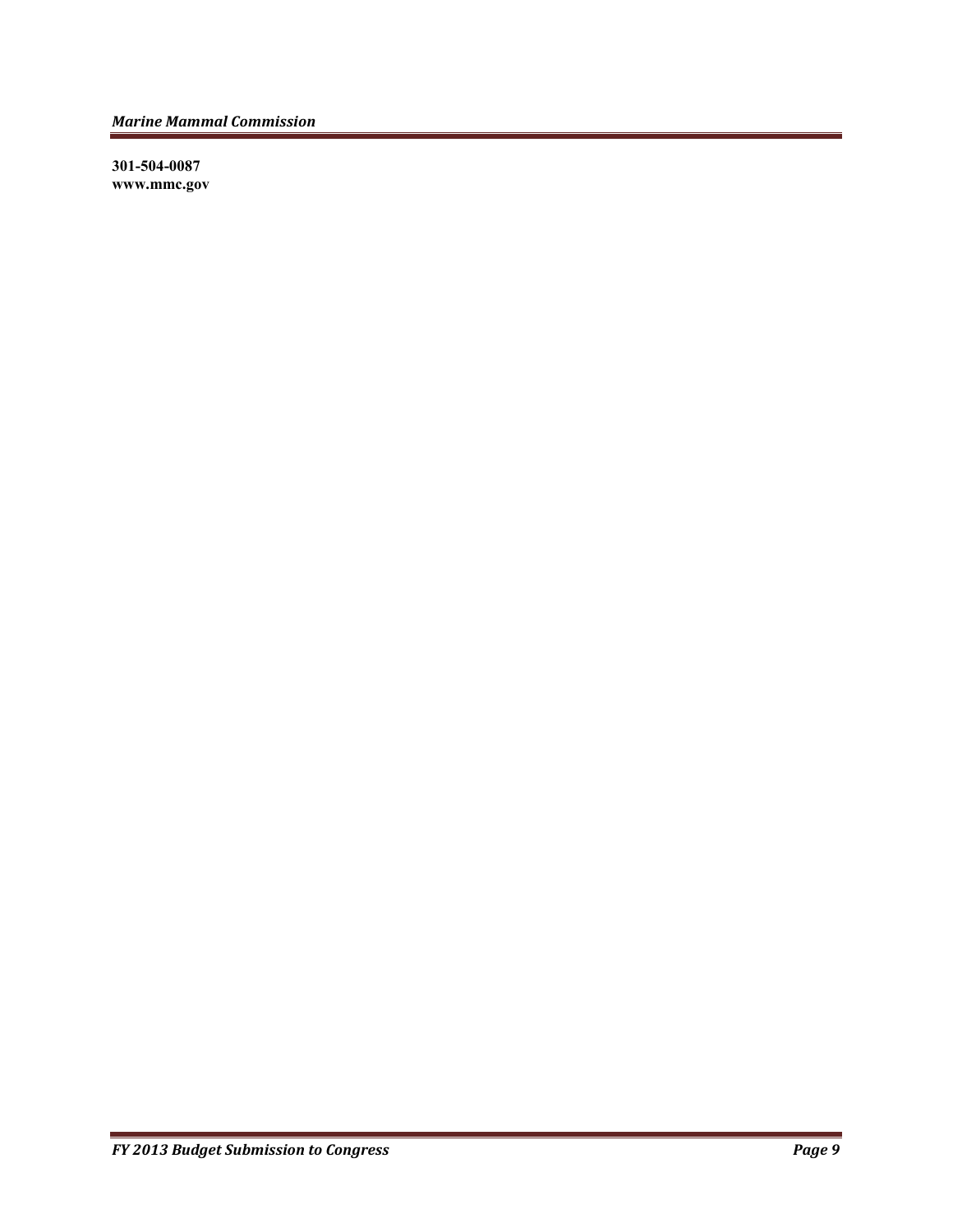**301-504-0087**
**www.mmc.gov**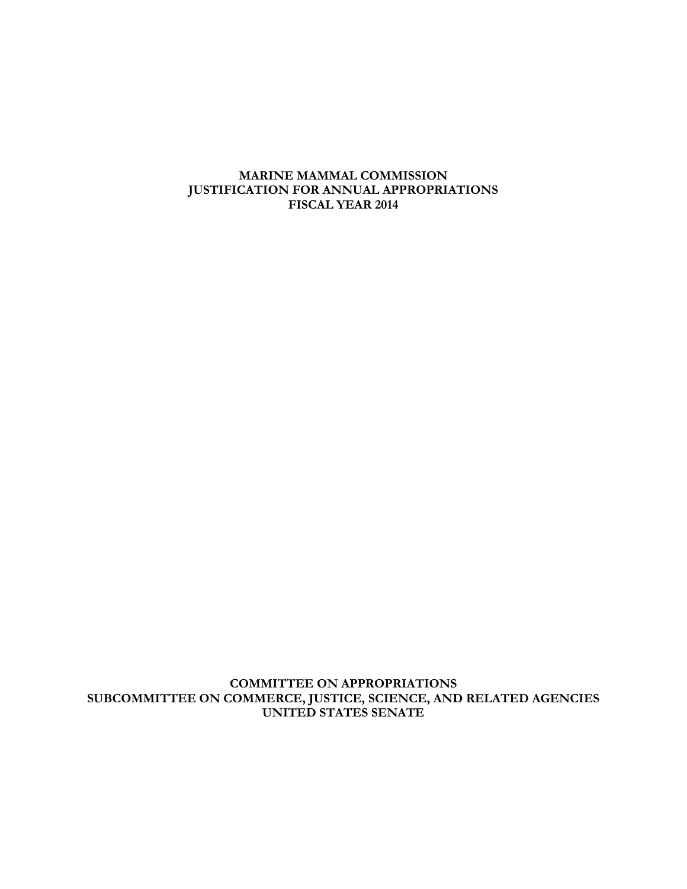**MARINE MAMMAL COMMISSION**
**JUSTIFICATION FOR ANNUAL APPROPRIATIONS**
**FISCAL YEAR 2014**

**COMMITTEE ON APPROPRIATIONS**
**SUBCOMMITTEE ON COMMERCE, JUSTICE, SCIENCE, AND RELATED AGENCIES**
**UNITED STATES SENATE**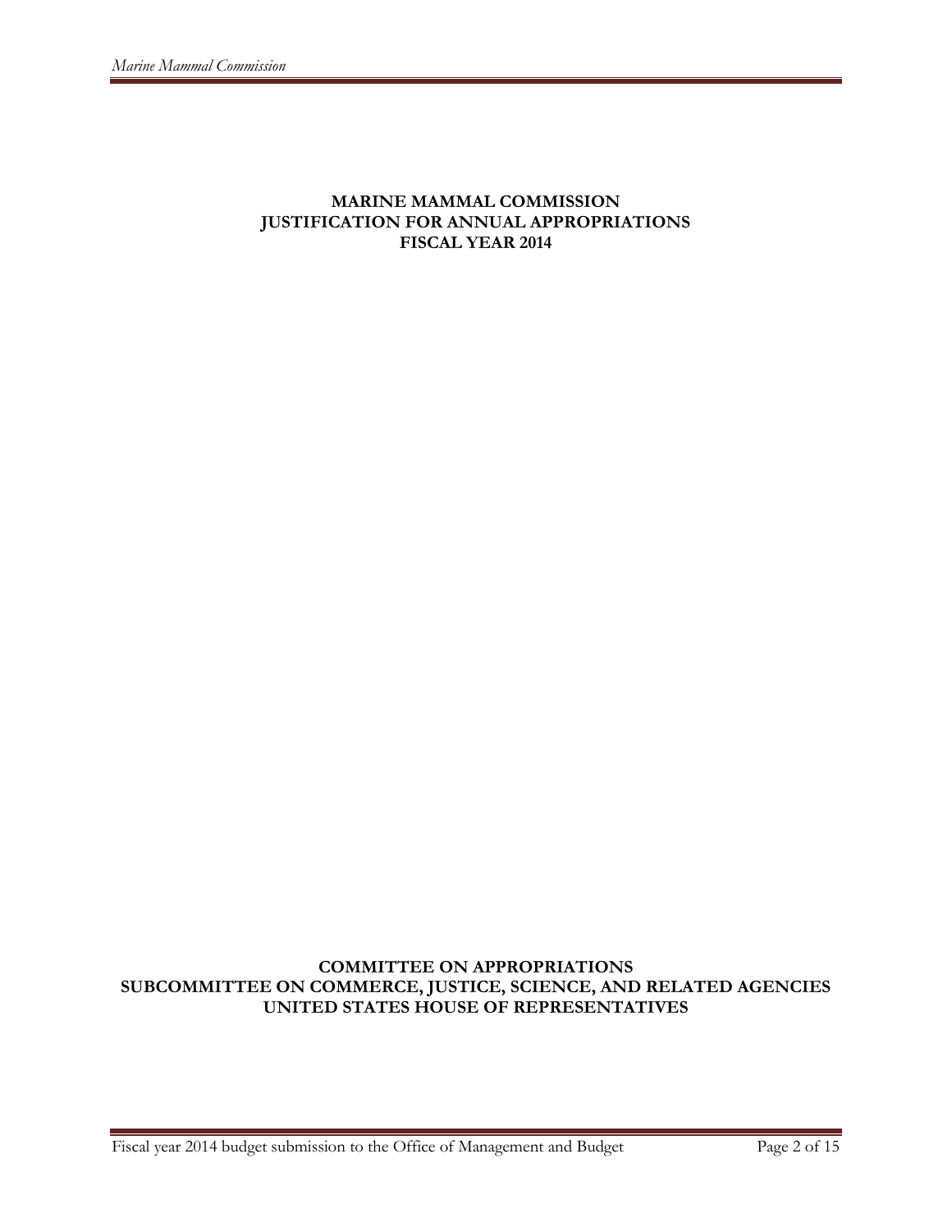**MARINE MAMMAL COMMISSION**
**JUSTIFICATION FOR ANNUAL APPROPRIATIONS**
**FISCAL YEAR 2014**

**COMMITTEE ON APPROPRIATIONS**
**SUBCOMMITTEE ON COMMERCE, JUSTICE, SCIENCE, AND RELATED AGENCIES**
**UNITED STATES HOUSE OF REPRESENTATIVES**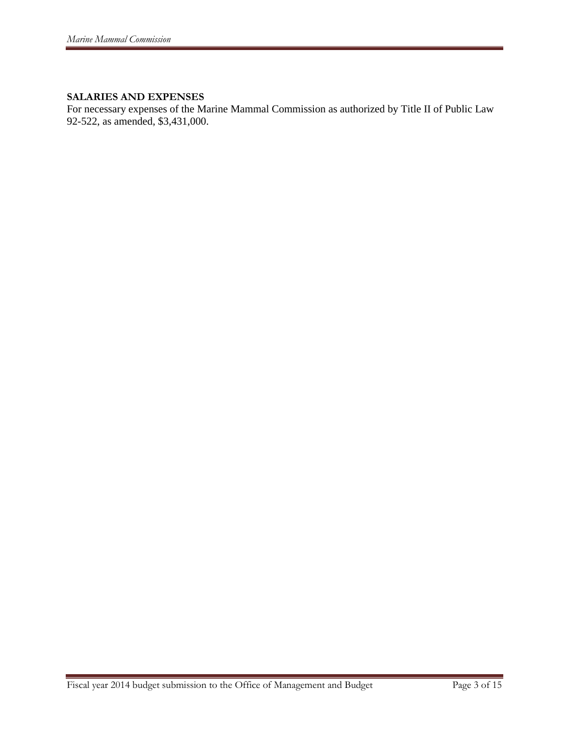**SALARIES AND EXPENSES**

For necessary expenses of the Marine Mammal Commission as authorized by Title II of Public Law 92-522, as amended, $3,431,000.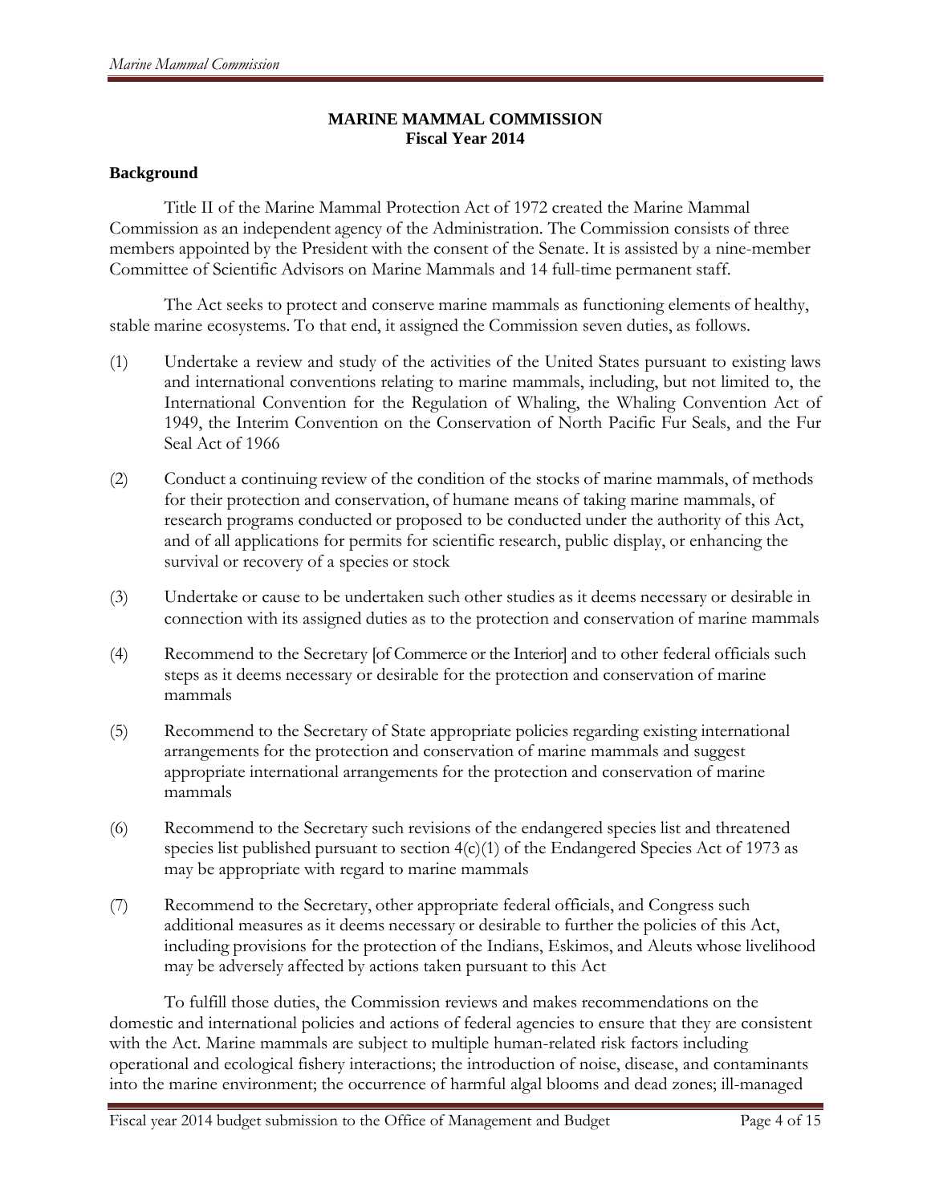**MARINE MAMMAL COMMISSION**
**Fiscal Year 2014**

**Background**

Title II of the Marine Mammal Protection Act of 1972 created the Marine Mammal Commission as an independent agency of the Administration. The Commission consists of three members appointed by the President with the consent of the Senate. It is assisted by a nine-member Committee of Scientific Advisors on Marine Mammals and 14 full-time permanent staff.

The Act seeks to protect and conserve marine mammals as functioning elements of healthy, stable marine ecosystems. To that end, it assigned the Commission seven duties, as follows.

(1) Undertake a review and study of the activities of the United States pursuant to existing laws and international conventions relating to marine mammals, including, but not limited to, the International Convention for the Regulation of Whaling, the Whaling Convention Act of 1949, the Interim Convention on the Conservation of North Pacific Fur Seals, and the Fur Seal Act of 1966

(2) Conduct a continuing review of the condition of the stocks of marine mammals, of methods for their protection and conservation, of humane means of taking marine mammals, of research programs conducted or proposed to be conducted under the authority of this Act, and of all applications for permits for scientific research, public display, or enhancing the survival or recovery of a species or stock

(3) Undertake or cause to be undertaken such other studies as it deems necessary or desirable in connection with its assigned duties as to the protection and conservation of marine mammals

(4) Recommend to the Secretary [of Commerce or the Interior] and to other federal officials such steps as it deems necessary or desirable for the protection and conservation of marine mammals

(5) Recommend to the Secretary of State appropriate policies regarding existing international arrangements for the protection and conservation of marine mammals and suggest appropriate international arrangements for the protection and conservation of marine mammals

(6) Recommend to the Secretary such revisions of the endangered species list and threatened species list published pursuant to section 4(c)(1) of the Endangered Species Act of 1973 as may be appropriate with regard to marine mammals

(7) Recommend to the Secretary, other appropriate federal officials, and Congress such additional measures as it deems necessary or desirable to further the policies of this Act, including provisions for the protection of the Indians, Eskimos, and Aleuts whose livelihood may be adversely affected by actions taken pursuant to this Act

To fulfill those duties, the Commission reviews and makes recommendations on the domestic and international policies and actions of federal agencies to ensure that they are consistent with the Act. Marine mammals are subject to multiple human-related risk factors including operational and ecological fishery interactions; the introduction of noise, disease, and contaminants into the marine environment; the occurrence of harmful algal blooms and dead zones; ill-managed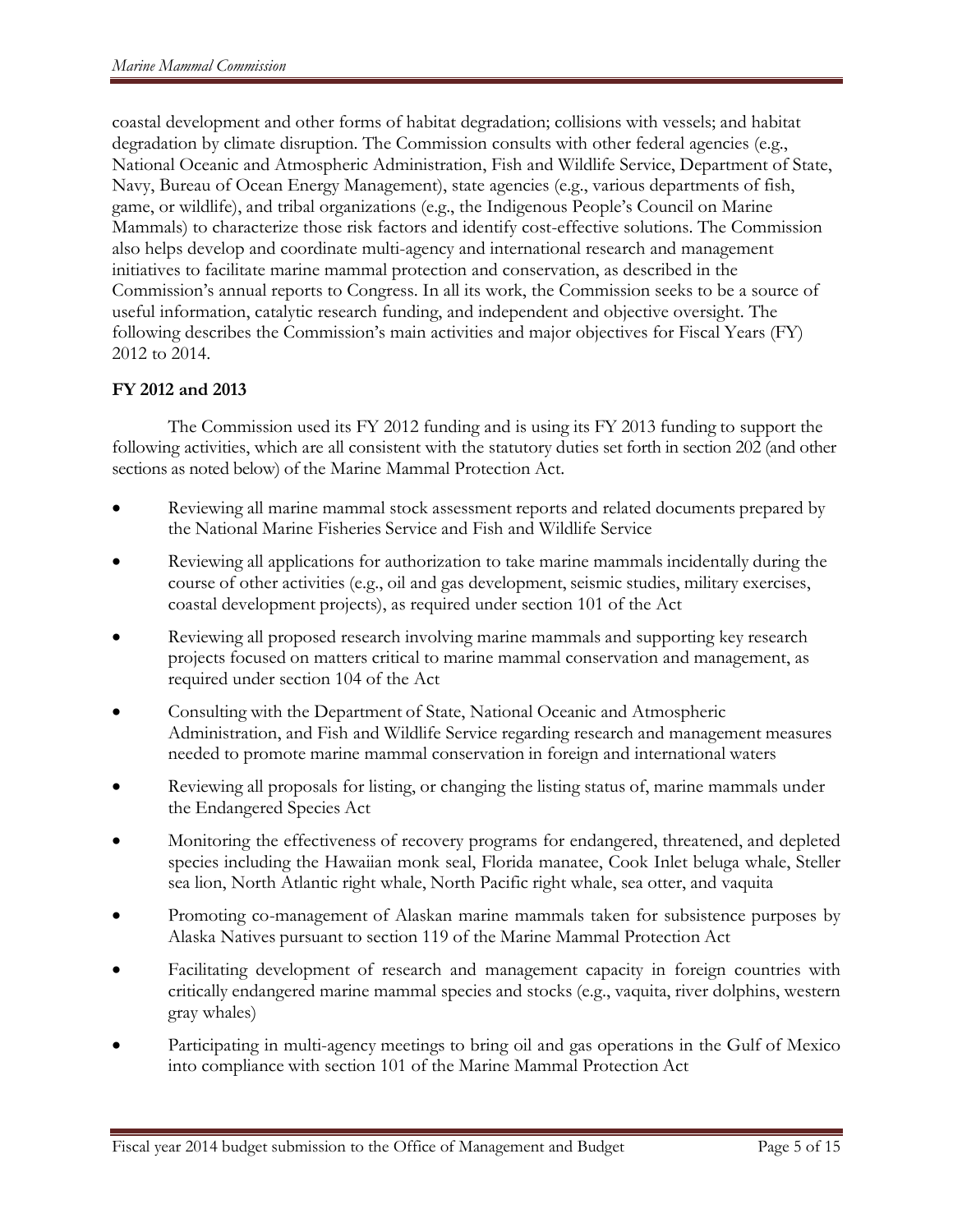coastal development and other forms of habitat degradation; collisions with vessels; and habitat degradation by climate disruption. The Commission consults with other federal agencies (e.g., National Oceanic and Atmospheric Administration, Fish and Wildlife Service, Department of State, Navy, Bureau of Ocean Energy Management), state agencies (e.g., various departments of fish, game, or wildlife), and tribal organizations (e.g., the Indigenous People's Council on Marine Mammals) to characterize those risk factors and identify cost-effective solutions. The Commission also helps develop and coordinate multi-agency and international research and management initiatives to facilitate marine mammal protection and conservation, as described in the Commission's annual reports to Congress. In all its work, the Commission seeks to be a source of useful information, catalytic research funding, and independent and objective oversight. The following describes the Commission's main activities and major objectives for Fiscal Years (FY) 2012 to 2014.

**FY 2012 and 2013**

The Commission used its FY 2012 funding and is using its FY 2013 funding to support the following activities, which are all consistent with the statutory duties set forth in section 202 (and other sections as noted below) of the Marine Mammal Protection Act.

- Reviewing all marine mammal stock assessment reports and related documents prepared by the National Marine Fisheries Service and Fish and Wildlife Service
- Reviewing all applications for authorization to take marine mammals incidentally during the course of other activities (e.g., oil and gas development, seismic studies, military exercises, coastal development projects), as required under section 101 of the Act
- Reviewing all proposed research involving marine mammals and supporting key research projects focused on matters critical to marine mammal conservation and management, as required under section 104 of the Act
- Consulting with the Department of State, National Oceanic and Atmospheric Administration, and Fish and Wildlife Service regarding research and management measures needed to promote marine mammal conservation in foreign and international waters
- Reviewing all proposals for listing, or changing the listing status of, marine mammals under the Endangered Species Act
- Monitoring the effectiveness of recovery programs for endangered, threatened, and depleted species including the Hawaiian monk seal, Florida manatee, Cook Inlet beluga whale, Steller sea lion, North Atlantic right whale, North Pacific right whale, sea otter, and vaquita
- Promoting co-management of Alaskan marine mammals taken for subsistence purposes by Alaska Natives pursuant to section 119 of the Marine Mammal Protection Act
- Facilitating development of research and management capacity in foreign countries with critically endangered marine mammal species and stocks (e.g., vaquita, river dolphins, western gray whales)
- Participating in multi-agency meetings to bring oil and gas operations in the Gulf of Mexico into compliance with section 101 of the Marine Mammal Protection Act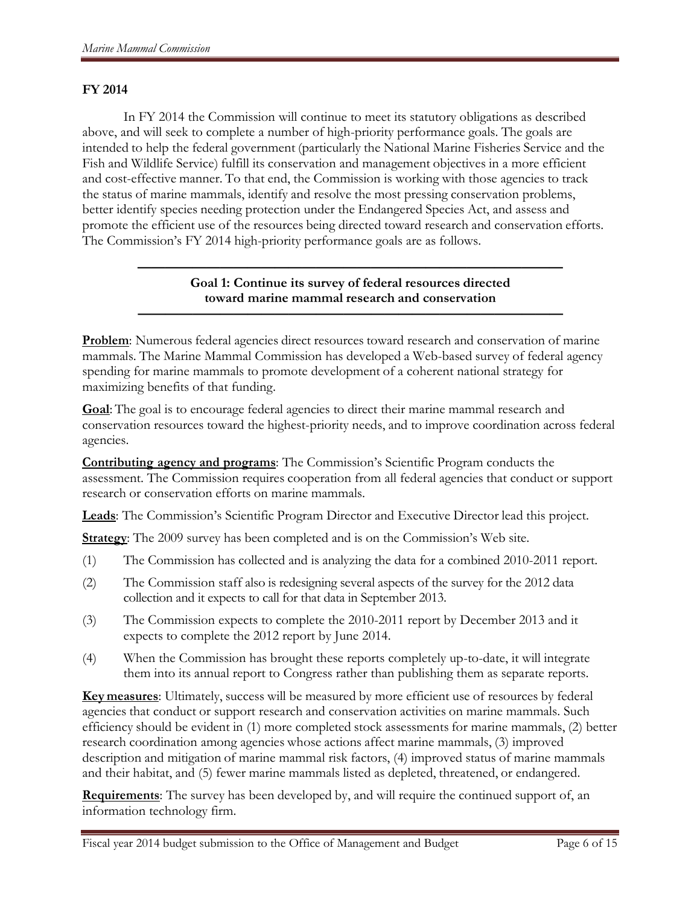## FY 2014

In FY 2014 the Commission will continue to meet its statutory obligations as described above, and will seek to complete a number of high-priority performance goals. The goals are intended to help the federal government (particularly the National Marine Fisheries Service and the Fish and Wildlife Service) fulfill its conservation and management objectives in a more efficient and cost-effective manner. To that end, the Commission is working with those agencies to track the status of marine mammals, identify and resolve the most pressing conservation problems, better identify species needing protection under the Endangered Species Act, and assess and promote the efficient use of the resources being directed toward research and conservation efforts. The Commission's FY 2014 high-priority performance goals are as follows.

---

### Goal 1: Continue its survey of federal resources directed toward marine mammal research and conservation

---

**Problem**: Numerous federal agencies direct resources toward research and conservation of marine mammals. The Marine Mammal Commission has developed a Web-based survey of federal agency spending for marine mammals to promote development of a coherent national strategy for maximizing benefits of that funding.

**Goal**: The goal is to encourage federal agencies to direct their marine mammal research and conservation resources toward the highest-priority needs, and to improve coordination across federal agencies.

**Contributing agency and programs**: The Commission's Scientific Program conducts the assessment. The Commission requires cooperation from all federal agencies that conduct or support research or conservation efforts on marine mammals.

**Leads**: The Commission's Scientific Program Director and Executive Director lead this project.

**Strategy**: The 2009 survey has been completed and is on the Commission's Web site.

(1) The Commission has collected and is analyzing the data for a combined 2010-2011 report.

(2) The Commission staff also is redesigning several aspects of the survey for the 2012 data collection and it expects to call for that data in September 2013.

(3) The Commission expects to complete the 2010-2011 report by December 2013 and it expects to complete the 2012 report by June 2014.

(4) When the Commission has brought these reports completely up-to-date, it will integrate them into its annual report to Congress rather than publishing them as separate reports.

**Key measures**: Ultimately, success will be measured by more efficient use of resources by federal agencies that conduct or support research and conservation activities on marine mammals. Such efficiency should be evident in (1) more completed stock assessments for marine mammals, (2) better research coordination among agencies whose actions affect marine mammals, (3) improved description and mitigation of marine mammal risk factors, (4) improved status of marine mammals and their habitat, and (5) fewer marine mammals listed as depleted, threatened, or endangered.

**Requirements**: The survey has been developed by, and will require the continued support of, an information technology firm.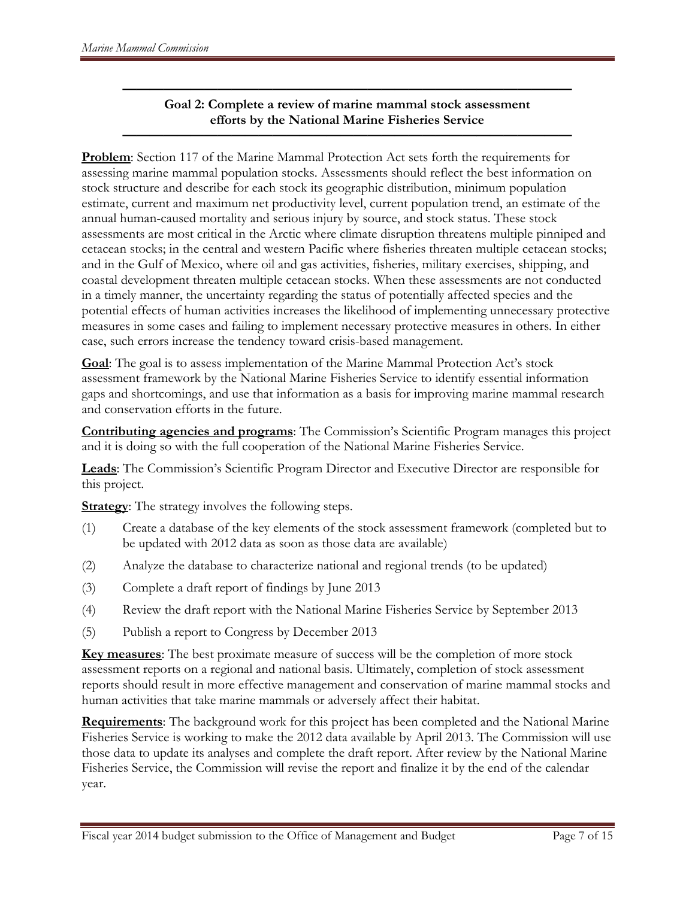## Goal 2: Complete a review of marine mammal stock assessment efforts by the National Marine Fisheries Service

**Problem**: Section 117 of the Marine Mammal Protection Act sets forth the requirements for assessing marine mammal population stocks. Assessments should reflect the best information on stock structure and describe for each stock its geographic distribution, minimum population estimate, current and maximum net productivity level, current population trend, an estimate of the annual human-caused mortality and serious injury by source, and stock status. These stock assessments are most critical in the Arctic where climate disruption threatens multiple pinniped and cetacean stocks; in the central and western Pacific where fisheries threaten multiple cetacean stocks; and in the Gulf of Mexico, where oil and gas activities, fisheries, military exercises, shipping, and coastal development threaten multiple cetacean stocks. When these assessments are not conducted in a timely manner, the uncertainty regarding the status of potentially affected species and the potential effects of human activities increases the likelihood of implementing unnecessary protective measures in some cases and failing to implement necessary protective measures in others. In either case, such errors increase the tendency toward crisis-based management.

**Goal**: The goal is to assess implementation of the Marine Mammal Protection Act's stock assessment framework by the National Marine Fisheries Service to identify essential information gaps and shortcomings, and use that information as a basis for improving marine mammal research and conservation efforts in the future.

**Contributing agencies and programs**: The Commission's Scientific Program manages this project and it is doing so with the full cooperation of the National Marine Fisheries Service.

**Leads**: The Commission's Scientific Program Director and Executive Director are responsible for this project.

**Strategy**: The strategy involves the following steps.

(1) Create a database of the key elements of the stock assessment framework (completed but to be updated with 2012 data as soon as those data are available)

(2) Analyze the database to characterize national and regional trends (to be updated)

(3) Complete a draft report of findings by June 2013

(4) Review the draft report with the National Marine Fisheries Service by September 2013

(5) Publish a report to Congress by December 2013

**Key measures**: The best proximate measure of success will be the completion of more stock assessment reports on a regional and national basis. Ultimately, completion of stock assessment reports should result in more effective management and conservation of marine mammal stocks and human activities that take marine mammals or adversely affect their habitat.

**Requirements**: The background work for this project has been completed and the National Marine Fisheries Service is working to make the 2012 data available by April 2013. The Commission will use those data to update its analyses and complete the draft report. After review by the National Marine Fisheries Service, the Commission will revise the report and finalize it by the end of the calendar year.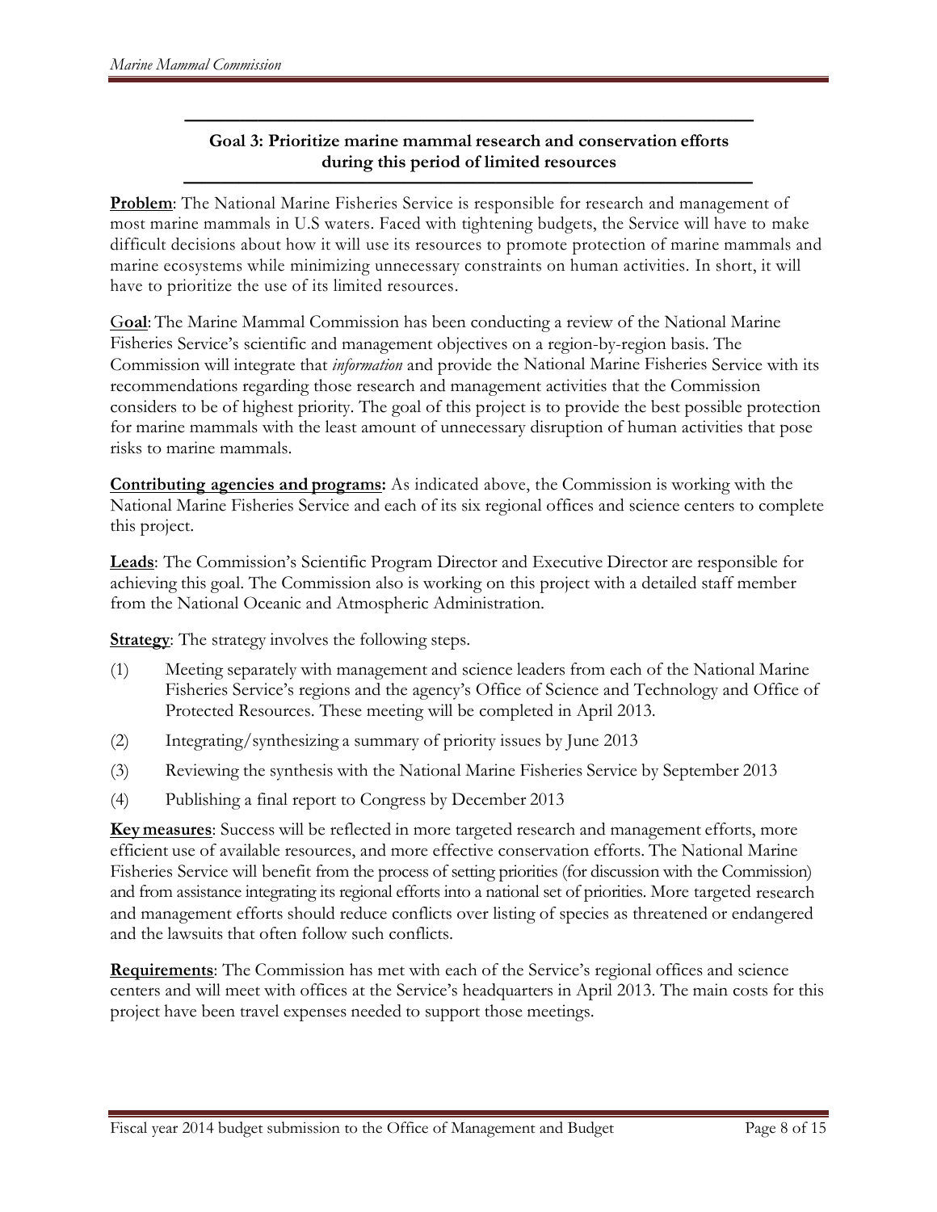## Goal 3: Prioritize marine mammal research and conservation efforts during this period of limited resources

**Problem**: The National Marine Fisheries Service is responsible for research and management of most marine mammals in U.S waters. Faced with tightening budgets, the Service will have to make difficult decisions about how it will use its resources to promote protection of marine mammals and marine ecosystems while minimizing unnecessary constraints on human activities. In short, it will have to prioritize the use of its limited resources.

**Goal**: The Marine Mammal Commission has been conducting a review of the National Marine Fisheries Service's scientific and management objectives on a region-by-region basis. The Commission will integrate that *information* and provide the National Marine Fisheries Service with its recommendations regarding those research and management activities that the Commission considers to be of highest priority. The goal of this project is to provide the best possible protection for marine mammals with the least amount of unnecessary disruption of human activities that pose risks to marine mammals.

**Contributing agencies and programs:** As indicated above, the Commission is working with the National Marine Fisheries Service and each of its six regional offices and science centers to complete this project.

**Leads**: The Commission's Scientific Program Director and Executive Director are responsible for achieving this goal. The Commission also is working on this project with a detailed staff member from the National Oceanic and Atmospheric Administration.

**Strategy**: The strategy involves the following steps.

(1) Meeting separately with management and science leaders from each of the National Marine Fisheries Service's regions and the agency's Office of Science and Technology and Office of Protected Resources. These meeting will be completed in April 2013.

(2) Integrating/synthesizing a summary of priority issues by June 2013

(3) Reviewing the synthesis with the National Marine Fisheries Service by September 2013

(4) Publishing a final report to Congress by December 2013

**Key measures**: Success will be reflected in more targeted research and management efforts, more efficient use of available resources, and more effective conservation efforts. The National Marine Fisheries Service will benefit from the process of setting priorities (for discussion with the Commission) and from assistance integrating its regional efforts into a national set of priorities. More targeted research and management efforts should reduce conflicts over listing of species as threatened or endangered and the lawsuits that often follow such conflicts.

**Requirements**: The Commission has met with each of the Service's regional offices and science centers and will meet with offices at the Service's headquarters in April 2013. The main costs for this project have been travel expenses needed to support those meetings.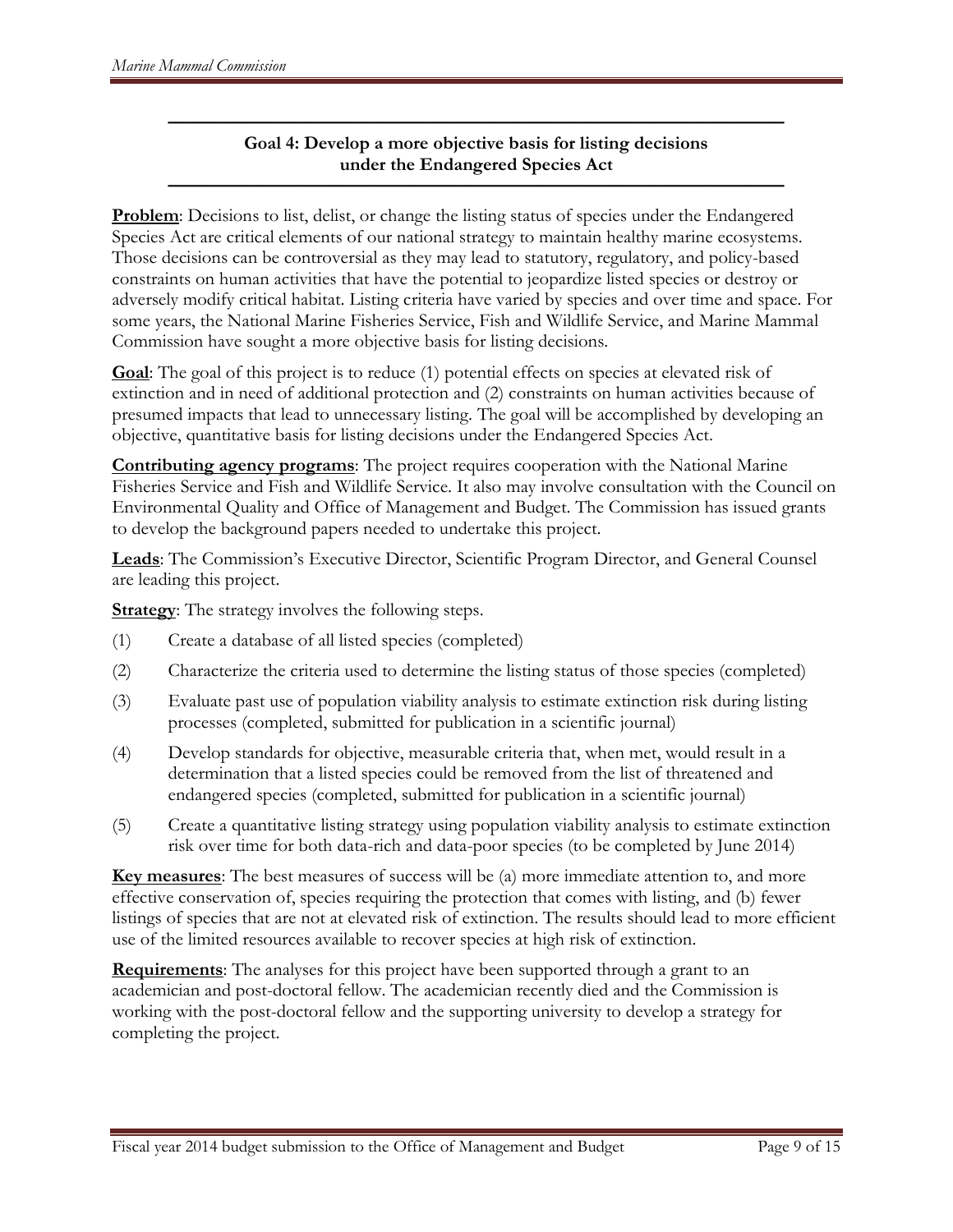## Goal 4: Develop a more objective basis for listing decisions under the Endangered Species Act

**Problem**: Decisions to list, delist, or change the listing status of species under the Endangered Species Act are critical elements of our national strategy to maintain healthy marine ecosystems. Those decisions can be controversial as they may lead to statutory, regulatory, and policy-based constraints on human activities that have the potential to jeopardize listed species or destroy or adversely modify critical habitat. Listing criteria have varied by species and over time and space. For some years, the National Marine Fisheries Service, Fish and Wildlife Service, and Marine Mammal Commission have sought a more objective basis for listing decisions.

**Goal**: The goal of this project is to reduce (1) potential effects on species at elevated risk of extinction and in need of additional protection and (2) constraints on human activities because of presumed impacts that lead to unnecessary listing. The goal will be accomplished by developing an objective, quantitative basis for listing decisions under the Endangered Species Act.

**Contributing agency programs**: The project requires cooperation with the National Marine Fisheries Service and Fish and Wildlife Service. It also may involve consultation with the Council on Environmental Quality and Office of Management and Budget. The Commission has issued grants to develop the background papers needed to undertake this project.

**Leads**: The Commission's Executive Director, Scientific Program Director, and General Counsel are leading this project.

**Strategy**: The strategy involves the following steps.

(1) Create a database of all listed species (completed)

(2) Characterize the criteria used to determine the listing status of those species (completed)

(3) Evaluate past use of population viability analysis to estimate extinction risk during listing processes (completed, submitted for publication in a scientific journal)

(4) Develop standards for objective, measurable criteria that, when met, would result in a determination that a listed species could be removed from the list of threatened and endangered species (completed, submitted for publication in a scientific journal)

(5) Create a quantitative listing strategy using population viability analysis to estimate extinction risk over time for both data-rich and data-poor species (to be completed by June 2014)

**Key measures**: The best measures of success will be (a) more immediate attention to, and more effective conservation of, species requiring the protection that comes with listing, and (b) fewer listings of species that are not at elevated risk of extinction. The results should lead to more efficient use of the limited resources available to recover species at high risk of extinction.

**Requirements**: The analyses for this project have been supported through a grant to an academician and post-doctoral fellow. The academician recently died and the Commission is working with the post-doctoral fellow and the supporting university to develop a strategy for completing the project.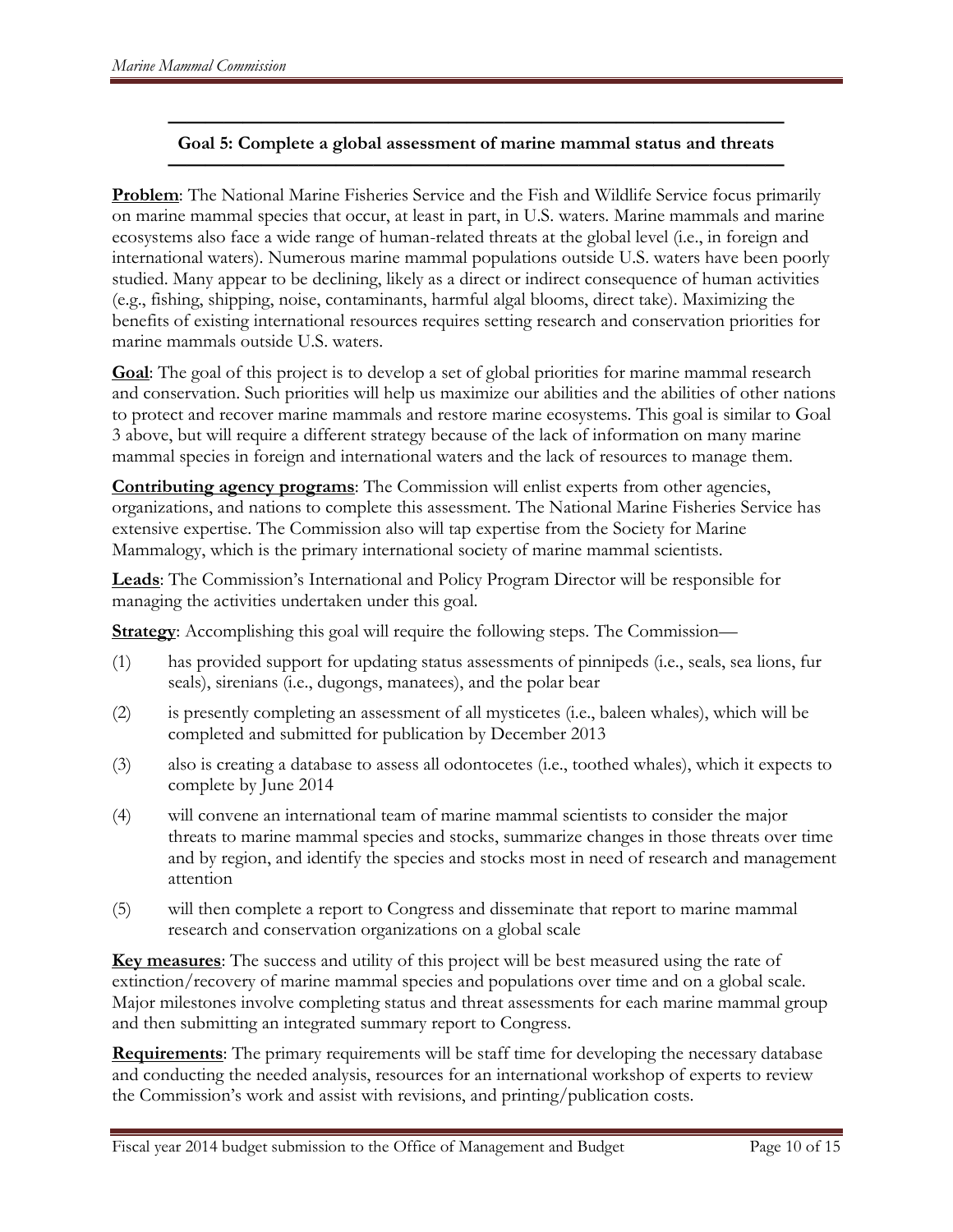## Goal 5: Complete a global assessment of marine mammal status and threats

**Problem**: The National Marine Fisheries Service and the Fish and Wildlife Service focus primarily on marine mammal species that occur, at least in part, in U.S. waters. Marine mammals and marine ecosystems also face a wide range of human-related threats at the global level (i.e., in foreign and international waters). Numerous marine mammal populations outside U.S. waters have been poorly studied. Many appear to be declining, likely as a direct or indirect consequence of human activities (e.g., fishing, shipping, noise, contaminants, harmful algal blooms, direct take). Maximizing the benefits of existing international resources requires setting research and conservation priorities for marine mammals outside U.S. waters.

**Goal**: The goal of this project is to develop a set of global priorities for marine mammal research and conservation. Such priorities will help us maximize our abilities and the abilities of other nations to protect and recover marine mammals and restore marine ecosystems. This goal is similar to Goal 3 above, but will require a different strategy because of the lack of information on many marine mammal species in foreign and international waters and the lack of resources to manage them.

**Contributing agency programs**: The Commission will enlist experts from other agencies, organizations, and nations to complete this assessment. The National Marine Fisheries Service has extensive expertise. The Commission also will tap expertise from the Society for Marine Mammalogy, which is the primary international society of marine mammal scientists.

**Leads**: The Commission's International and Policy Program Director will be responsible for managing the activities undertaken under this goal.

**Strategy**: Accomplishing this goal will require the following steps. The Commission—

(1) has provided support for updating status assessments of pinnipeds (i.e., seals, sea lions, fur seals), sirenians (i.e., dugongs, manatees), and the polar bear

(2) is presently completing an assessment of all mysticetes (i.e., baleen whales), which will be completed and submitted for publication by December 2013

(3) also is creating a database to assess all odontocetes (i.e., toothed whales), which it expects to complete by June 2014

(4) will convene an international team of marine mammal scientists to consider the major threats to marine mammal species and stocks, summarize changes in those threats over time and by region, and identify the species and stocks most in need of research and management attention

(5) will then complete a report to Congress and disseminate that report to marine mammal research and conservation organizations on a global scale

**Key measures**: The success and utility of this project will be best measured using the rate of extinction/recovery of marine mammal species and populations over time and on a global scale. Major milestones involve completing status and threat assessments for each marine mammal group and then submitting an integrated summary report to Congress.

**Requirements**: The primary requirements will be staff time for developing the necessary database and conducting the needed analysis, resources for an international workshop of experts to review the Commission's work and assist with revisions, and printing/publication costs.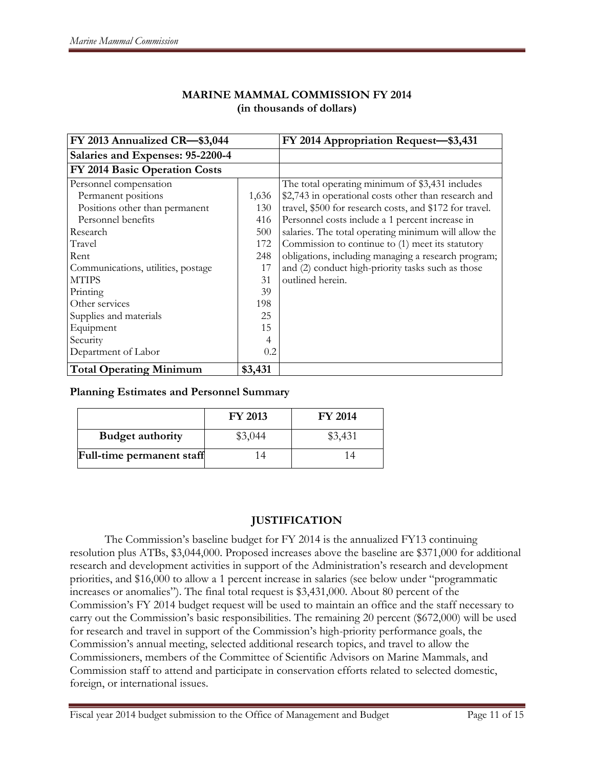## MARINE MAMMAL COMMISSION FY 2014
### (in thousands of dollars)

| FY 2013 Annualized CR—$3,044 | | FY 2014 Appropriation Request—$3,431 |
|---|---|---|
| **Salaries and Expenses: 95-2200-4** | | |
| **FY 2014 Basic Operation Costs** | | |
| Personnel compensation | | The total operating minimum of $3,431 includes $2,743 in operational costs other than research and travel, $500 for research costs, and $172 for travel. Personnel costs include a 1 percent increase in salaries. The total operating minimum will allow the Commission to continue to (1) meet its statutory obligations, including managing a research program; and (2) conduct high-priority tasks such as those outlined herein. |
| Permanent positions | 1,636 | |
| Positions other than permanent | 130 | |
| Personnel benefits | 416 | |
| Research | 500 | |
| Travel | 172 | |
| Rent | 248 | |
| Communications, utilities, postage | 17 | |
| MTIPS | 31 | |
| Printing | 39 | |
| Other services | 198 | |
| Supplies and materials | 25 | |
| Equipment | 15 | |
| Security | 4 | |
| Department of Labor | 0.2 | |
| **Total Operating Minimum** | **$3,431** | |

**Planning Estimates and Personnel Summary**

| | FY 2013 | FY 2014 |
|---|---|---|
| **Budget authority** | $3,044 | $3,431 |
| **Full-time permanent staff** | 14 | 14 |

## JUSTIFICATION

The Commission's baseline budget for FY 2014 is the annualized FY13 continuing resolution plus ATBs, $3,044,000. Proposed increases above the baseline are $371,000 for additional research and development activities in support of the Administration's research and development priorities, and $16,000 to allow a 1 percent increase in salaries (see below under "programmatic increases or anomalies"). The final total request is $3,431,000. About 80 percent of the Commission's FY 2014 budget request will be used to maintain an office and the staff necessary to carry out the Commission's basic responsibilities. The remaining 20 percent ($672,000) will be used for research and travel in support of the Commission's high-priority performance goals, the Commission's annual meeting, selected additional research topics, and travel to allow the Commissioners, members of the Committee of Scientific Advisors on Marine Mammals, and Commission staff to attend and participate in conservation efforts related to selected domestic, foreign, or international issues.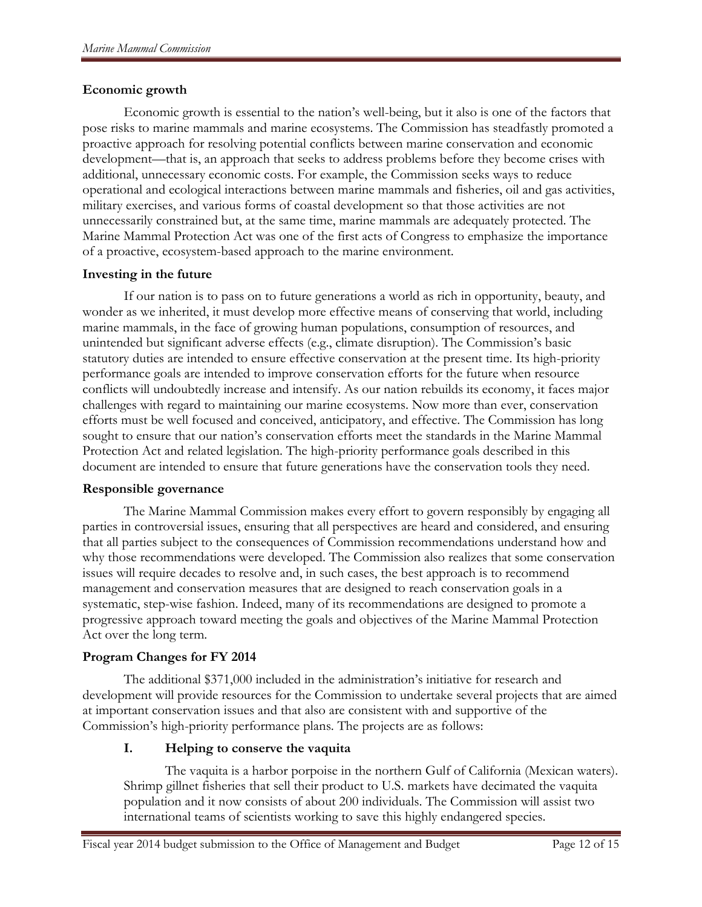**Economic growth**

Economic growth is essential to the nation's well-being, but it also is one of the factors that pose risks to marine mammals and marine ecosystems. The Commission has steadfastly promoted a proactive approach for resolving potential conflicts between marine conservation and economic development—that is, an approach that seeks to address problems before they become crises with additional, unnecessary economic costs. For example, the Commission seeks ways to reduce operational and ecological interactions between marine mammals and fisheries, oil and gas activities, military exercises, and various forms of coastal development so that those activities are not unnecessarily constrained but, at the same time, marine mammals are adequately protected. The Marine Mammal Protection Act was one of the first acts of Congress to emphasize the importance of a proactive, ecosystem-based approach to the marine environment.

**Investing in the future**

If our nation is to pass on to future generations a world as rich in opportunity, beauty, and wonder as we inherited, it must develop more effective means of conserving that world, including marine mammals, in the face of growing human populations, consumption of resources, and unintended but significant adverse effects (e.g., climate disruption). The Commission's basic statutory duties are intended to ensure effective conservation at the present time. Its high-priority performance goals are intended to improve conservation efforts for the future when resource conflicts will undoubtedly increase and intensify. As our nation rebuilds its economy, it faces major challenges with regard to maintaining our marine ecosystems. Now more than ever, conservation efforts must be well focused and conceived, anticipatory, and effective. The Commission has long sought to ensure that our nation's conservation efforts meet the standards in the Marine Mammal Protection Act and related legislation. The high-priority performance goals described in this document are intended to ensure that future generations have the conservation tools they need.

**Responsible governance**

The Marine Mammal Commission makes every effort to govern responsibly by engaging all parties in controversial issues, ensuring that all perspectives are heard and considered, and ensuring that all parties subject to the consequences of Commission recommendations understand how and why those recommendations were developed. The Commission also realizes that some conservation issues will require decades to resolve and, in such cases, the best approach is to recommend management and conservation measures that are designed to reach conservation goals in a systematic, step-wise fashion. Indeed, many of its recommendations are designed to promote a progressive approach toward meeting the goals and objectives of the Marine Mammal Protection Act over the long term.

**Program Changes for FY 2014**

The additional $371,000 included in the administration's initiative for research and development will provide resources for the Commission to undertake several projects that are aimed at important conservation issues and that also are consistent with and supportive of the Commission's high-priority performance plans. The projects are as follows:

**I. Helping to conserve the vaquita**

The vaquita is a harbor porpoise in the northern Gulf of California (Mexican waters). Shrimp gillnet fisheries that sell their product to U.S. markets have decimated the vaquita population and it now consists of about 200 individuals. The Commission will assist two international teams of scientists working to save this highly endangered species.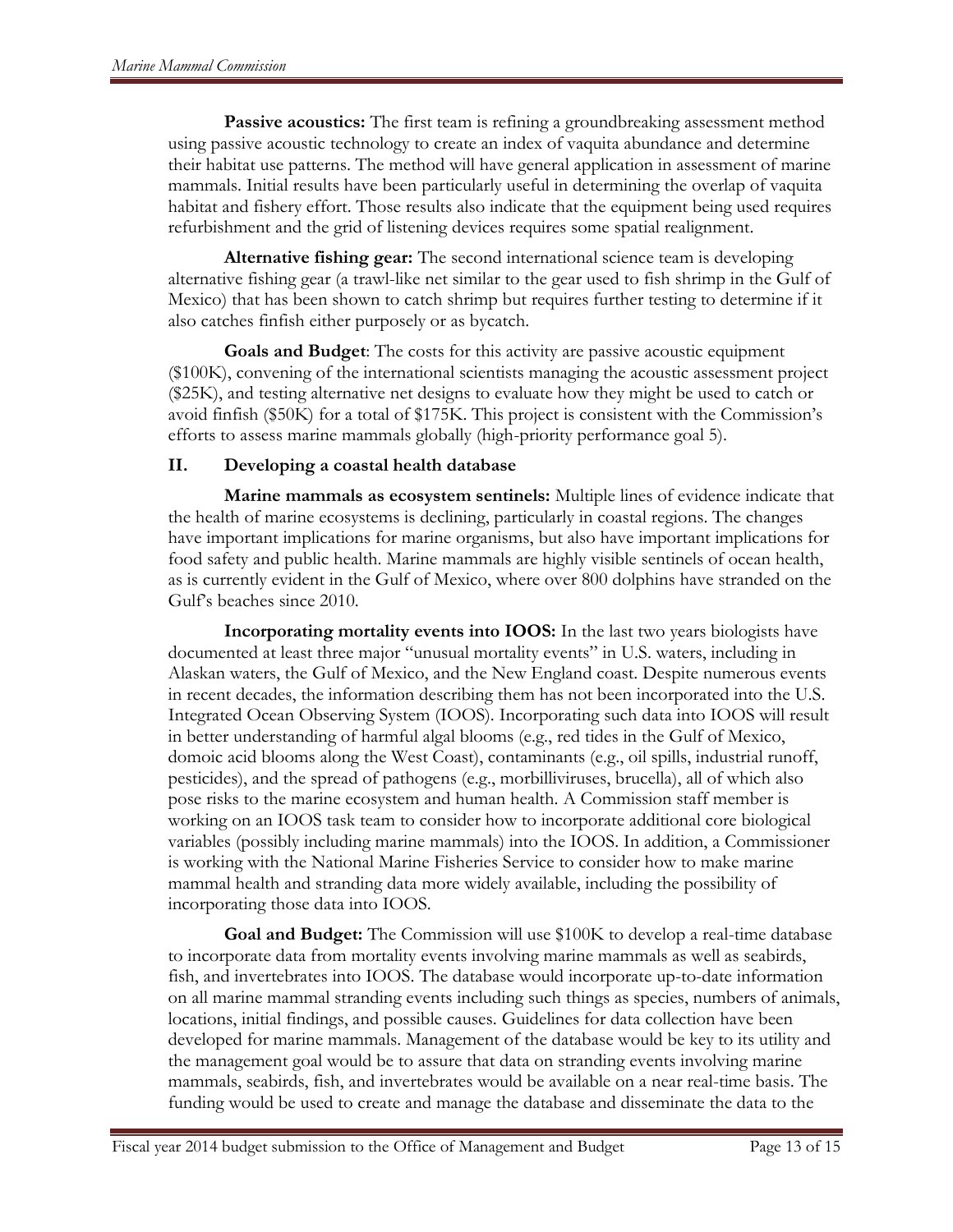**Passive acoustics:** The first team is refining a groundbreaking assessment method using passive acoustic technology to create an index of vaquita abundance and determine their habitat use patterns. The method will have general application in assessment of marine mammals. Initial results have been particularly useful in determining the overlap of vaquita habitat and fishery effort. Those results also indicate that the equipment being used requires refurbishment and the grid of listening devices requires some spatial realignment.

**Alternative fishing gear:** The second international science team is developing alternative fishing gear (a trawl-like net similar to the gear used to fish shrimp in the Gulf of Mexico) that has been shown to catch shrimp but requires further testing to determine if it also catches finfish either purposely or as bycatch.

**Goals and Budget**: The costs for this activity are passive acoustic equipment ($100K), convening of the international scientists managing the acoustic assessment project ($25K), and testing alternative net designs to evaluate how they might be used to catch or avoid finfish ($50K) for a total of $175K. This project is consistent with the Commission's efforts to assess marine mammals globally (high-priority performance goal 5).

## II. Developing a coastal health database

**Marine mammals as ecosystem sentinels:** Multiple lines of evidence indicate that the health of marine ecosystems is declining, particularly in coastal regions. The changes have important implications for marine organisms, but also have important implications for food safety and public health. Marine mammals are highly visible sentinels of ocean health, as is currently evident in the Gulf of Mexico, where over 800 dolphins have stranded on the Gulf's beaches since 2010.

**Incorporating mortality events into IOOS:** In the last two years biologists have documented at least three major "unusual mortality events" in U.S. waters, including in Alaskan waters, the Gulf of Mexico, and the New England coast. Despite numerous events in recent decades, the information describing them has not been incorporated into the U.S. Integrated Ocean Observing System (IOOS). Incorporating such data into IOOS will result in better understanding of harmful algal blooms (e.g., red tides in the Gulf of Mexico, domoic acid blooms along the West Coast), contaminants (e.g., oil spills, industrial runoff, pesticides), and the spread of pathogens (e.g., morbilliviruses, brucella), all of which also pose risks to the marine ecosystem and human health. A Commission staff member is working on an IOOS task team to consider how to incorporate additional core biological variables (possibly including marine mammals) into the IOOS. In addition, a Commissioner is working with the National Marine Fisheries Service to consider how to make marine mammal health and stranding data more widely available, including the possibility of incorporating those data into IOOS.

**Goal and Budget:** The Commission will use $100K to develop a real-time database to incorporate data from mortality events involving marine mammals as well as seabirds, fish, and invertebrates into IOOS. The database would incorporate up-to-date information on all marine mammal stranding events including such things as species, numbers of animals, locations, initial findings, and possible causes. Guidelines for data collection have been developed for marine mammals. Management of the database would be key to its utility and the management goal would be to assure that data on stranding events involving marine mammals, seabirds, fish, and invertebrates would be available on a near real-time basis. The funding would be used to create and manage the database and disseminate the data to the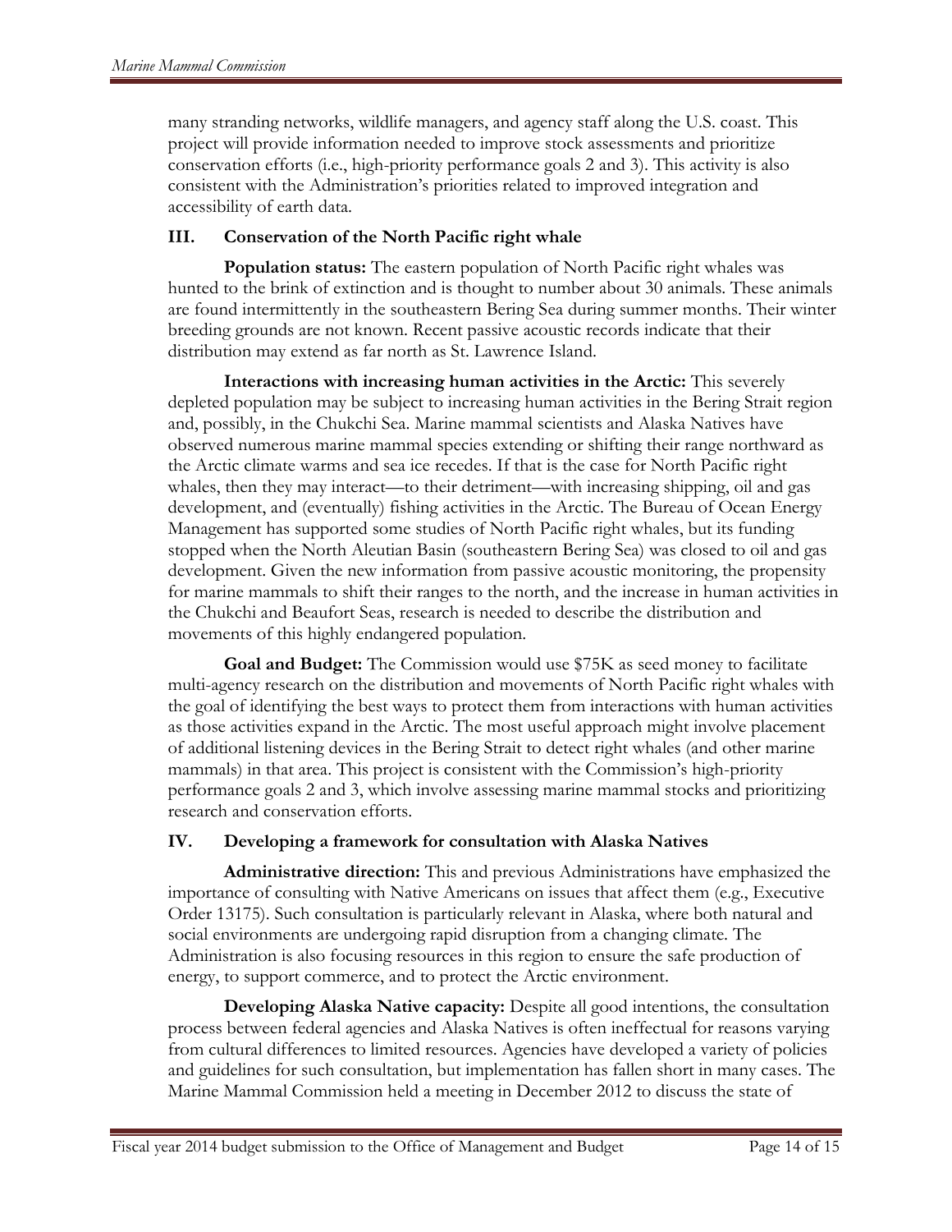many stranding networks, wildlife managers, and agency staff along the U.S. coast. This project will provide information needed to improve stock assessments and prioritize conservation efforts (i.e., high-priority performance goals 2 and 3). This activity is also consistent with the Administration's priorities related to improved integration and accessibility of earth data.

### III. Conservation of the North Pacific right whale

**Population status:** The eastern population of North Pacific right whales was hunted to the brink of extinction and is thought to number about 30 animals. These animals are found intermittently in the southeastern Bering Sea during summer months. Their winter breeding grounds are not known. Recent passive acoustic records indicate that their distribution may extend as far north as St. Lawrence Island.

**Interactions with increasing human activities in the Arctic:** This severely depleted population may be subject to increasing human activities in the Bering Strait region and, possibly, in the Chukchi Sea. Marine mammal scientists and Alaska Natives have observed numerous marine mammal species extending or shifting their range northward as the Arctic climate warms and sea ice recedes. If that is the case for North Pacific right whales, then they may interact—to their detriment—with increasing shipping, oil and gas development, and (eventually) fishing activities in the Arctic. The Bureau of Ocean Energy Management has supported some studies of North Pacific right whales, but its funding stopped when the North Aleutian Basin (southeastern Bering Sea) was closed to oil and gas development. Given the new information from passive acoustic monitoring, the propensity for marine mammals to shift their ranges to the north, and the increase in human activities in the Chukchi and Beaufort Seas, research is needed to describe the distribution and movements of this highly endangered population.

**Goal and Budget:** The Commission would use $75K as seed money to facilitate multi-agency research on the distribution and movements of North Pacific right whales with the goal of identifying the best ways to protect them from interactions with human activities as those activities expand in the Arctic. The most useful approach might involve placement of additional listening devices in the Bering Strait to detect right whales (and other marine mammals) in that area. This project is consistent with the Commission's high-priority performance goals 2 and 3, which involve assessing marine mammal stocks and prioritizing research and conservation efforts.

### IV. Developing a framework for consultation with Alaska Natives

**Administrative direction:** This and previous Administrations have emphasized the importance of consulting with Native Americans on issues that affect them (e.g., Executive Order 13175). Such consultation is particularly relevant in Alaska, where both natural and social environments are undergoing rapid disruption from a changing climate. The Administration is also focusing resources in this region to ensure the safe production of energy, to support commerce, and to protect the Arctic environment.

**Developing Alaska Native capacity:** Despite all good intentions, the consultation process between federal agencies and Alaska Natives is often ineffectual for reasons varying from cultural differences to limited resources. Agencies have developed a variety of policies and guidelines for such consultation, but implementation has fallen short in many cases. The Marine Mammal Commission held a meeting in December 2012 to discuss the state of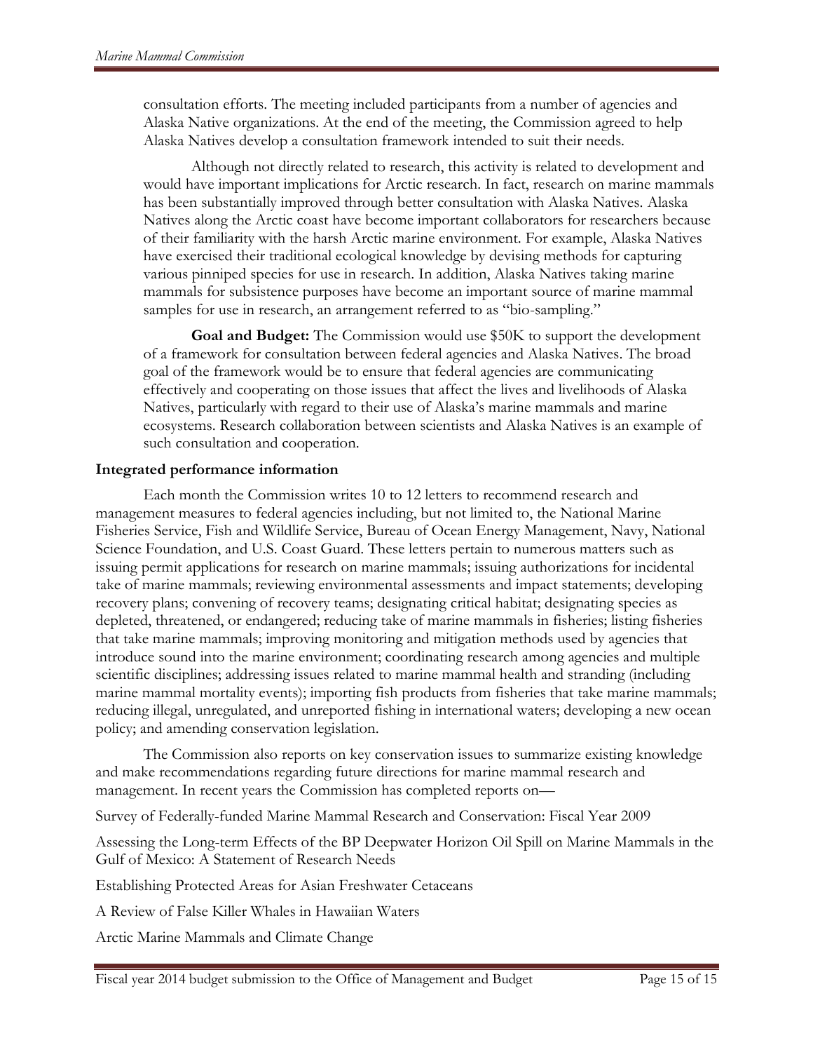consultation efforts. The meeting included participants from a number of agencies and Alaska Native organizations. At the end of the meeting, the Commission agreed to help Alaska Natives develop a consultation framework intended to suit their needs.

Although not directly related to research, this activity is related to development and would have important implications for Arctic research. In fact, research on marine mammals has been substantially improved through better consultation with Alaska Natives. Alaska Natives along the Arctic coast have become important collaborators for researchers because of their familiarity with the harsh Arctic marine environment. For example, Alaska Natives have exercised their traditional ecological knowledge by devising methods for capturing various pinniped species for use in research. In addition, Alaska Natives taking marine mammals for subsistence purposes have become an important source of marine mammal samples for use in research, an arrangement referred to as "bio-sampling."

**Goal and Budget:** The Commission would use $50K to support the development of a framework for consultation between federal agencies and Alaska Natives. The broad goal of the framework would be to ensure that federal agencies are communicating effectively and cooperating on those issues that affect the lives and livelihoods of Alaska Natives, particularly with regard to their use of Alaska's marine mammals and marine ecosystems. Research collaboration between scientists and Alaska Natives is an example of such consultation and cooperation.

### Integrated performance information

Each month the Commission writes 10 to 12 letters to recommend research and management measures to federal agencies including, but not limited to, the National Marine Fisheries Service, Fish and Wildlife Service, Bureau of Ocean Energy Management, Navy, National Science Foundation, and U.S. Coast Guard. These letters pertain to numerous matters such as issuing permit applications for research on marine mammals; issuing authorizations for incidental take of marine mammals; reviewing environmental assessments and impact statements; developing recovery plans; convening of recovery teams; designating critical habitat; designating species as depleted, threatened, or endangered; reducing take of marine mammals in fisheries; listing fisheries that take marine mammals; improving monitoring and mitigation methods used by agencies that introduce sound into the marine environment; coordinating research among agencies and multiple scientific disciplines; addressing issues related to marine mammal health and stranding (including marine mammal mortality events); importing fish products from fisheries that take marine mammals; reducing illegal, unregulated, and unreported fishing in international waters; developing a new ocean policy; and amending conservation legislation.

The Commission also reports on key conservation issues to summarize existing knowledge and make recommendations regarding future directions for marine mammal research and management. In recent years the Commission has completed reports on—

Survey of Federally-funded Marine Mammal Research and Conservation: Fiscal Year 2009

Assessing the Long-term Effects of the BP Deepwater Horizon Oil Spill on Marine Mammals in the Gulf of Mexico: A Statement of Research Needs

Establishing Protected Areas for Asian Freshwater Cetaceans

A Review of False Killer Whales in Hawaiian Waters

Arctic Marine Mammals and Climate Change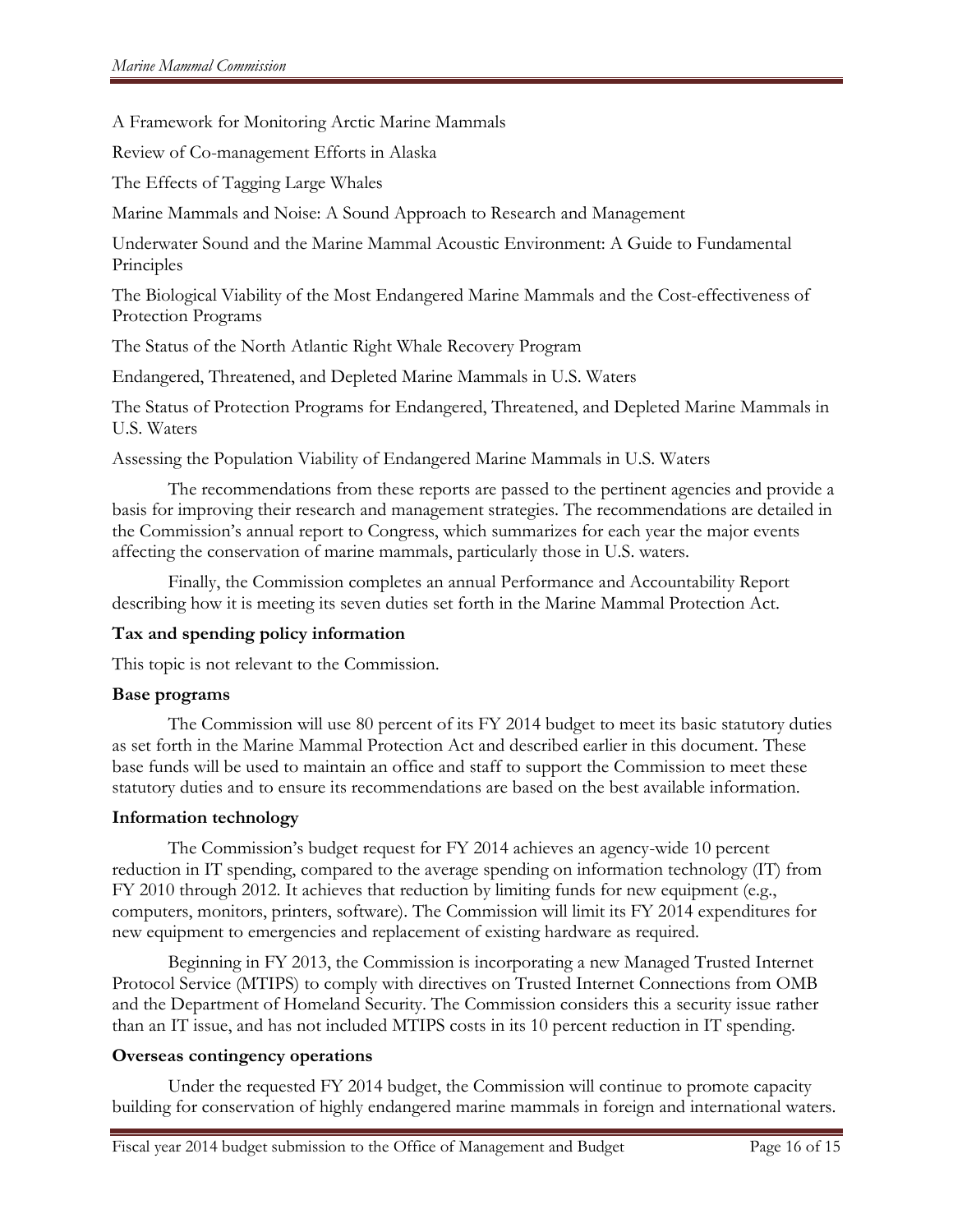A Framework for Monitoring Arctic Marine Mammals

Review of Co-management Efforts in Alaska

The Effects of Tagging Large Whales

Marine Mammals and Noise: A Sound Approach to Research and Management

Underwater Sound and the Marine Mammal Acoustic Environment: A Guide to Fundamental Principles

The Biological Viability of the Most Endangered Marine Mammals and the Cost-effectiveness of Protection Programs

The Status of the North Atlantic Right Whale Recovery Program

Endangered, Threatened, and Depleted Marine Mammals in U.S. Waters

The Status of Protection Programs for Endangered, Threatened, and Depleted Marine Mammals in U.S. Waters

Assessing the Population Viability of Endangered Marine Mammals in U.S. Waters

The recommendations from these reports are passed to the pertinent agencies and provide a basis for improving their research and management strategies. The recommendations are detailed in the Commission's annual report to Congress, which summarizes for each year the major events affecting the conservation of marine mammals, particularly those in U.S. waters.

Finally, the Commission completes an annual Performance and Accountability Report describing how it is meeting its seven duties set forth in the Marine Mammal Protection Act.

**Tax and spending policy information**

This topic is not relevant to the Commission.

**Base programs**

The Commission will use 80 percent of its FY 2014 budget to meet its basic statutory duties as set forth in the Marine Mammal Protection Act and described earlier in this document. These base funds will be used to maintain an office and staff to support the Commission to meet these statutory duties and to ensure its recommendations are based on the best available information.

**Information technology**

The Commission's budget request for FY 2014 achieves an agency-wide 10 percent reduction in IT spending, compared to the average spending on information technology (IT) from FY 2010 through 2012. It achieves that reduction by limiting funds for new equipment (e.g., computers, monitors, printers, software). The Commission will limit its FY 2014 expenditures for new equipment to emergencies and replacement of existing hardware as required.

Beginning in FY 2013, the Commission is incorporating a new Managed Trusted Internet Protocol Service (MTIPS) to comply with directives on Trusted Internet Connections from OMB and the Department of Homeland Security. The Commission considers this a security issue rather than an IT issue, and has not included MTIPS costs in its 10 percent reduction in IT spending.

**Overseas contingency operations**

Under the requested FY 2014 budget, the Commission will continue to promote capacity building for conservation of highly endangered marine mammals in foreign and international waters.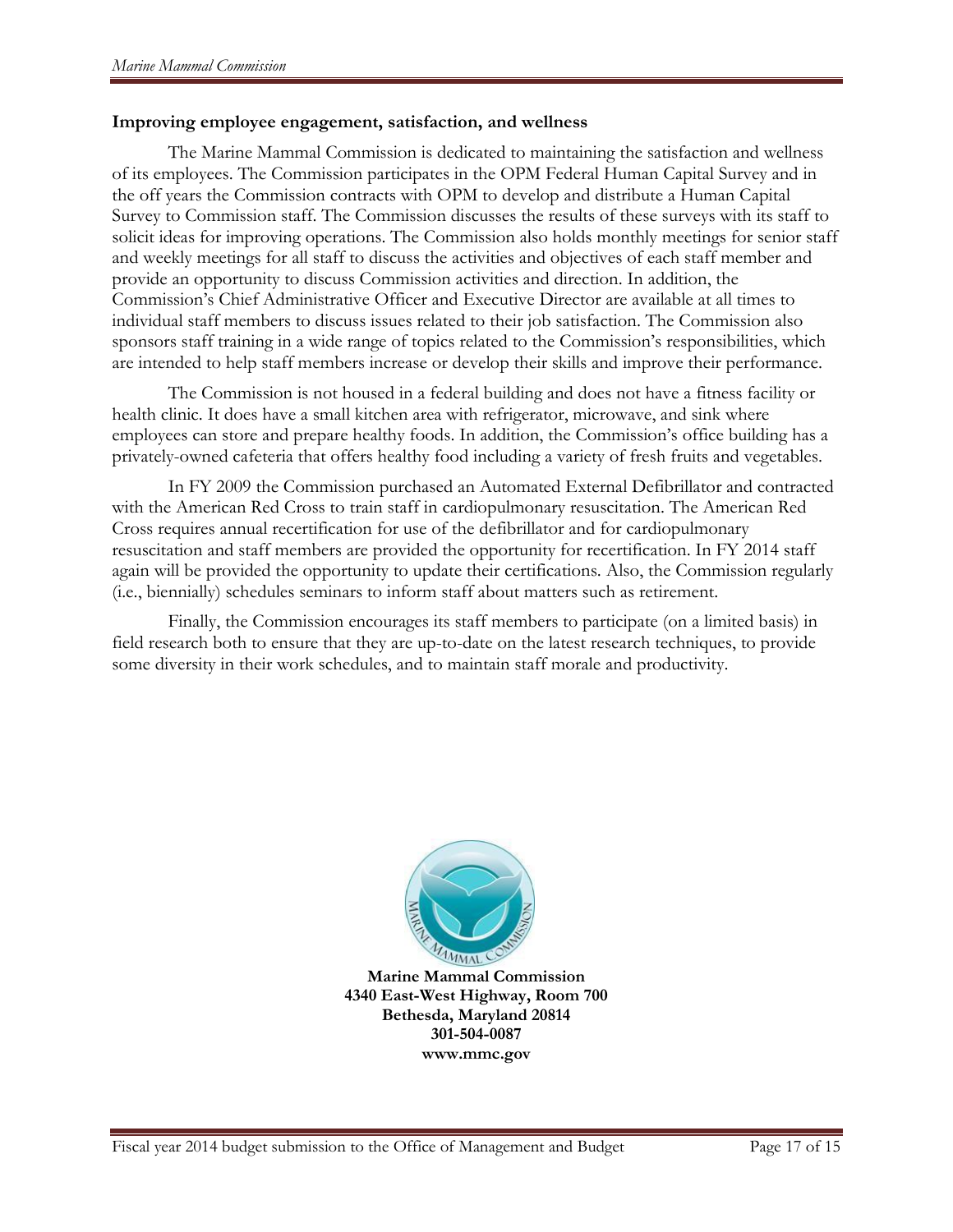**Improving employee engagement, satisfaction, and wellness**

The Marine Mammal Commission is dedicated to maintaining the satisfaction and wellness of its employees. The Commission participates in the OPM Federal Human Capital Survey and in the off years the Commission contracts with OPM to develop and distribute a Human Capital Survey to Commission staff. The Commission discusses the results of these surveys with its staff to solicit ideas for improving operations. The Commission also holds monthly meetings for senior staff and weekly meetings for all staff to discuss the activities and objectives of each staff member and provide an opportunity to discuss Commission activities and direction. In addition, the Commission's Chief Administrative Officer and Executive Director are available at all times to individual staff members to discuss issues related to their job satisfaction. The Commission also sponsors staff training in a wide range of topics related to the Commission's responsibilities, which are intended to help staff members increase or develop their skills and improve their performance.

The Commission is not housed in a federal building and does not have a fitness facility or health clinic. It does have a small kitchen area with refrigerator, microwave, and sink where employees can store and prepare healthy foods. In addition, the Commission's office building has a privately-owned cafeteria that offers healthy food including a variety of fresh fruits and vegetables.

In FY 2009 the Commission purchased an Automated External Defibrillator and contracted with the American Red Cross to train staff in cardiopulmonary resuscitation. The American Red Cross requires annual recertification for use of the defibrillator and for cardiopulmonary resuscitation and staff members are provided the opportunity for recertification. In FY 2014 staff again will be provided the opportunity to update their certifications. Also, the Commission regularly (i.e., biennially) schedules seminars to inform staff about matters such as retirement.

Finally, the Commission encourages its staff members to participate (on a limited basis) in field research both to ensure that they are up-to-date on the latest research techniques, to provide some diversity in their work schedules, and to maintain staff morale and productivity.

**Marine Mammal Commission**
**4340 East-West Highway, Room 700**
**Bethesda, Maryland 20814**
**301-504-0087**
**www.mmc.gov**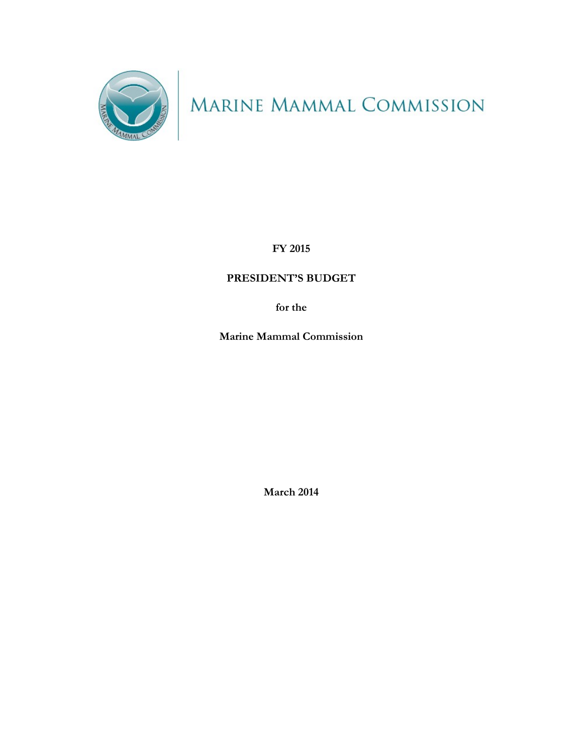# MARINE MAMMAL COMMISSION

**FY 2015**

**PRESIDENT'S BUDGET**

**for the**

**Marine Mammal Commission**

**March 2014**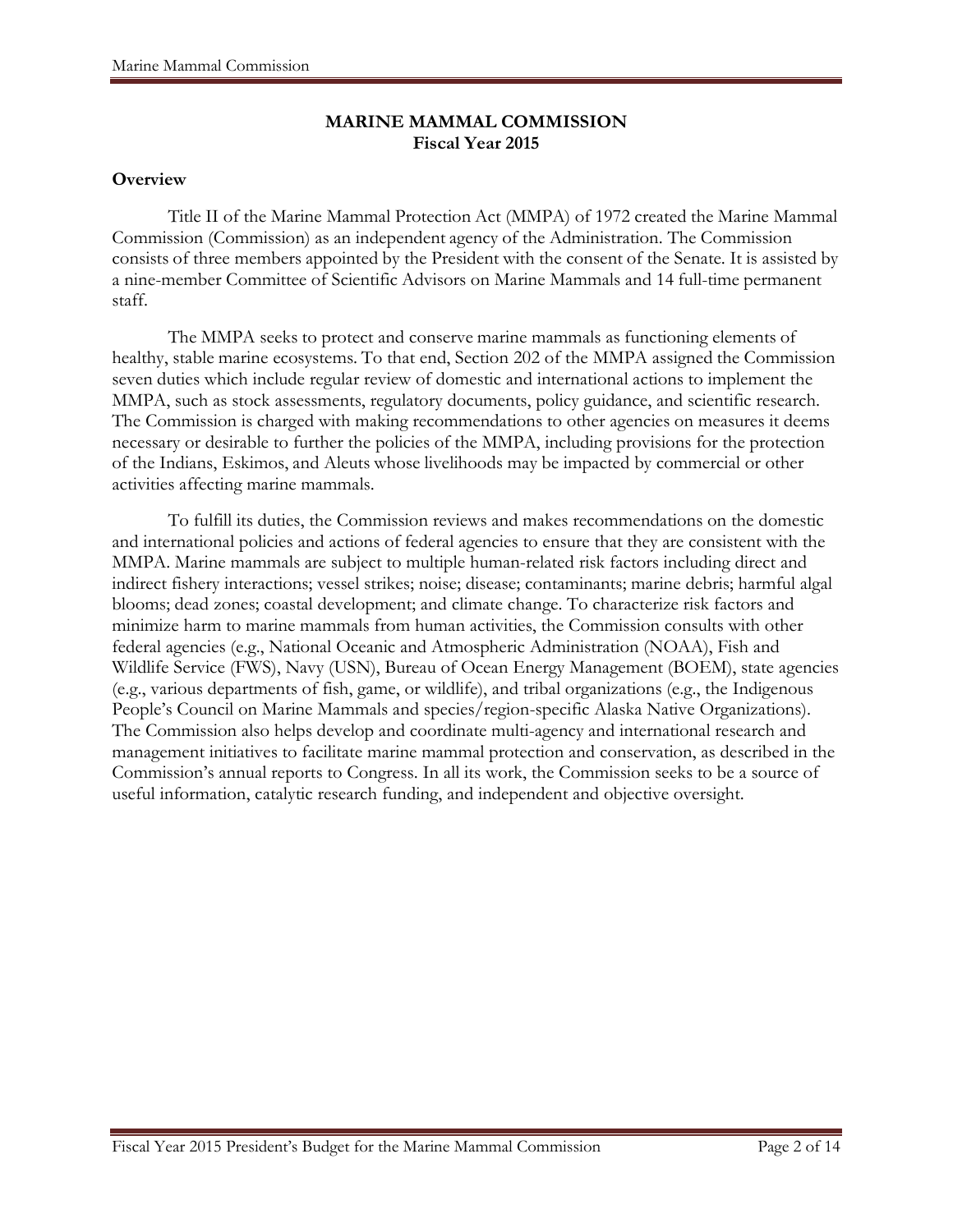**MARINE MAMMAL COMMISSION**
**Fiscal Year 2015**

**Overview**

Title II of the Marine Mammal Protection Act (MMPA) of 1972 created the Marine Mammal Commission (Commission) as an independent agency of the Administration. The Commission consists of three members appointed by the President with the consent of the Senate. It is assisted by a nine-member Committee of Scientific Advisors on Marine Mammals and 14 full-time permanent staff.

The MMPA seeks to protect and conserve marine mammals as functioning elements of healthy, stable marine ecosystems. To that end, Section 202 of the MMPA assigned the Commission seven duties which include regular review of domestic and international actions to implement the MMPA, such as stock assessments, regulatory documents, policy guidance, and scientific research. The Commission is charged with making recommendations to other agencies on measures it deems necessary or desirable to further the policies of the MMPA, including provisions for the protection of the Indians, Eskimos, and Aleuts whose livelihoods may be impacted by commercial or other activities affecting marine mammals.

To fulfill its duties, the Commission reviews and makes recommendations on the domestic and international policies and actions of federal agencies to ensure that they are consistent with the MMPA. Marine mammals are subject to multiple human-related risk factors including direct and indirect fishery interactions; vessel strikes; noise; disease; contaminants; marine debris; harmful algal blooms; dead zones; coastal development; and climate change. To characterize risk factors and minimize harm to marine mammals from human activities, the Commission consults with other federal agencies (e.g., National Oceanic and Atmospheric Administration (NOAA), Fish and Wildlife Service (FWS), Navy (USN), Bureau of Ocean Energy Management (BOEM), state agencies (e.g., various departments of fish, game, or wildlife), and tribal organizations (e.g., the Indigenous People's Council on Marine Mammals and species/region-specific Alaska Native Organizations). The Commission also helps develop and coordinate multi-agency and international research and management initiatives to facilitate marine mammal protection and conservation, as described in the Commission's annual reports to Congress. In all its work, the Commission seeks to be a source of useful information, catalytic research funding, and independent and objective oversight.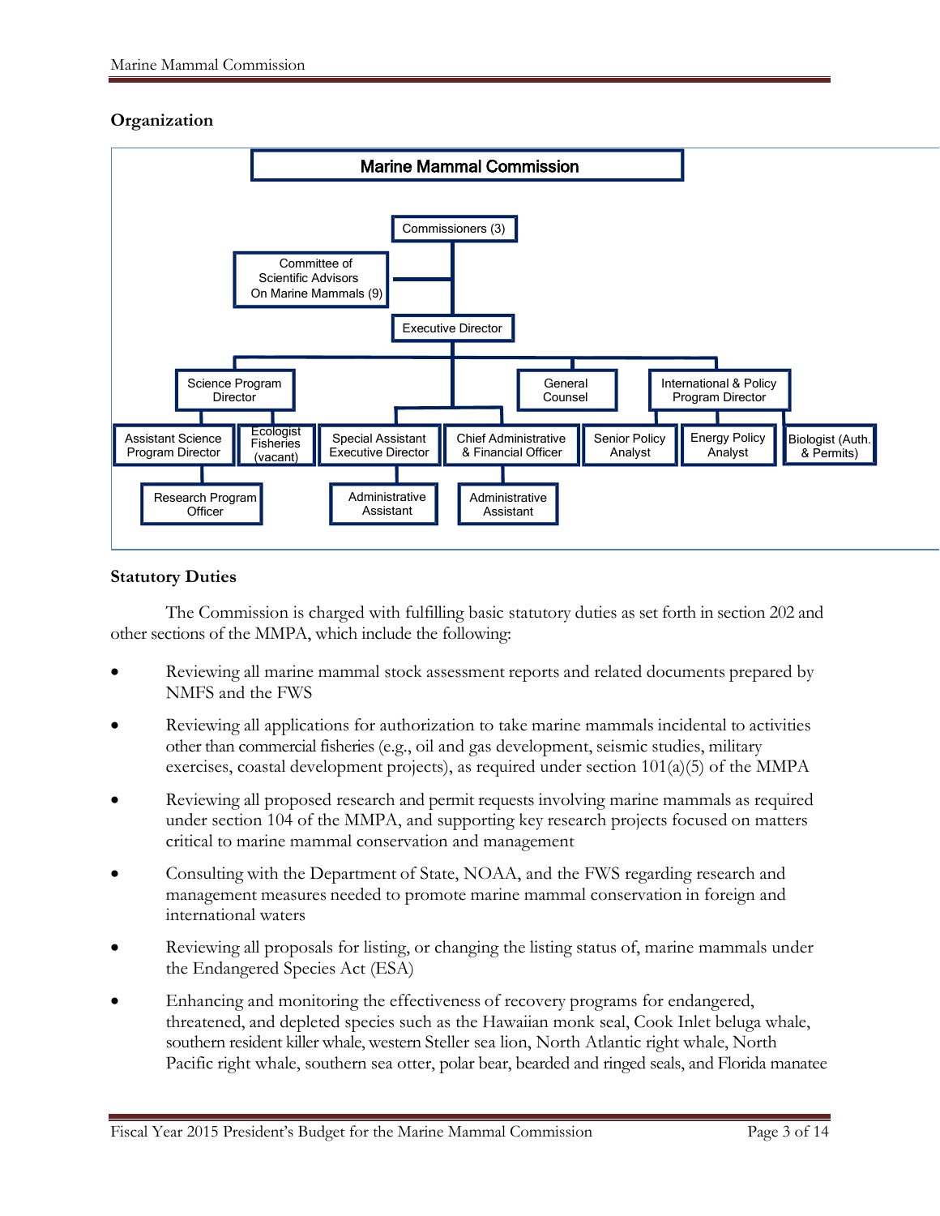## Organization

**Marine Mammal Commission**

- Commissioners (3)
  - Committee of Scientific Advisors On Marine Mammals (9)
  - Executive Director
    - Science Program Director
      - Assistant Science Program Director
        - Research Program Officer
      - Ecologist Fisheries (vacant)
    - Special Assistant Executive Director
      - Administrative Assistant
    - Chief Administrative & Financial Officer
      - Administrative Assistant
    - General Counsel
    - International & Policy Program Director
      - Senior Policy Analyst
      - Energy Policy Analyst
      - Biologist (Auth. & Permits)

## Statutory Duties

The Commission is charged with fulfilling basic statutory duties as set forth in section 202 and other sections of the MMPA, which include the following:

- Reviewing all marine mammal stock assessment reports and related documents prepared by NMFS and the FWS
- Reviewing all applications for authorization to take marine mammals incidental to activities other than commercial fisheries (e.g., oil and gas development, seismic studies, military exercises, coastal development projects), as required under section 101(a)(5) of the MMPA
- Reviewing all proposed research and permit requests involving marine mammals as required under section 104 of the MMPA, and supporting key research projects focused on matters critical to marine mammal conservation and management
- Consulting with the Department of State, NOAA, and the FWS regarding research and management measures needed to promote marine mammal conservation in foreign and international waters
- Reviewing all proposals for listing, or changing the listing status of, marine mammals under the Endangered Species Act (ESA)
- Enhancing and monitoring the effectiveness of recovery programs for endangered, threatened, and depleted species such as the Hawaiian monk seal, Cook Inlet beluga whale, southern resident killer whale, western Steller sea lion, North Atlantic right whale, North Pacific right whale, southern sea otter, polar bear, bearded and ringed seals, and Florida manatee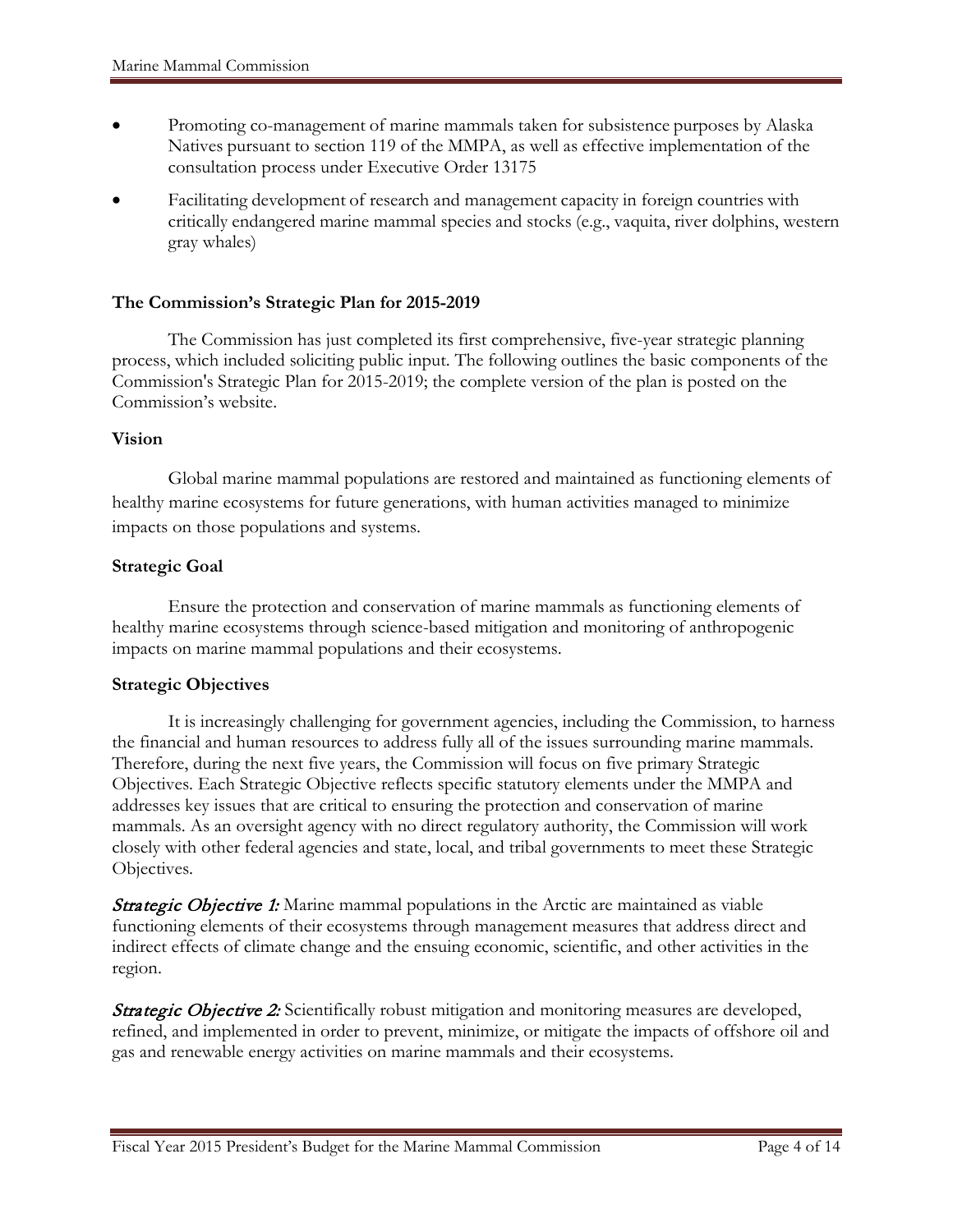- Promoting co-management of marine mammals taken for subsistence purposes by Alaska Natives pursuant to section 119 of the MMPA, as well as effective implementation of the consultation process under Executive Order 13175
- Facilitating development of research and management capacity in foreign countries with critically endangered marine mammal species and stocks (e.g., vaquita, river dolphins, western gray whales)

**The Commission's Strategic Plan for 2015-2019**

The Commission has just completed its first comprehensive, five-year strategic planning process, which included soliciting public input. The following outlines the basic components of the Commission's Strategic Plan for 2015-2019; the complete version of the plan is posted on the Commission's website.

**Vision**

Global marine mammal populations are restored and maintained as functioning elements of healthy marine ecosystems for future generations, with human activities managed to minimize impacts on those populations and systems.

**Strategic Goal**

Ensure the protection and conservation of marine mammals as functioning elements of healthy marine ecosystems through science-based mitigation and monitoring of anthropogenic impacts on marine mammal populations and their ecosystems.

**Strategic Objectives**

It is increasingly challenging for government agencies, including the Commission, to harness the financial and human resources to address fully all of the issues surrounding marine mammals. Therefore, during the next five years, the Commission will focus on five primary Strategic Objectives. Each Strategic Objective reflects specific statutory elements under the MMPA and addresses key issues that are critical to ensuring the protection and conservation of marine mammals. As an oversight agency with no direct regulatory authority, the Commission will work closely with other federal agencies and state, local, and tribal governments to meet these Strategic Objectives.

***Strategic Objective 1:*** Marine mammal populations in the Arctic are maintained as viable functioning elements of their ecosystems through management measures that address direct and indirect effects of climate change and the ensuing economic, scientific, and other activities in the region.

***Strategic Objective 2:*** Scientifically robust mitigation and monitoring measures are developed, refined, and implemented in order to prevent, minimize, or mitigate the impacts of offshore oil and gas and renewable energy activities on marine mammals and their ecosystems.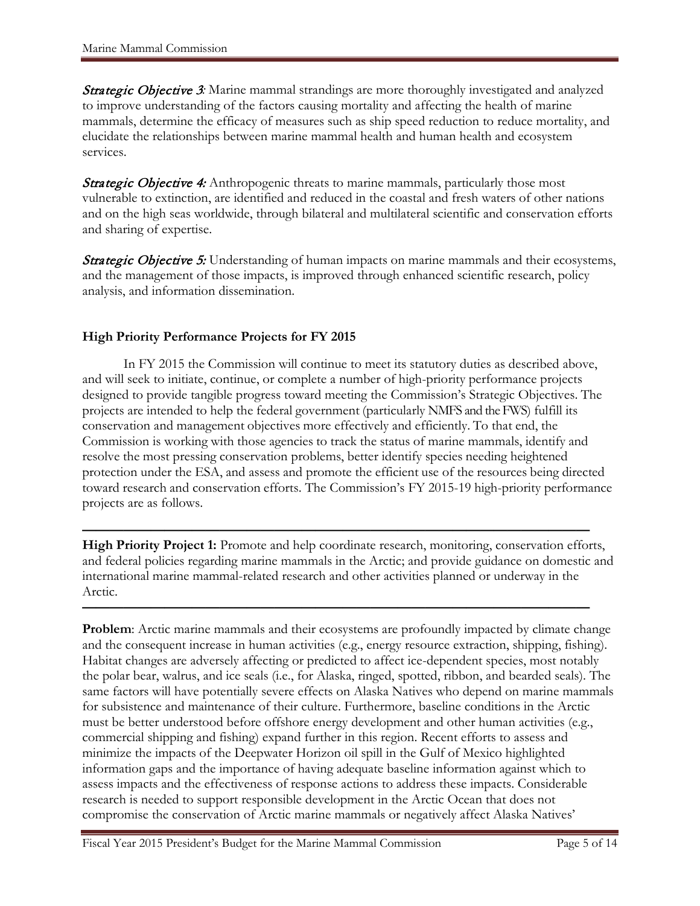***Strategic Objective 3:*** Marine mammal strandings are more thoroughly investigated and analyzed to improve understanding of the factors causing mortality and affecting the health of marine mammals, determine the efficacy of measures such as ship speed reduction to reduce mortality, and elucidate the relationships between marine mammal health and human health and ecosystem services.

***Strategic Objective 4:*** Anthropogenic threats to marine mammals, particularly those most vulnerable to extinction, are identified and reduced in the coastal and fresh waters of other nations and on the high seas worldwide, through bilateral and multilateral scientific and conservation efforts and sharing of expertise.

***Strategic Objective 5:*** Understanding of human impacts on marine mammals and their ecosystems, and the management of those impacts, is improved through enhanced scientific research, policy analysis, and information dissemination.

### High Priority Performance Projects for FY 2015

In FY 2015 the Commission will continue to meet its statutory duties as described above, and will seek to initiate, continue, or complete a number of high-priority performance projects designed to provide tangible progress toward meeting the Commission's Strategic Objectives. The projects are intended to help the federal government (particularly NMFS and the FWS) fulfill its conservation and management objectives more effectively and efficiently. To that end, the Commission is working with those agencies to track the status of marine mammals, identify and resolve the most pressing conservation problems, better identify species needing heightened protection under the ESA, and assess and promote the efficient use of the resources being directed toward research and conservation efforts. The Commission's FY 2015-19 high-priority performance projects are as follows.

---

**High Priority Project 1:** Promote and help coordinate research, monitoring, conservation efforts, and federal policies regarding marine mammals in the Arctic; and provide guidance on domestic and international marine mammal-related research and other activities planned or underway in the Arctic.

---

**Problem**: Arctic marine mammals and their ecosystems are profoundly impacted by climate change and the consequent increase in human activities (e.g., energy resource extraction, shipping, fishing). Habitat changes are adversely affecting or predicted to affect ice-dependent species, most notably the polar bear, walrus, and ice seals (i.e., for Alaska, ringed, spotted, ribbon, and bearded seals). The same factors will have potentially severe effects on Alaska Natives who depend on marine mammals for subsistence and maintenance of their culture. Furthermore, baseline conditions in the Arctic must be better understood before offshore energy development and other human activities (e.g., commercial shipping and fishing) expand further in this region. Recent efforts to assess and minimize the impacts of the Deepwater Horizon oil spill in the Gulf of Mexico highlighted information gaps and the importance of having adequate baseline information against which to assess impacts and the effectiveness of response actions to address these impacts. Considerable research is needed to support responsible development in the Arctic Ocean that does not compromise the conservation of Arctic marine mammals or negatively affect Alaska Natives'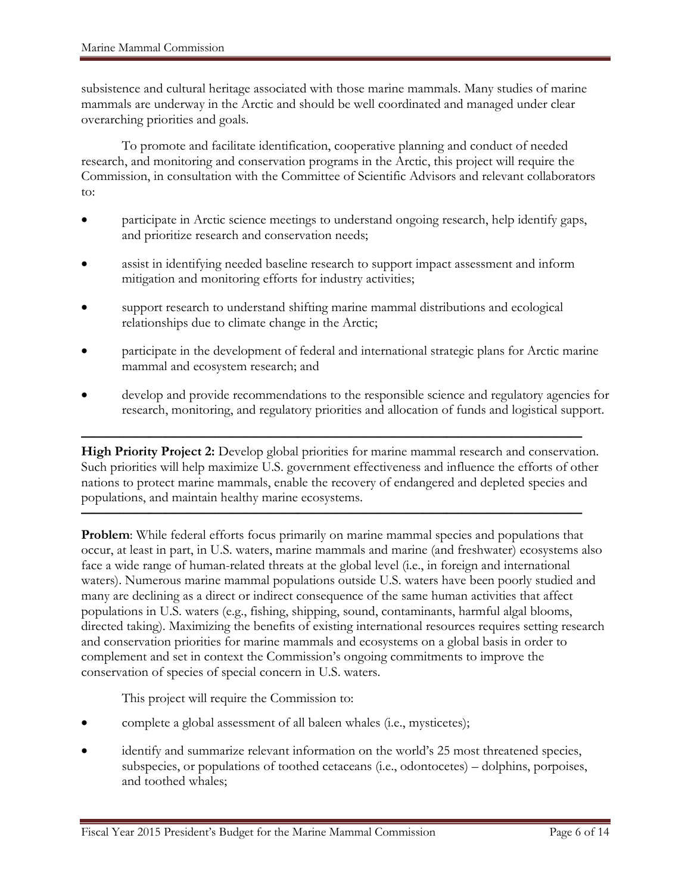subsistence and cultural heritage associated with those marine mammals. Many studies of marine mammals are underway in the Arctic and should be well coordinated and managed under clear overarching priorities and goals.

To promote and facilitate identification, cooperative planning and conduct of needed research, and monitoring and conservation programs in the Arctic, this project will require the Commission, in consultation with the Committee of Scientific Advisors and relevant collaborators to:

- participate in Arctic science meetings to understand ongoing research, help identify gaps, and prioritize research and conservation needs;
- assist in identifying needed baseline research to support impact assessment and inform mitigation and monitoring efforts for industry activities;
- support research to understand shifting marine mammal distributions and ecological relationships due to climate change in the Arctic;
- participate in the development of federal and international strategic plans for Arctic marine mammal and ecosystem research; and
- develop and provide recommendations to the responsible science and regulatory agencies for research, monitoring, and regulatory priorities and allocation of funds and logistical support.

---

**High Priority Project 2:** Develop global priorities for marine mammal research and conservation. Such priorities will help maximize U.S. government effectiveness and influence the efforts of other nations to protect marine mammals, enable the recovery of endangered and depleted species and populations, and maintain healthy marine ecosystems.

---

**Problem**: While federal efforts focus primarily on marine mammal species and populations that occur, at least in part, in U.S. waters, marine mammals and marine (and freshwater) ecosystems also face a wide range of human-related threats at the global level (i.e., in foreign and international waters). Numerous marine mammal populations outside U.S. waters have been poorly studied and many are declining as a direct or indirect consequence of the same human activities that affect populations in U.S. waters (e.g., fishing, shipping, sound, contaminants, harmful algal blooms, directed taking). Maximizing the benefits of existing international resources requires setting research and conservation priorities for marine mammals and ecosystems on a global basis in order to complement and set in context the Commission's ongoing commitments to improve the conservation of species of special concern in U.S. waters.

This project will require the Commission to:

- complete a global assessment of all baleen whales (i.e., mysticetes);
- identify and summarize relevant information on the world's 25 most threatened species, subspecies, or populations of toothed cetaceans (i.e., odontocetes) – dolphins, porpoises, and toothed whales;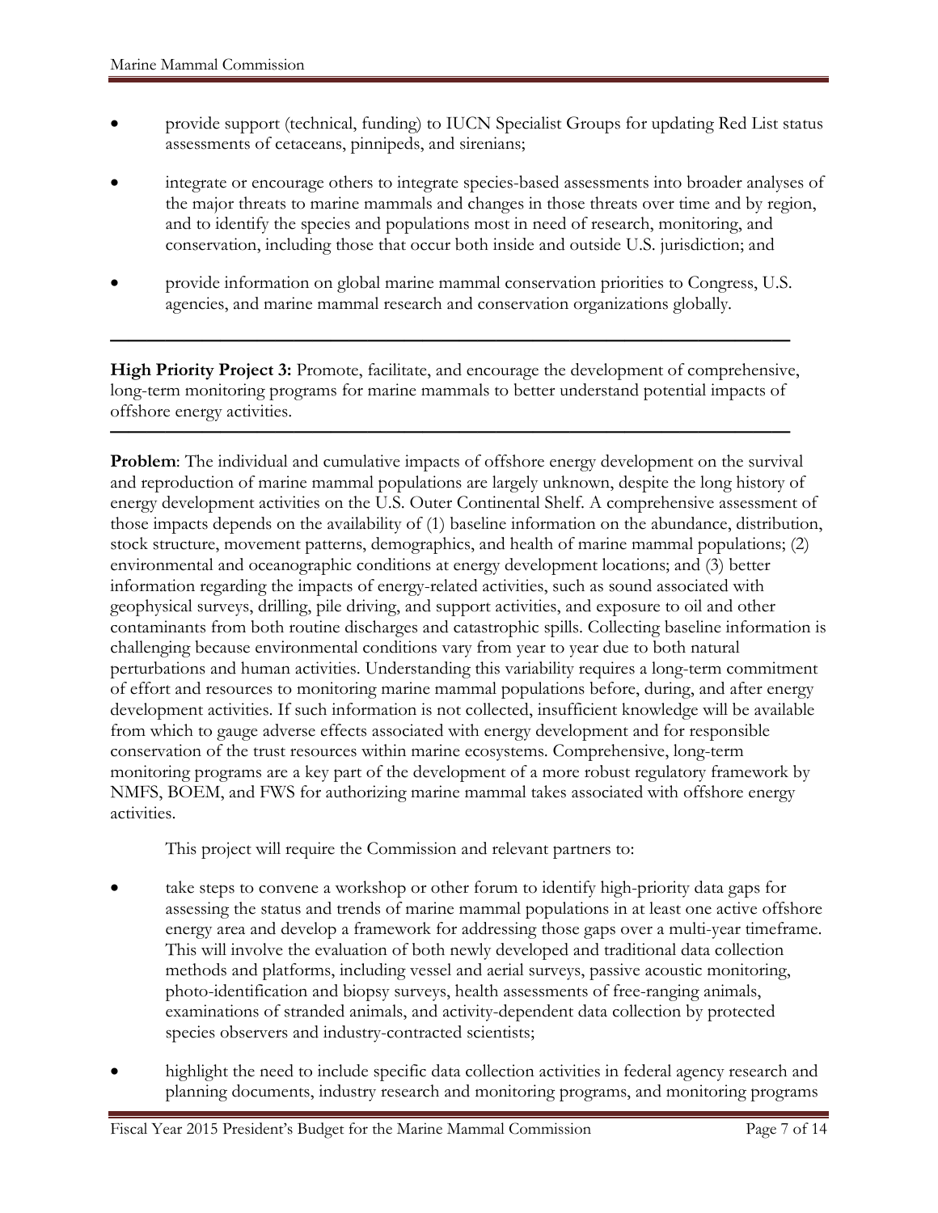- provide support (technical, funding) to IUCN Specialist Groups for updating Red List status assessments of cetaceans, pinnipeds, and sirenians;
- integrate or encourage others to integrate species-based assessments into broader analyses of the major threats to marine mammals and changes in those threats over time and by region, and to identify the species and populations most in need of research, monitoring, and conservation, including those that occur both inside and outside U.S. jurisdiction; and
- provide information on global marine mammal conservation priorities to Congress, U.S. agencies, and marine mammal research and conservation organizations globally.

---

**High Priority Project 3:** Promote, facilitate, and encourage the development of comprehensive, long-term monitoring programs for marine mammals to better understand potential impacts of offshore energy activities.

---

**Problem**: The individual and cumulative impacts of offshore energy development on the survival and reproduction of marine mammal populations are largely unknown, despite the long history of energy development activities on the U.S. Outer Continental Shelf. A comprehensive assessment of those impacts depends on the availability of (1) baseline information on the abundance, distribution, stock structure, movement patterns, demographics, and health of marine mammal populations; (2) environmental and oceanographic conditions at energy development locations; and (3) better information regarding the impacts of energy-related activities, such as sound associated with geophysical surveys, drilling, pile driving, and support activities, and exposure to oil and other contaminants from both routine discharges and catastrophic spills. Collecting baseline information is challenging because environmental conditions vary from year to year due to both natural perturbations and human activities. Understanding this variability requires a long-term commitment of effort and resources to monitoring marine mammal populations before, during, and after energy development activities. If such information is not collected, insufficient knowledge will be available from which to gauge adverse effects associated with energy development and for responsible conservation of the trust resources within marine ecosystems. Comprehensive, long-term monitoring programs are a key part of the development of a more robust regulatory framework by NMFS, BOEM, and FWS for authorizing marine mammal takes associated with offshore energy activities.

This project will require the Commission and relevant partners to:

- take steps to convene a workshop or other forum to identify high-priority data gaps for assessing the status and trends of marine mammal populations in at least one active offshore energy area and develop a framework for addressing those gaps over a multi-year timeframe. This will involve the evaluation of both newly developed and traditional data collection methods and platforms, including vessel and aerial surveys, passive acoustic monitoring, photo-identification and biopsy surveys, health assessments of free-ranging animals, examinations of stranded animals, and activity-dependent data collection by protected species observers and industry-contracted scientists;
- highlight the need to include specific data collection activities in federal agency research and planning documents, industry research and monitoring programs, and monitoring programs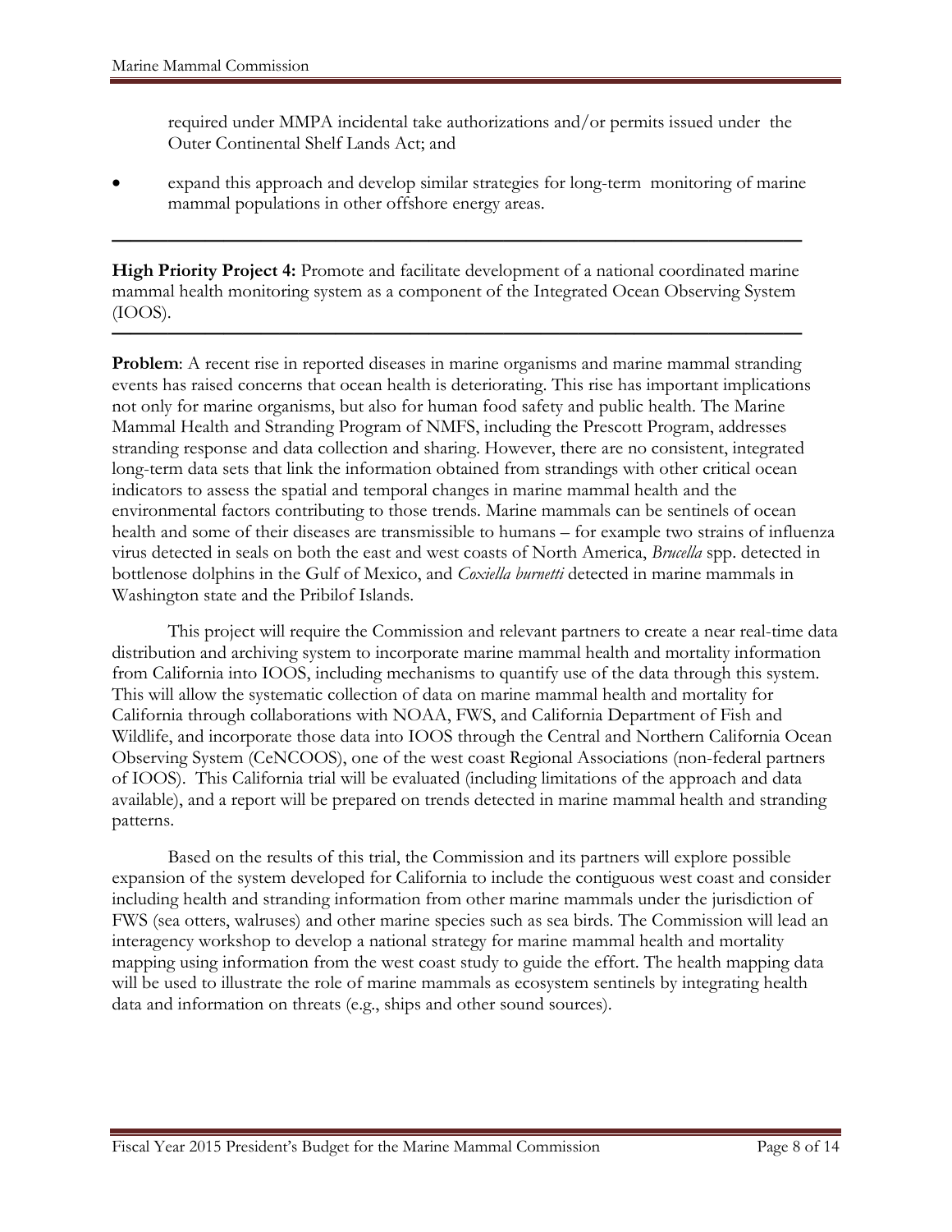required under MMPA incidental take authorizations and/or permits issued under the Outer Continental Shelf Lands Act; and

- expand this approach and develop similar strategies for long-term monitoring of marine mammal populations in other offshore energy areas.

---

**High Priority Project 4:** Promote and facilitate development of a national coordinated marine mammal health monitoring system as a component of the Integrated Ocean Observing System (IOOS).

---

**Problem**: A recent rise in reported diseases in marine organisms and marine mammal stranding events has raised concerns that ocean health is deteriorating. This rise has important implications not only for marine organisms, but also for human food safety and public health. The Marine Mammal Health and Stranding Program of NMFS, including the Prescott Program, addresses stranding response and data collection and sharing. However, there are no consistent, integrated long-term data sets that link the information obtained from strandings with other critical ocean indicators to assess the spatial and temporal changes in marine mammal health and the environmental factors contributing to those trends. Marine mammals can be sentinels of ocean health and some of their diseases are transmissible to humans – for example two strains of influenza virus detected in seals on both the east and west coasts of North America, *Brucella* spp. detected in bottlenose dolphins in the Gulf of Mexico, and *Coxiella burnetti* detected in marine mammals in Washington state and the Pribilof Islands.

This project will require the Commission and relevant partners to create a near real-time data distribution and archiving system to incorporate marine mammal health and mortality information from California into IOOS, including mechanisms to quantify use of the data through this system. This will allow the systematic collection of data on marine mammal health and mortality for California through collaborations with NOAA, FWS, and California Department of Fish and Wildlife, and incorporate those data into IOOS through the Central and Northern California Ocean Observing System (CeNCOOS), one of the west coast Regional Associations (non-federal partners of IOOS). This California trial will be evaluated (including limitations of the approach and data available), and a report will be prepared on trends detected in marine mammal health and stranding patterns.

Based on the results of this trial, the Commission and its partners will explore possible expansion of the system developed for California to include the contiguous west coast and consider including health and stranding information from other marine mammals under the jurisdiction of FWS (sea otters, walruses) and other marine species such as sea birds. The Commission will lead an interagency workshop to develop a national strategy for marine mammal health and mortality mapping using information from the west coast study to guide the effort. The health mapping data will be used to illustrate the role of marine mammals as ecosystem sentinels by integrating health data and information on threats (e.g., ships and other sound sources).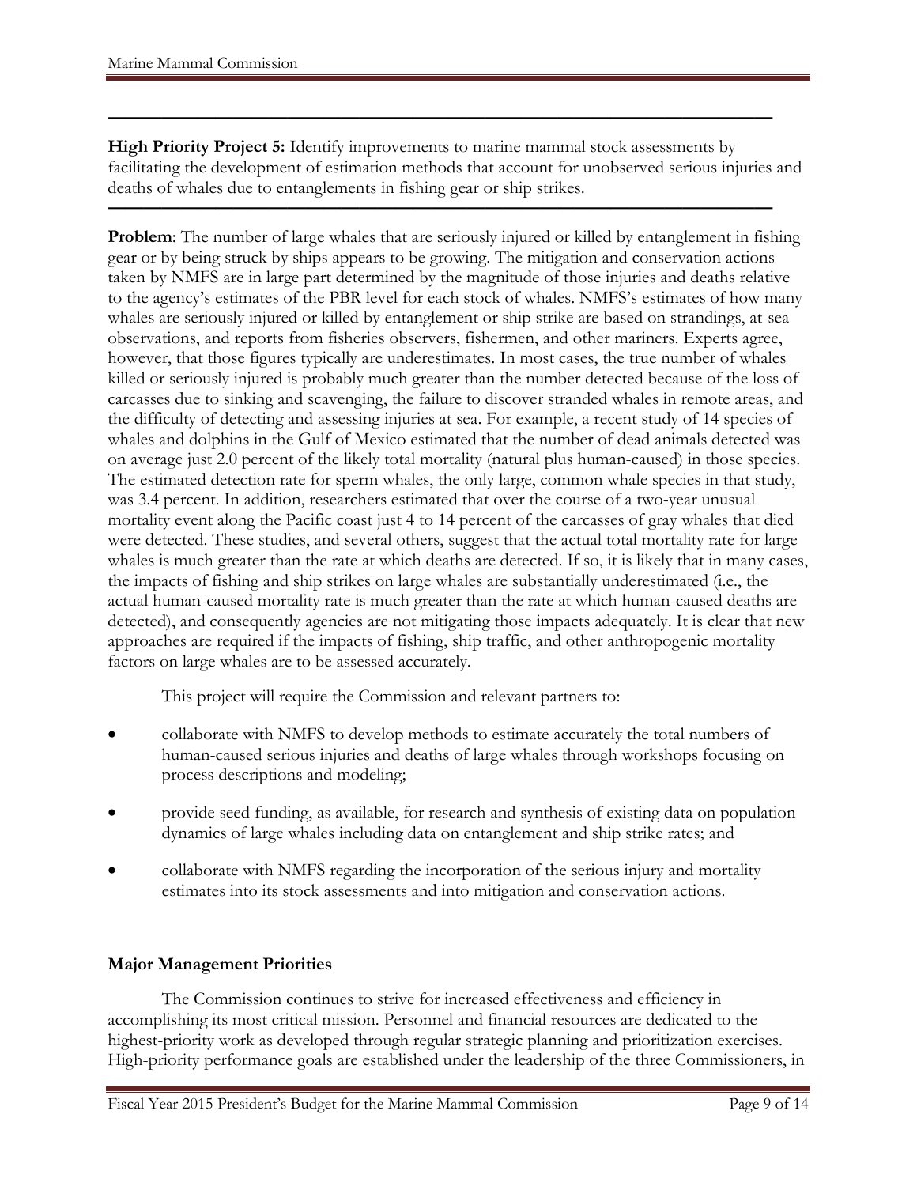---

**High Priority Project 5:** Identify improvements to marine mammal stock assessments by facilitating the development of estimation methods that account for unobserved serious injuries and deaths of whales due to entanglements in fishing gear or ship strikes.

---

**Problem**: The number of large whales that are seriously injured or killed by entanglement in fishing gear or by being struck by ships appears to be growing. The mitigation and conservation actions taken by NMFS are in large part determined by the magnitude of those injuries and deaths relative to the agency's estimates of the PBR level for each stock of whales. NMFS's estimates of how many whales are seriously injured or killed by entanglement or ship strike are based on strandings, at-sea observations, and reports from fisheries observers, fishermen, and other mariners. Experts agree, however, that those figures typically are underestimates. In most cases, the true number of whales killed or seriously injured is probably much greater than the number detected because of the loss of carcasses due to sinking and scavenging, the failure to discover stranded whales in remote areas, and the difficulty of detecting and assessing injuries at sea. For example, a recent study of 14 species of whales and dolphins in the Gulf of Mexico estimated that the number of dead animals detected was on average just 2.0 percent of the likely total mortality (natural plus human-caused) in those species. The estimated detection rate for sperm whales, the only large, common whale species in that study, was 3.4 percent. In addition, researchers estimated that over the course of a two-year unusual mortality event along the Pacific coast just 4 to 14 percent of the carcasses of gray whales that died were detected. These studies, and several others, suggest that the actual total mortality rate for large whales is much greater than the rate at which deaths are detected. If so, it is likely that in many cases, the impacts of fishing and ship strikes on large whales are substantially underestimated (i.e., the actual human-caused mortality rate is much greater than the rate at which human-caused deaths are detected), and consequently agencies are not mitigating those impacts adequately. It is clear that new approaches are required if the impacts of fishing, ship traffic, and other anthropogenic mortality factors on large whales are to be assessed accurately.

This project will require the Commission and relevant partners to:

- collaborate with NMFS to develop methods to estimate accurately the total numbers of human-caused serious injuries and deaths of large whales through workshops focusing on process descriptions and modeling;
- provide seed funding, as available, for research and synthesis of existing data on population dynamics of large whales including data on entanglement and ship strike rates; and
- collaborate with NMFS regarding the incorporation of the serious injury and mortality estimates into its stock assessments and into mitigation and conservation actions.

**Major Management Priorities**

The Commission continues to strive for increased effectiveness and efficiency in accomplishing its most critical mission. Personnel and financial resources are dedicated to the highest-priority work as developed through regular strategic planning and prioritization exercises. High-priority performance goals are established under the leadership of the three Commissioners, in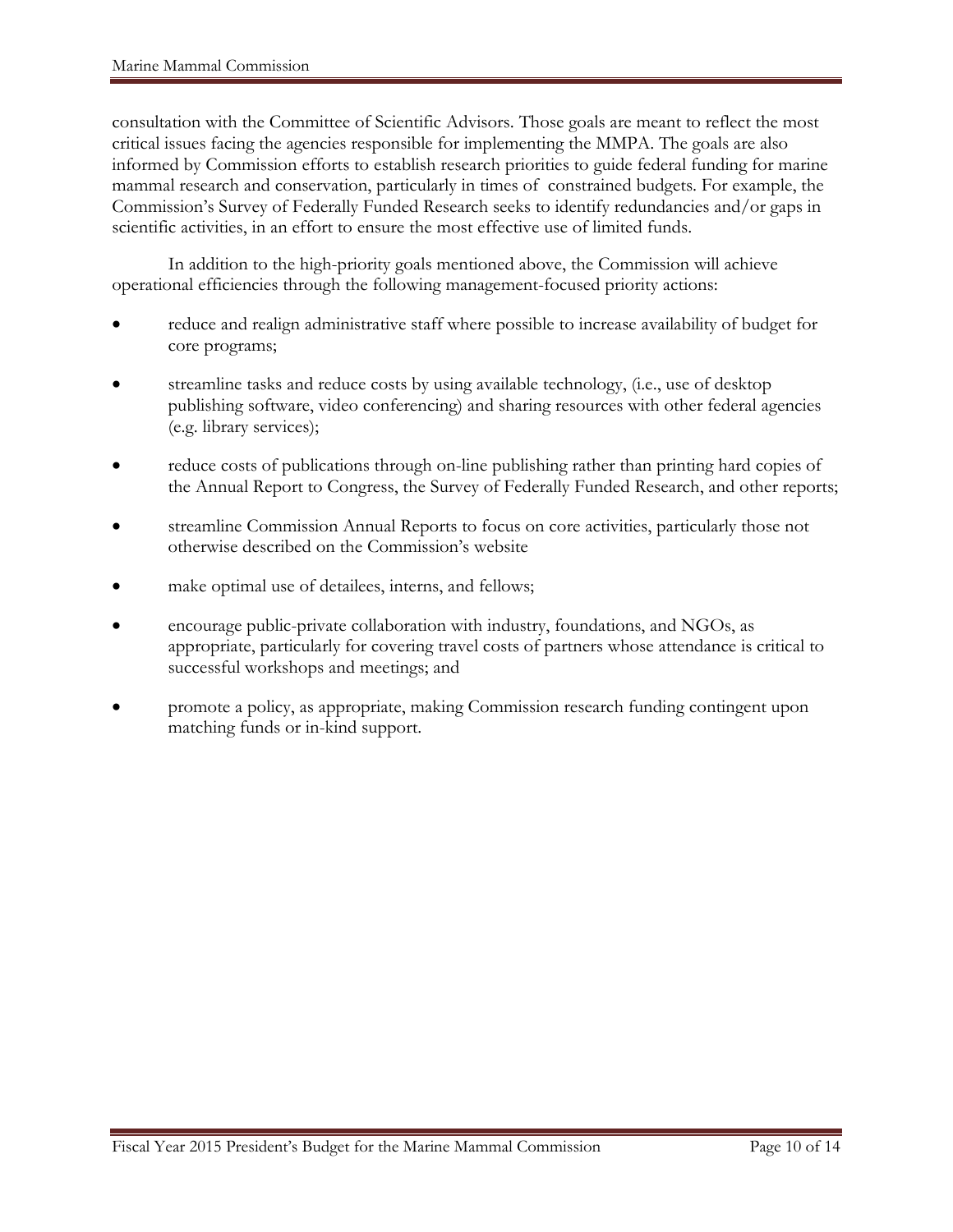consultation with the Committee of Scientific Advisors. Those goals are meant to reflect the most critical issues facing the agencies responsible for implementing the MMPA. The goals are also informed by Commission efforts to establish research priorities to guide federal funding for marine mammal research and conservation, particularly in times of constrained budgets. For example, the Commission's Survey of Federally Funded Research seeks to identify redundancies and/or gaps in scientific activities, in an effort to ensure the most effective use of limited funds.

In addition to the high-priority goals mentioned above, the Commission will achieve operational efficiencies through the following management-focused priority actions:

- reduce and realign administrative staff where possible to increase availability of budget for core programs;
- streamline tasks and reduce costs by using available technology, (i.e., use of desktop publishing software, video conferencing) and sharing resources with other federal agencies (e.g. library services);
- reduce costs of publications through on-line publishing rather than printing hard copies of the Annual Report to Congress, the Survey of Federally Funded Research, and other reports;
- streamline Commission Annual Reports to focus on core activities, particularly those not otherwise described on the Commission's website
- make optimal use of detailees, interns, and fellows;
- encourage public-private collaboration with industry, foundations, and NGOs, as appropriate, particularly for covering travel costs of partners whose attendance is critical to successful workshops and meetings; and
- promote a policy, as appropriate, making Commission research funding contingent upon matching funds or in-kind support.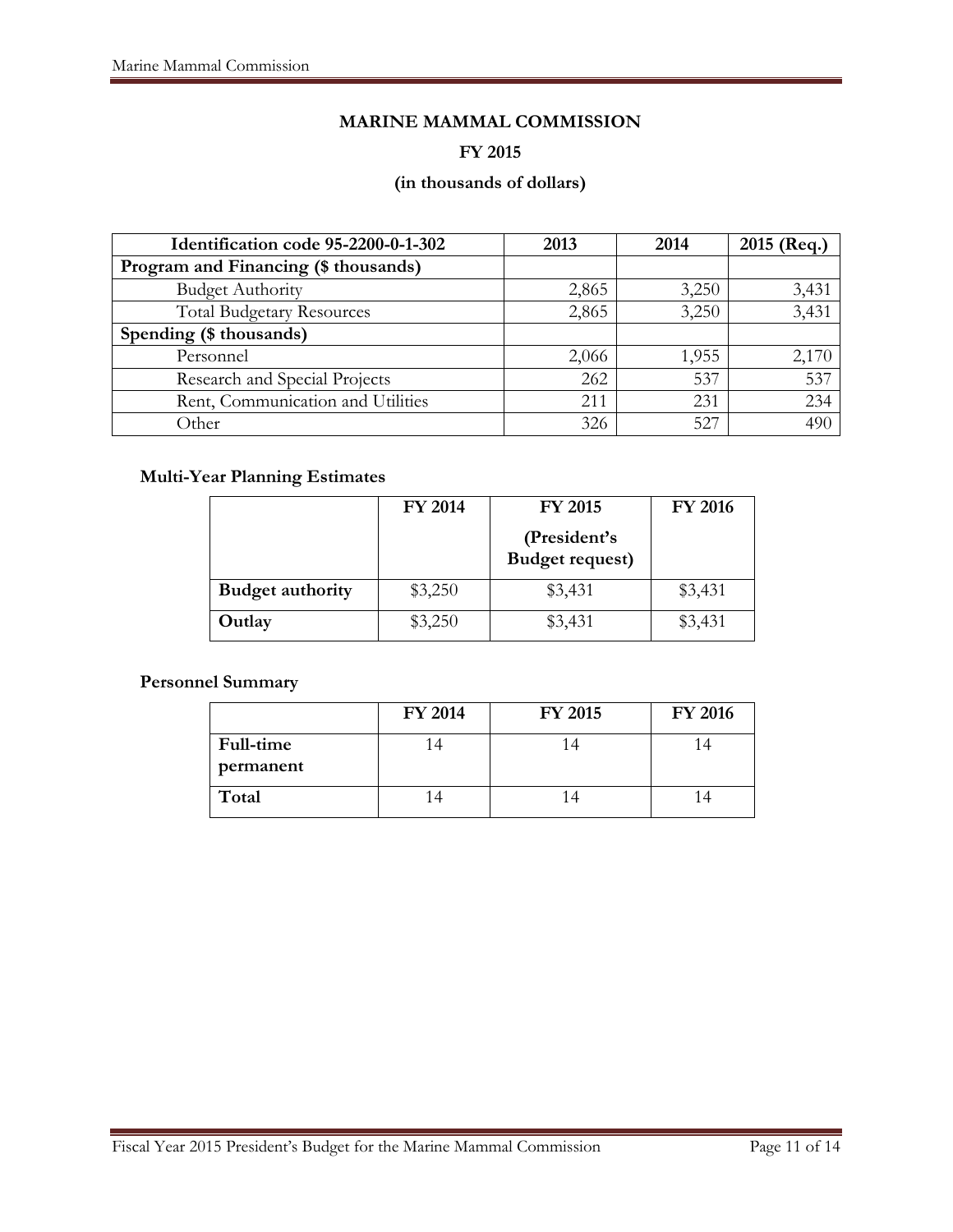**MARINE MAMMAL COMMISSION**

**FY 2015**

**(in thousands of dollars)**

| Identification code 95-2200-0-1-302 | 2013 | 2014 | 2015 (Req.) |
|---|---|---|---|
| **Program and Financing ($ thousands)** | | | |
| Budget Authority | 2,865 | 3,250 | 3,431 |
| Total Budgetary Resources | 2,865 | 3,250 | 3,431 |
| **Spending ($ thousands)** | | | |
| Personnel | 2,066 | 1,955 | 2,170 |
| Research and Special Projects | 262 | 537 | 537 |
| Rent, Communication and Utilities | 211 | 231 | 234 |
| Other | 326 | 527 | 490 |

**Multi-Year Planning Estimates**

| | FY 2014 | FY 2015 (President's Budget request) | FY 2016 |
|---|---|---|---|
| **Budget authority** | $3,250 | $3,431 | $3,431 |
| **Outlay** | $3,250 | $3,431 | $3,431 |

**Personnel Summary**

| | FY 2014 | FY 2015 | FY 2016 |
|---|---|---|---|
| **Full-time permanent** | 14 | 14 | 14 |
| **Total** | 14 | 14 | 14 |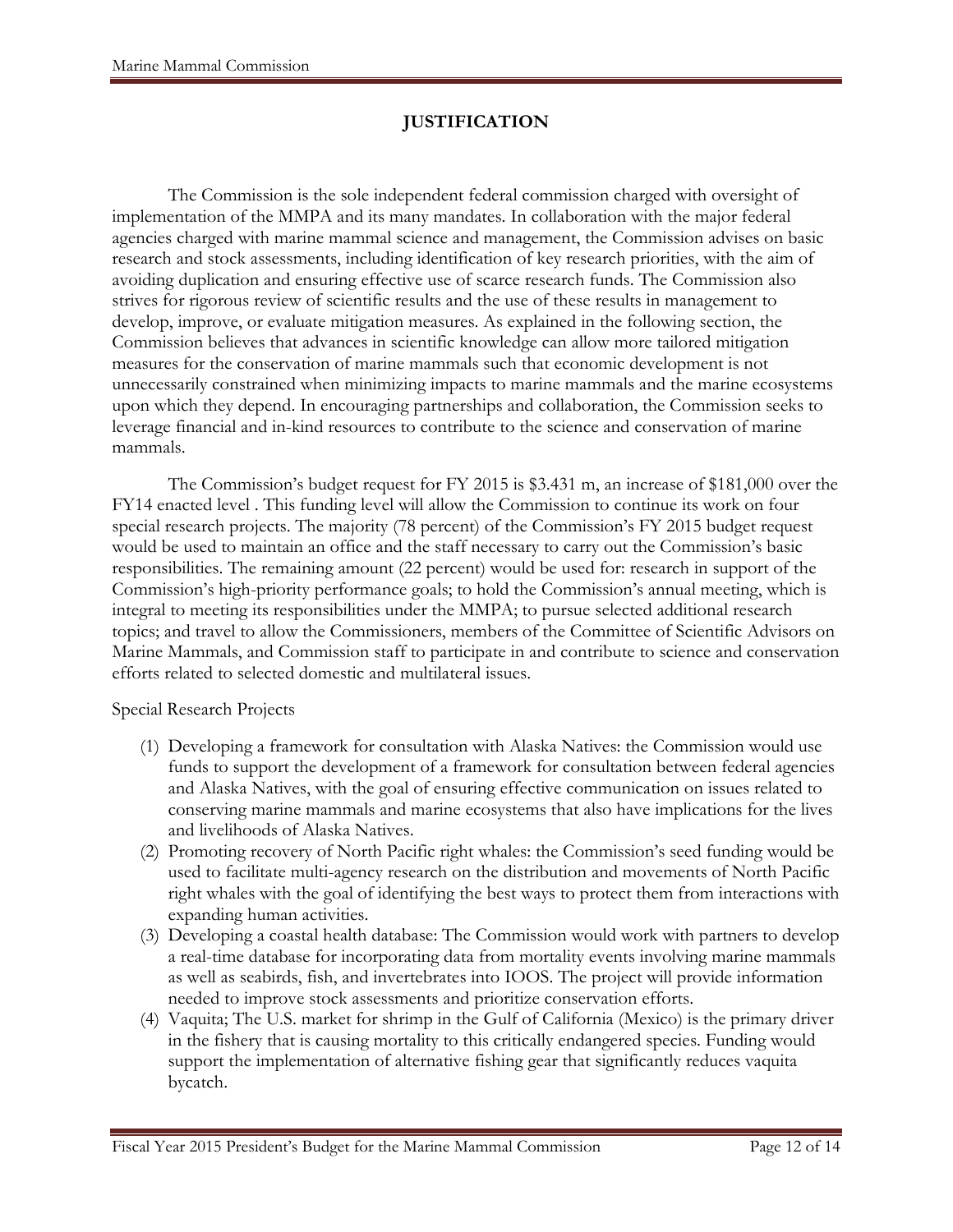# JUSTIFICATION

The Commission is the sole independent federal commission charged with oversight of implementation of the MMPA and its many mandates. In collaboration with the major federal agencies charged with marine mammal science and management, the Commission advises on basic research and stock assessments, including identification of key research priorities, with the aim of avoiding duplication and ensuring effective use of scarce research funds. The Commission also strives for rigorous review of scientific results and the use of these results in management to develop, improve, or evaluate mitigation measures. As explained in the following section, the Commission believes that advances in scientific knowledge can allow more tailored mitigation measures for the conservation of marine mammals such that economic development is not unnecessarily constrained when minimizing impacts to marine mammals and the marine ecosystems upon which they depend. In encouraging partnerships and collaboration, the Commission seeks to leverage financial and in-kind resources to contribute to the science and conservation of marine mammals.

The Commission's budget request for FY 2015 is $3.431 m, an increase of $181,000 over the FY14 enacted level . This funding level will allow the Commission to continue its work on four special research projects. The majority (78 percent) of the Commission's FY 2015 budget request would be used to maintain an office and the staff necessary to carry out the Commission's basic responsibilities. The remaining amount (22 percent) would be used for: research in support of the Commission's high-priority performance goals; to hold the Commission's annual meeting, which is integral to meeting its responsibilities under the MMPA; to pursue selected additional research topics; and travel to allow the Commissioners, members of the Committee of Scientific Advisors on Marine Mammals, and Commission staff to participate in and contribute to science and conservation efforts related to selected domestic and multilateral issues.

Special Research Projects

(1) Developing a framework for consultation with Alaska Natives: the Commission would use funds to support the development of a framework for consultation between federal agencies and Alaska Natives, with the goal of ensuring effective communication on issues related to conserving marine mammals and marine ecosystems that also have implications for the lives and livelihoods of Alaska Natives.
(2) Promoting recovery of North Pacific right whales: the Commission's seed funding would be used to facilitate multi-agency research on the distribution and movements of North Pacific right whales with the goal of identifying the best ways to protect them from interactions with expanding human activities.
(3) Developing a coastal health database: The Commission would work with partners to develop a real-time database for incorporating data from mortality events involving marine mammals as well as seabirds, fish, and invertebrates into IOOS. The project will provide information needed to improve stock assessments and prioritize conservation efforts.
(4) Vaquita; The U.S. market for shrimp in the Gulf of California (Mexico) is the primary driver in the fishery that is causing mortality to this critically endangered species. Funding would support the implementation of alternative fishing gear that significantly reduces vaquita bycatch.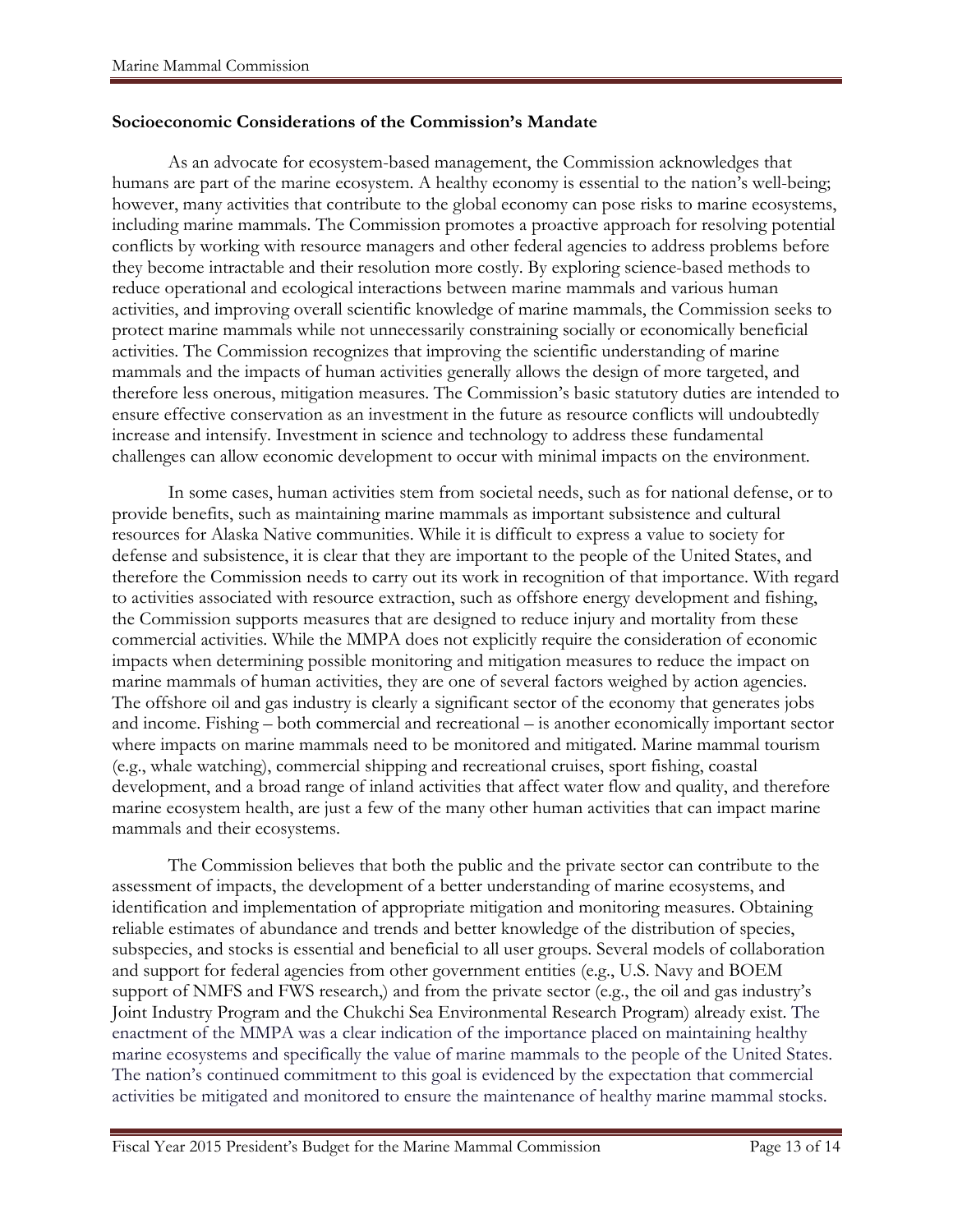### Socioeconomic Considerations of the Commission's Mandate

As an advocate for ecosystem-based management, the Commission acknowledges that humans are part of the marine ecosystem. A healthy economy is essential to the nation's well-being; however, many activities that contribute to the global economy can pose risks to marine ecosystems, including marine mammals. The Commission promotes a proactive approach for resolving potential conflicts by working with resource managers and other federal agencies to address problems before they become intractable and their resolution more costly. By exploring science-based methods to reduce operational and ecological interactions between marine mammals and various human activities, and improving overall scientific knowledge of marine mammals, the Commission seeks to protect marine mammals while not unnecessarily constraining socially or economically beneficial activities. The Commission recognizes that improving the scientific understanding of marine mammals and the impacts of human activities generally allows the design of more targeted, and therefore less onerous, mitigation measures. The Commission's basic statutory duties are intended to ensure effective conservation as an investment in the future as resource conflicts will undoubtedly increase and intensify. Investment in science and technology to address these fundamental challenges can allow economic development to occur with minimal impacts on the environment.

In some cases, human activities stem from societal needs, such as for national defense, or to provide benefits, such as maintaining marine mammals as important subsistence and cultural resources for Alaska Native communities. While it is difficult to express a value to society for defense and subsistence, it is clear that they are important to the people of the United States, and therefore the Commission needs to carry out its work in recognition of that importance. With regard to activities associated with resource extraction, such as offshore energy development and fishing, the Commission supports measures that are designed to reduce injury and mortality from these commercial activities. While the MMPA does not explicitly require the consideration of economic impacts when determining possible monitoring and mitigation measures to reduce the impact on marine mammals of human activities, they are one of several factors weighed by action agencies. The offshore oil and gas industry is clearly a significant sector of the economy that generates jobs and income. Fishing – both commercial and recreational – is another economically important sector where impacts on marine mammals need to be monitored and mitigated. Marine mammal tourism (e.g., whale watching), commercial shipping and recreational cruises, sport fishing, coastal development, and a broad range of inland activities that affect water flow and quality, and therefore marine ecosystem health, are just a few of the many other human activities that can impact marine mammals and their ecosystems.

The Commission believes that both the public and the private sector can contribute to the assessment of impacts, the development of a better understanding of marine ecosystems, and identification and implementation of appropriate mitigation and monitoring measures. Obtaining reliable estimates of abundance and trends and better knowledge of the distribution of species, subspecies, and stocks is essential and beneficial to all user groups. Several models of collaboration and support for federal agencies from other government entities (e.g., U.S. Navy and BOEM support of NMFS and FWS research,) and from the private sector (e.g., the oil and gas industry's Joint Industry Program and the Chukchi Sea Environmental Research Program) already exist. The enactment of the MMPA was a clear indication of the importance placed on maintaining healthy marine ecosystems and specifically the value of marine mammals to the people of the United States. The nation's continued commitment to this goal is evidenced by the expectation that commercial activities be mitigated and monitored to ensure the maintenance of healthy marine mammal stocks.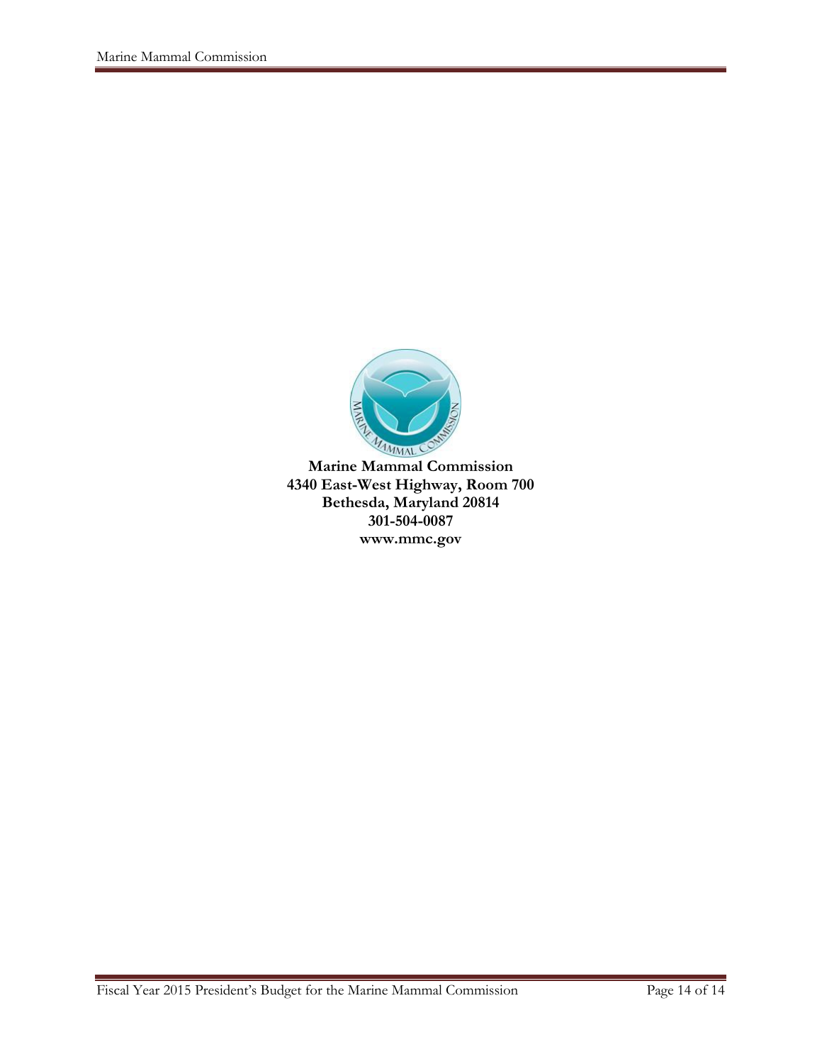**Marine Mammal Commission**
**4340 East-West Highway, Room 700**
**Bethesda, Maryland 20814**
**301-504-0087**
**www.mmc.gov**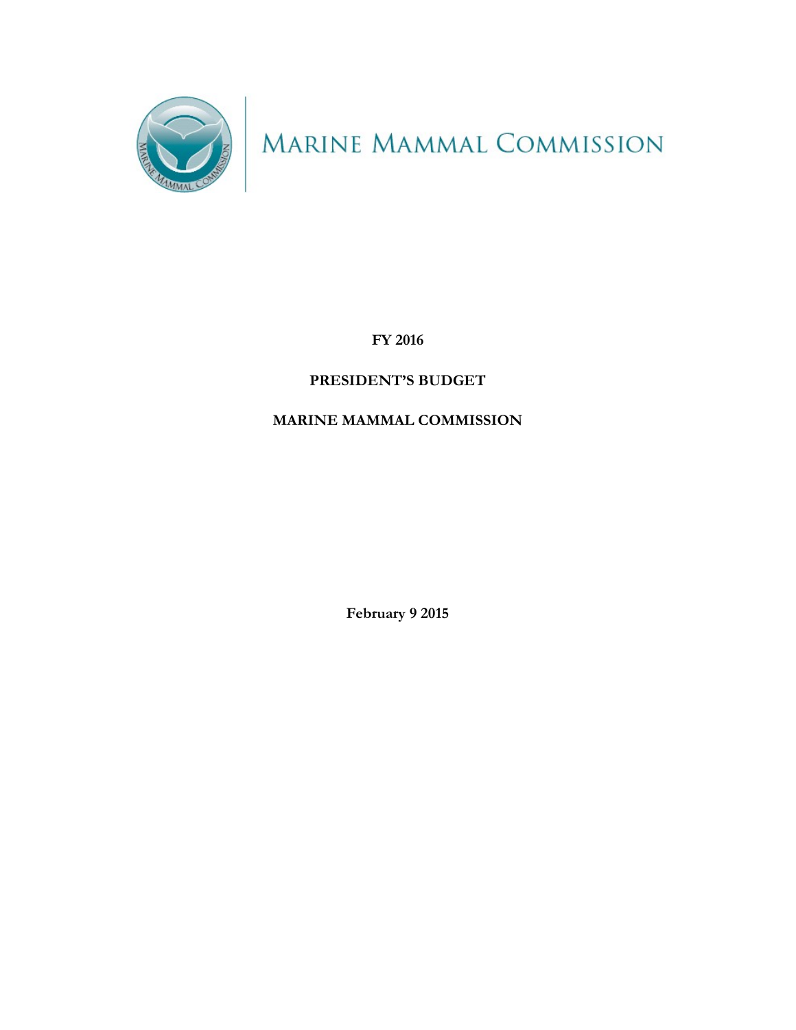MARINE MAMMAL COMMISSION

**FY 2016**

**PRESIDENT'S BUDGET**

**MARINE MAMMAL COMMISSION**

**February 9 2015**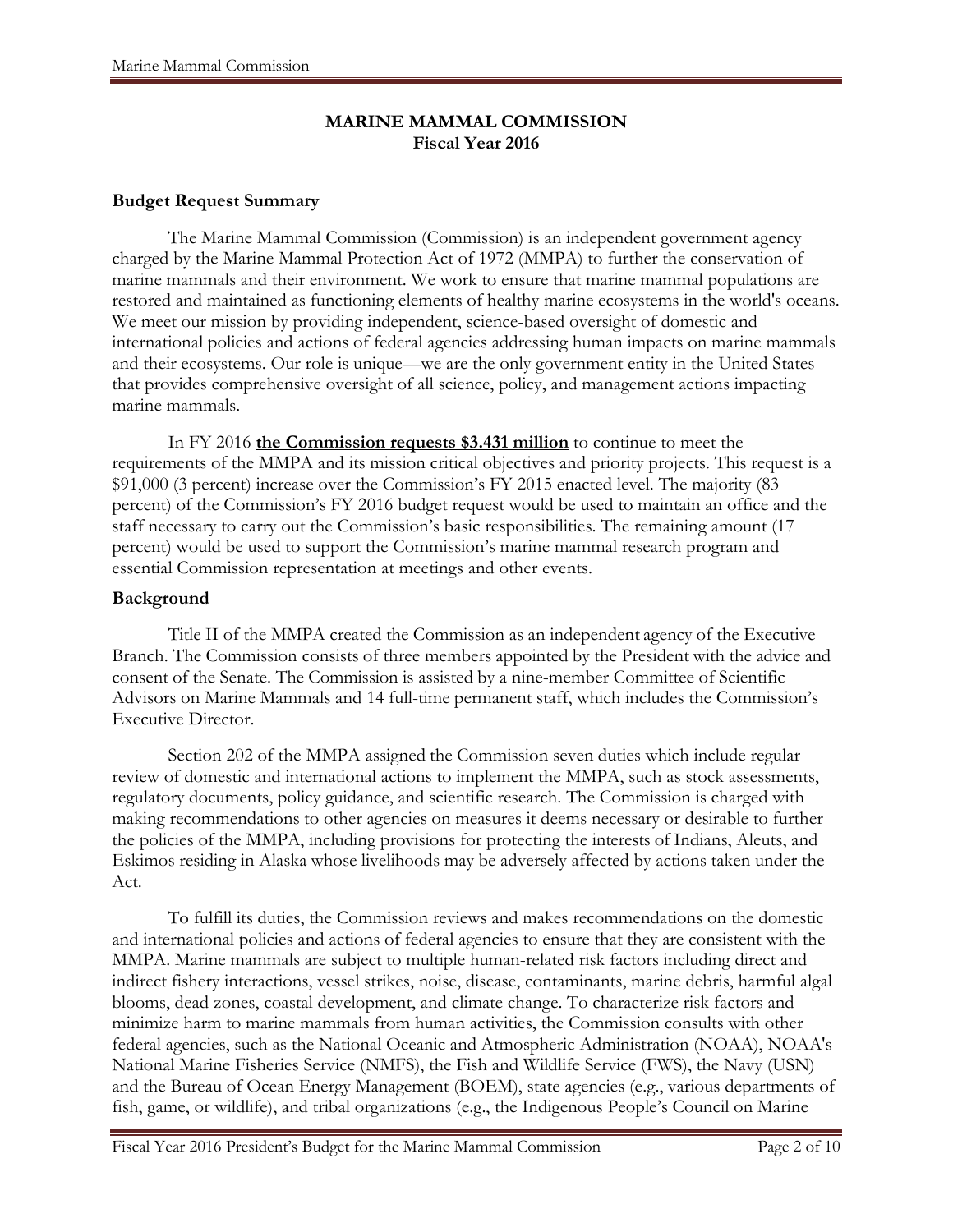# MARINE MAMMAL COMMISSION
## Fiscal Year 2016

### Budget Request Summary

The Marine Mammal Commission (Commission) is an independent government agency charged by the Marine Mammal Protection Act of 1972 (MMPA) to further the conservation of marine mammals and their environment. We work to ensure that marine mammal populations are restored and maintained as functioning elements of healthy marine ecosystems in the world's oceans. We meet our mission by providing independent, science-based oversight of domestic and international policies and actions of federal agencies addressing human impacts on marine mammals and their ecosystems. Our role is unique—we are the only government entity in the United States that provides comprehensive oversight of all science, policy, and management actions impacting marine mammals.

In FY 2016 **the Commission requests $3.431 million** to continue to meet the requirements of the MMPA and its mission critical objectives and priority projects. This request is a $91,000 (3 percent) increase over the Commission's FY 2015 enacted level. The majority (83 percent) of the Commission's FY 2016 budget request would be used to maintain an office and the staff necessary to carry out the Commission's basic responsibilities. The remaining amount (17 percent) would be used to support the Commission's marine mammal research program and essential Commission representation at meetings and other events.

### Background

Title II of the MMPA created the Commission as an independent agency of the Executive Branch. The Commission consists of three members appointed by the President with the advice and consent of the Senate. The Commission is assisted by a nine-member Committee of Scientific Advisors on Marine Mammals and 14 full-time permanent staff, which includes the Commission's Executive Director.

Section 202 of the MMPA assigned the Commission seven duties which include regular review of domestic and international actions to implement the MMPA, such as stock assessments, regulatory documents, policy guidance, and scientific research. The Commission is charged with making recommendations to other agencies on measures it deems necessary or desirable to further the policies of the MMPA, including provisions for protecting the interests of Indians, Aleuts, and Eskimos residing in Alaska whose livelihoods may be adversely affected by actions taken under the Act.

To fulfill its duties, the Commission reviews and makes recommendations on the domestic and international policies and actions of federal agencies to ensure that they are consistent with the MMPA. Marine mammals are subject to multiple human-related risk factors including direct and indirect fishery interactions, vessel strikes, noise, disease, contaminants, marine debris, harmful algal blooms, dead zones, coastal development, and climate change. To characterize risk factors and minimize harm to marine mammals from human activities, the Commission consults with other federal agencies, such as the National Oceanic and Atmospheric Administration (NOAA), NOAA's National Marine Fisheries Service (NMFS), the Fish and Wildlife Service (FWS), the Navy (USN) and the Bureau of Ocean Energy Management (BOEM), state agencies (e.g., various departments of fish, game, or wildlife), and tribal organizations (e.g., the Indigenous People's Council on Marine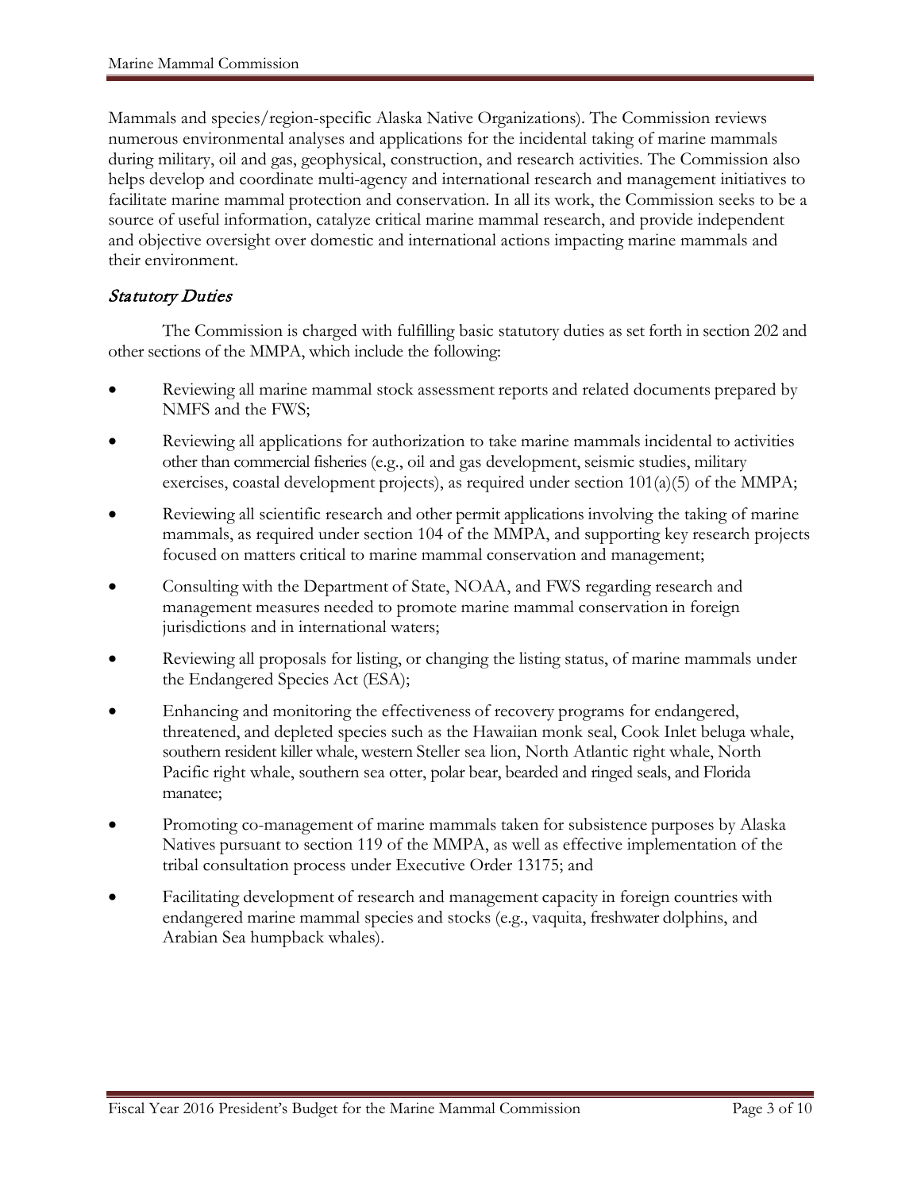Mammals and species/region-specific Alaska Native Organizations). The Commission reviews numerous environmental analyses and applications for the incidental taking of marine mammals during military, oil and gas, geophysical, construction, and research activities. The Commission also helps develop and coordinate multi-agency and international research and management initiatives to facilitate marine mammal protection and conservation. In all its work, the Commission seeks to be a source of useful information, catalyze critical marine mammal research, and provide independent and objective oversight over domestic and international actions impacting marine mammals and their environment.

### *Statutory Duties*

The Commission is charged with fulfilling basic statutory duties as set forth in section 202 and other sections of the MMPA, which include the following:

- Reviewing all marine mammal stock assessment reports and related documents prepared by NMFS and the FWS;
- Reviewing all applications for authorization to take marine mammals incidental to activities other than commercial fisheries (e.g., oil and gas development, seismic studies, military exercises, coastal development projects), as required under section 101(a)(5) of the MMPA;
- Reviewing all scientific research and other permit applications involving the taking of marine mammals, as required under section 104 of the MMPA, and supporting key research projects focused on matters critical to marine mammal conservation and management;
- Consulting with the Department of State, NOAA, and FWS regarding research and management measures needed to promote marine mammal conservation in foreign jurisdictions and in international waters;
- Reviewing all proposals for listing, or changing the listing status, of marine mammals under the Endangered Species Act (ESA);
- Enhancing and monitoring the effectiveness of recovery programs for endangered, threatened, and depleted species such as the Hawaiian monk seal, Cook Inlet beluga whale, southern resident killer whale, western Steller sea lion, North Atlantic right whale, North Pacific right whale, southern sea otter, polar bear, bearded and ringed seals, and Florida manatee;
- Promoting co-management of marine mammals taken for subsistence purposes by Alaska Natives pursuant to section 119 of the MMPA, as well as effective implementation of the tribal consultation process under Executive Order 13175; and
- Facilitating development of research and management capacity in foreign countries with endangered marine mammal species and stocks (e.g., vaquita, freshwater dolphins, and Arabian Sea humpback whales).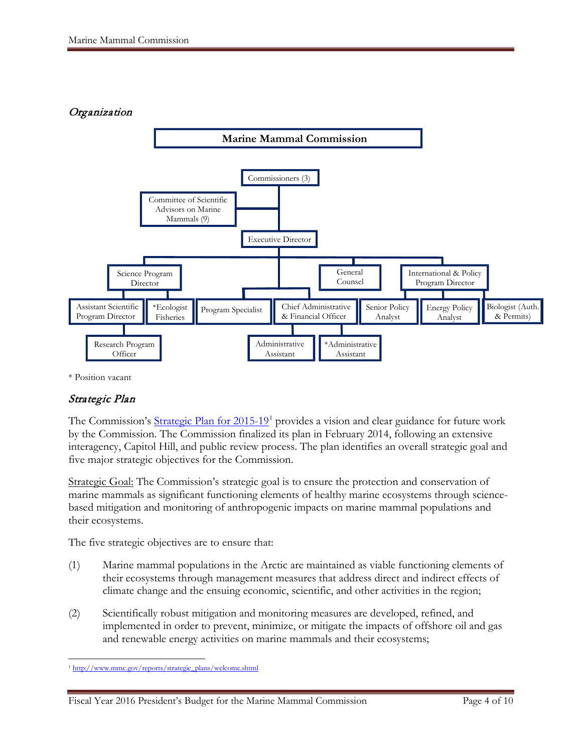## *Organization*

**Marine Mammal Commission**

- Commissioners (3)
  - Committee of Scientific Advisors on Marine Mammals (9)
  - Executive Director
    - Science Program Director
      - Assistant Scientific Program Director
        - Research Program Officer
      - *Ecologist Fisheries
    - Program Specialist
    - Chief Administrative & Financial Officer
      - Administrative Assistant
      - *Administrative Assistant
    - General Counsel
    - International & Policy Program Director
      - Senior Policy Analyst
      - Energy Policy Analyst
      - Biologist (Auth. & Permits)

\* Position vacant

## *Strategic Plan*

The Commission's [Strategic Plan for 2015-19](http://www.mmc.gov/reports/strategic_plans/welcome.shtml)[1] provides a vision and clear guidance for future work by the Commission. The Commission finalized its plan in February 2014, following an extensive interagency, Capitol Hill, and public review process. The plan identifies an overall strategic goal and five major strategic objectives for the Commission.

Strategic Goal: The Commission's strategic goal is to ensure the protection and conservation of marine mammals as significant functioning elements of healthy marine ecosystems through science-based mitigation and monitoring of anthropogenic impacts on marine mammal populations and their ecosystems.

The five strategic objectives are to ensure that:

(1) Marine mammal populations in the Arctic are maintained as viable functioning elements of their ecosystems through management measures that address direct and indirect effects of climate change and the ensuing economic, scientific, and other activities in the region;

(2) Scientifically robust mitigation and monitoring measures are developed, refined, and implemented in order to prevent, minimize, or mitigate the impacts of offshore oil and gas and renewable energy activities on marine mammals and their ecosystems;

---

[1] http://www.mmc.gov/reports/strategic_plans/welcome.shtml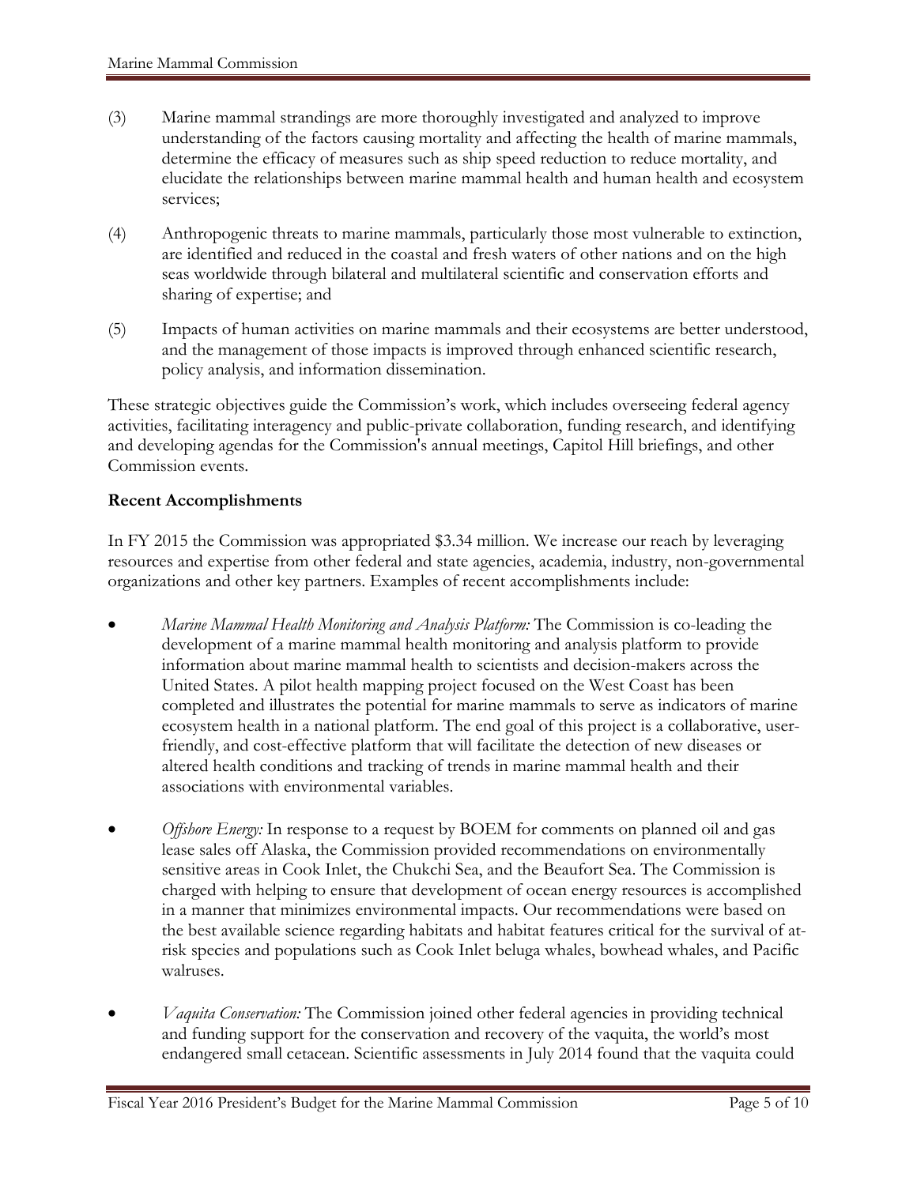(3) Marine mammal strandings are more thoroughly investigated and analyzed to improve understanding of the factors causing mortality and affecting the health of marine mammals, determine the efficacy of measures such as ship speed reduction to reduce mortality, and elucidate the relationships between marine mammal health and human health and ecosystem services;

(4) Anthropogenic threats to marine mammals, particularly those most vulnerable to extinction, are identified and reduced in the coastal and fresh waters of other nations and on the high seas worldwide through bilateral and multilateral scientific and conservation efforts and sharing of expertise; and

(5) Impacts of human activities on marine mammals and their ecosystems are better understood, and the management of those impacts is improved through enhanced scientific research, policy analysis, and information dissemination.

These strategic objectives guide the Commission's work, which includes overseeing federal agency activities, facilitating interagency and public-private collaboration, funding research, and identifying and developing agendas for the Commission's annual meetings, Capitol Hill briefings, and other Commission events.

**Recent Accomplishments**

In FY 2015 the Commission was appropriated $3.34 million. We increase our reach by leveraging resources and expertise from other federal and state agencies, academia, industry, non-governmental organizations and other key partners. Examples of recent accomplishments include:

- *Marine Mammal Health Monitoring and Analysis Platform:* The Commission is co-leading the development of a marine mammal health monitoring and analysis platform to provide information about marine mammal health to scientists and decision-makers across the United States. A pilot health mapping project focused on the West Coast has been completed and illustrates the potential for marine mammals to serve as indicators of marine ecosystem health in a national platform. The end goal of this project is a collaborative, user-friendly, and cost-effective platform that will facilitate the detection of new diseases or altered health conditions and tracking of trends in marine mammal health and their associations with environmental variables.

- *Offshore Energy:* In response to a request by BOEM for comments on planned oil and gas lease sales off Alaska, the Commission provided recommendations on environmentally sensitive areas in Cook Inlet, the Chukchi Sea, and the Beaufort Sea. The Commission is charged with helping to ensure that development of ocean energy resources is accomplished in a manner that minimizes environmental impacts. Our recommendations were based on the best available science regarding habitats and habitat features critical for the survival of at-risk species and populations such as Cook Inlet beluga whales, bowhead whales, and Pacific walruses.

- *Vaquita Conservation:* The Commission joined other federal agencies in providing technical and funding support for the conservation and recovery of the vaquita, the world's most endangered small cetacean. Scientific assessments in July 2014 found that the vaquita could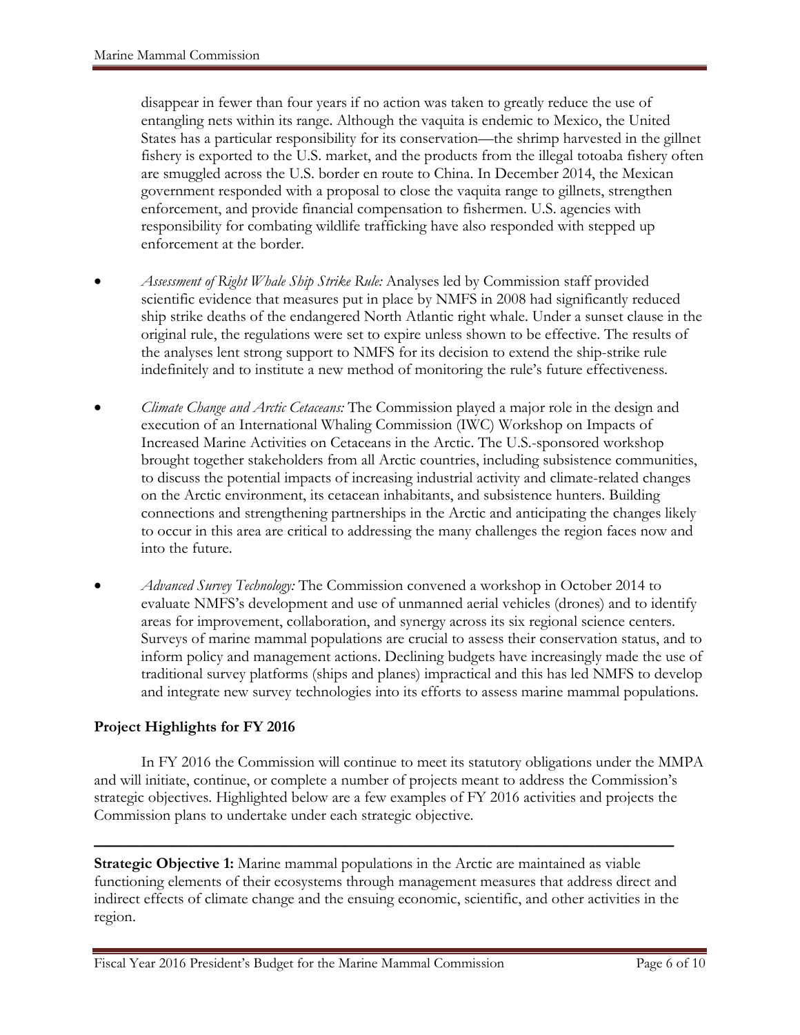disappear in fewer than four years if no action was taken to greatly reduce the use of entangling nets within its range. Although the vaquita is endemic to Mexico, the United States has a particular responsibility for its conservation—the shrimp harvested in the gillnet fishery is exported to the U.S. market, and the products from the illegal totoaba fishery often are smuggled across the U.S. border en route to China. In December 2014, the Mexican government responded with a proposal to close the vaquita range to gillnets, strengthen enforcement, and provide financial compensation to fishermen. U.S. agencies with responsibility for combating wildlife trafficking have also responded with stepped up enforcement at the border.

- *Assessment of Right Whale Ship Strike Rule:* Analyses led by Commission staff provided scientific evidence that measures put in place by NMFS in 2008 had significantly reduced ship strike deaths of the endangered North Atlantic right whale. Under a sunset clause in the original rule, the regulations were set to expire unless shown to be effective. The results of the analyses lent strong support to NMFS for its decision to extend the ship-strike rule indefinitely and to institute a new method of monitoring the rule's future effectiveness.

- *Climate Change and Arctic Cetaceans:* The Commission played a major role in the design and execution of an International Whaling Commission (IWC) Workshop on Impacts of Increased Marine Activities on Cetaceans in the Arctic. The U.S.-sponsored workshop brought together stakeholders from all Arctic countries, including subsistence communities, to discuss the potential impacts of increasing industrial activity and climate-related changes on the Arctic environment, its cetacean inhabitants, and subsistence hunters. Building connections and strengthening partnerships in the Arctic and anticipating the changes likely to occur in this area are critical to addressing the many challenges the region faces now and into the future.

- *Advanced Survey Technology:* The Commission convened a workshop in October 2014 to evaluate NMFS's development and use of unmanned aerial vehicles (drones) and to identify areas for improvement, collaboration, and synergy across its six regional science centers. Surveys of marine mammal populations are crucial to assess their conservation status, and to inform policy and management actions. Declining budgets have increasingly made the use of traditional survey platforms (ships and planes) impractical and this has led NMFS to develop and integrate new survey technologies into its efforts to assess marine mammal populations.

## Project Highlights for FY 2016

In FY 2016 the Commission will continue to meet its statutory obligations under the MMPA and will initiate, continue, or complete a number of projects meant to address the Commission's strategic objectives. Highlighted below are a few examples of FY 2016 activities and projects the Commission plans to undertake under each strategic objective.

---

**Strategic Objective 1:** Marine mammal populations in the Arctic are maintained as viable functioning elements of their ecosystems through management measures that address direct and indirect effects of climate change and the ensuing economic, scientific, and other activities in the region.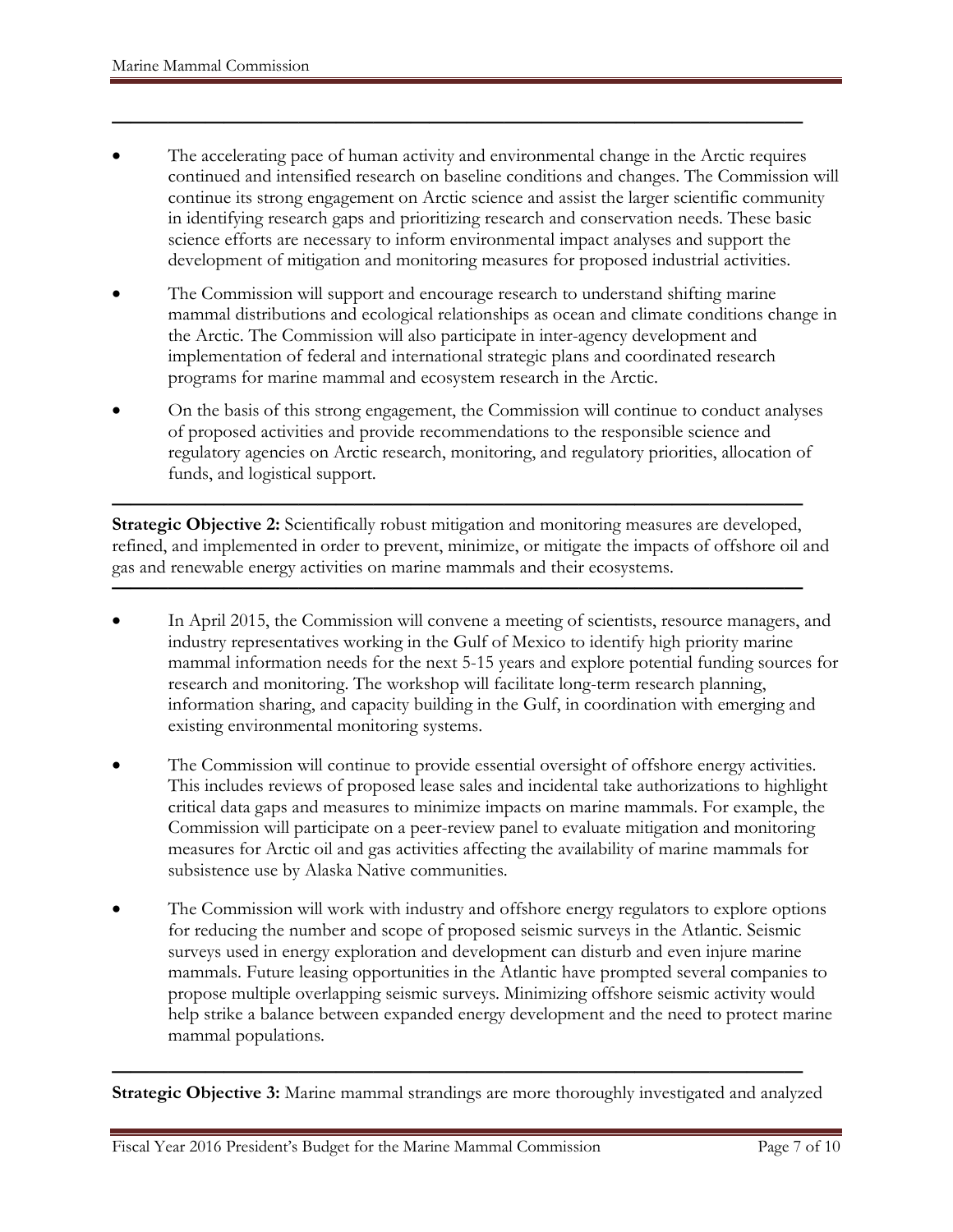- The accelerating pace of human activity and environmental change in the Arctic requires continued and intensified research on baseline conditions and changes. The Commission will continue its strong engagement on Arctic science and assist the larger scientific community in identifying research gaps and prioritizing research and conservation needs. These basic science efforts are necessary to inform environmental impact analyses and support the development of mitigation and monitoring measures for proposed industrial activities.
- The Commission will support and encourage research to understand shifting marine mammal distributions and ecological relationships as ocean and climate conditions change in the Arctic. The Commission will also participate in inter-agency development and implementation of federal and international strategic plans and coordinated research programs for marine mammal and ecosystem research in the Arctic.
- On the basis of this strong engagement, the Commission will continue to conduct analyses of proposed activities and provide recommendations to the responsible science and regulatory agencies on Arctic research, monitoring, and regulatory priorities, allocation of funds, and logistical support.

---

**Strategic Objective 2:** Scientifically robust mitigation and monitoring measures are developed, refined, and implemented in order to prevent, minimize, or mitigate the impacts of offshore oil and gas and renewable energy activities on marine mammals and their ecosystems.

---

- In April 2015, the Commission will convene a meeting of scientists, resource managers, and industry representatives working in the Gulf of Mexico to identify high priority marine mammal information needs for the next 5-15 years and explore potential funding sources for research and monitoring. The workshop will facilitate long-term research planning, information sharing, and capacity building in the Gulf, in coordination with emerging and existing environmental monitoring systems.
- The Commission will continue to provide essential oversight of offshore energy activities. This includes reviews of proposed lease sales and incidental take authorizations to highlight critical data gaps and measures to minimize impacts on marine mammals. For example, the Commission will participate on a peer-review panel to evaluate mitigation and monitoring measures for Arctic oil and gas activities affecting the availability of marine mammals for subsistence use by Alaska Native communities.
- The Commission will work with industry and offshore energy regulators to explore options for reducing the number and scope of proposed seismic surveys in the Atlantic. Seismic surveys used in energy exploration and development can disturb and even injure marine mammals. Future leasing opportunities in the Atlantic have prompted several companies to propose multiple overlapping seismic surveys. Minimizing offshore seismic activity would help strike a balance between expanded energy development and the need to protect marine mammal populations.

---

**Strategic Objective 3:** Marine mammal strandings are more thoroughly investigated and analyzed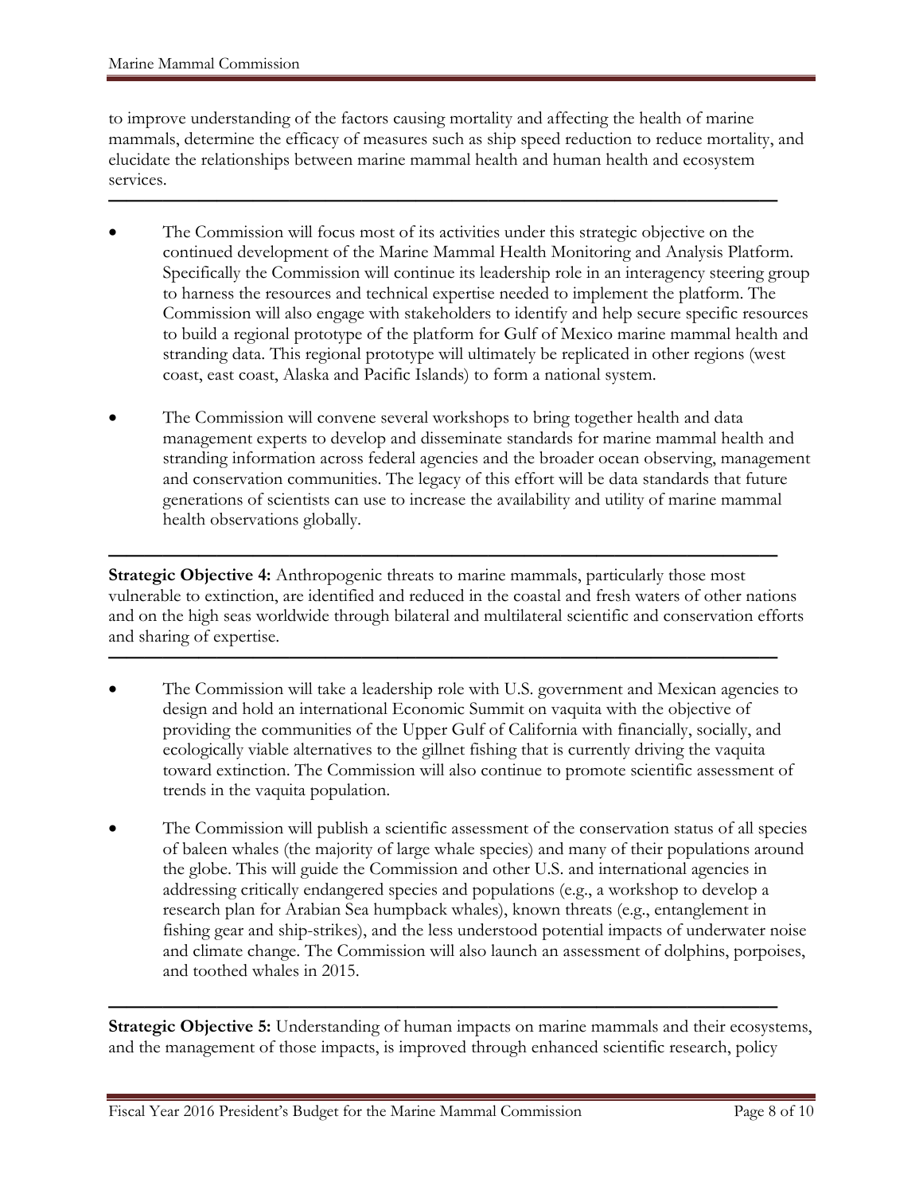to improve understanding of the factors causing mortality and affecting the health of marine mammals, determine the efficacy of measures such as ship speed reduction to reduce mortality, and elucidate the relationships between marine mammal health and human health and ecosystem services.

---

- The Commission will focus most of its activities under this strategic objective on the continued development of the Marine Mammal Health Monitoring and Analysis Platform. Specifically the Commission will continue its leadership role in an interagency steering group to harness the resources and technical expertise needed to implement the platform. The Commission will also engage with stakeholders to identify and help secure specific resources to build a regional prototype of the platform for Gulf of Mexico marine mammal health and stranding data. This regional prototype will ultimately be replicated in other regions (west coast, east coast, Alaska and Pacific Islands) to form a national system.

- The Commission will convene several workshops to bring together health and data management experts to develop and disseminate standards for marine mammal health and stranding information across federal agencies and the broader ocean observing, management and conservation communities. The legacy of this effort will be data standards that future generations of scientists can use to increase the availability and utility of marine mammal health observations globally.

---

**Strategic Objective 4:** Anthropogenic threats to marine mammals, particularly those most vulnerable to extinction, are identified and reduced in the coastal and fresh waters of other nations and on the high seas worldwide through bilateral and multilateral scientific and conservation efforts and sharing of expertise.

---

- The Commission will take a leadership role with U.S. government and Mexican agencies to design and hold an international Economic Summit on vaquita with the objective of providing the communities of the Upper Gulf of California with financially, socially, and ecologically viable alternatives to the gillnet fishing that is currently driving the vaquita toward extinction. The Commission will also continue to promote scientific assessment of trends in the vaquita population.

- The Commission will publish a scientific assessment of the conservation status of all species of baleen whales (the majority of large whale species) and many of their populations around the globe. This will guide the Commission and other U.S. and international agencies in addressing critically endangered species and populations (e.g., a workshop to develop a research plan for Arabian Sea humpback whales), known threats (e.g., entanglement in fishing gear and ship-strikes), and the less understood potential impacts of underwater noise and climate change. The Commission will also launch an assessment of dolphins, porpoises, and toothed whales in 2015.

---

**Strategic Objective 5:** Understanding of human impacts on marine mammals and their ecosystems, and the management of those impacts, is improved through enhanced scientific research, policy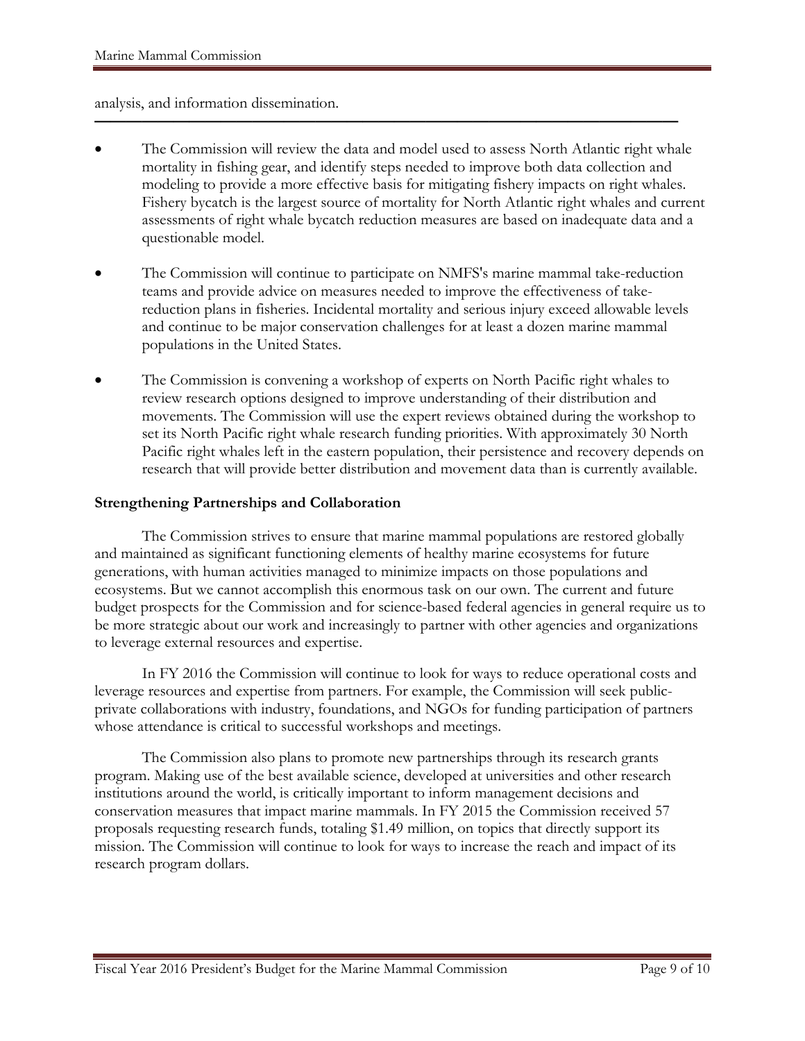analysis, and information dissemination.

- The Commission will review the data and model used to assess North Atlantic right whale mortality in fishing gear, and identify steps needed to improve both data collection and modeling to provide a more effective basis for mitigating fishery impacts on right whales. Fishery bycatch is the largest source of mortality for North Atlantic right whales and current assessments of right whale bycatch reduction measures are based on inadequate data and a questionable model.

- The Commission will continue to participate on NMFS's marine mammal take-reduction teams and provide advice on measures needed to improve the effectiveness of take-reduction plans in fisheries. Incidental mortality and serious injury exceed allowable levels and continue to be major conservation challenges for at least a dozen marine mammal populations in the United States.

- The Commission is convening a workshop of experts on North Pacific right whales to review research options designed to improve understanding of their distribution and movements. The Commission will use the expert reviews obtained during the workshop to set its North Pacific right whale research funding priorities. With approximately 30 North Pacific right whales left in the eastern population, their persistence and recovery depends on research that will provide better distribution and movement data than is currently available.

**Strengthening Partnerships and Collaboration**

The Commission strives to ensure that marine mammal populations are restored globally and maintained as significant functioning elements of healthy marine ecosystems for future generations, with human activities managed to minimize impacts on those populations and ecosystems. But we cannot accomplish this enormous task on our own. The current and future budget prospects for the Commission and for science-based federal agencies in general require us to be more strategic about our work and increasingly to partner with other agencies and organizations to leverage external resources and expertise.

In FY 2016 the Commission will continue to look for ways to reduce operational costs and leverage resources and expertise from partners. For example, the Commission will seek public-private collaborations with industry, foundations, and NGOs for funding participation of partners whose attendance is critical to successful workshops and meetings.

The Commission also plans to promote new partnerships through its research grants program. Making use of the best available science, developed at universities and other research institutions around the world, is critically important to inform management decisions and conservation measures that impact marine mammals. In FY 2015 the Commission received 57 proposals requesting research funds, totaling $1.49 million, on topics that directly support its mission. The Commission will continue to look for ways to increase the reach and impact of its research program dollars.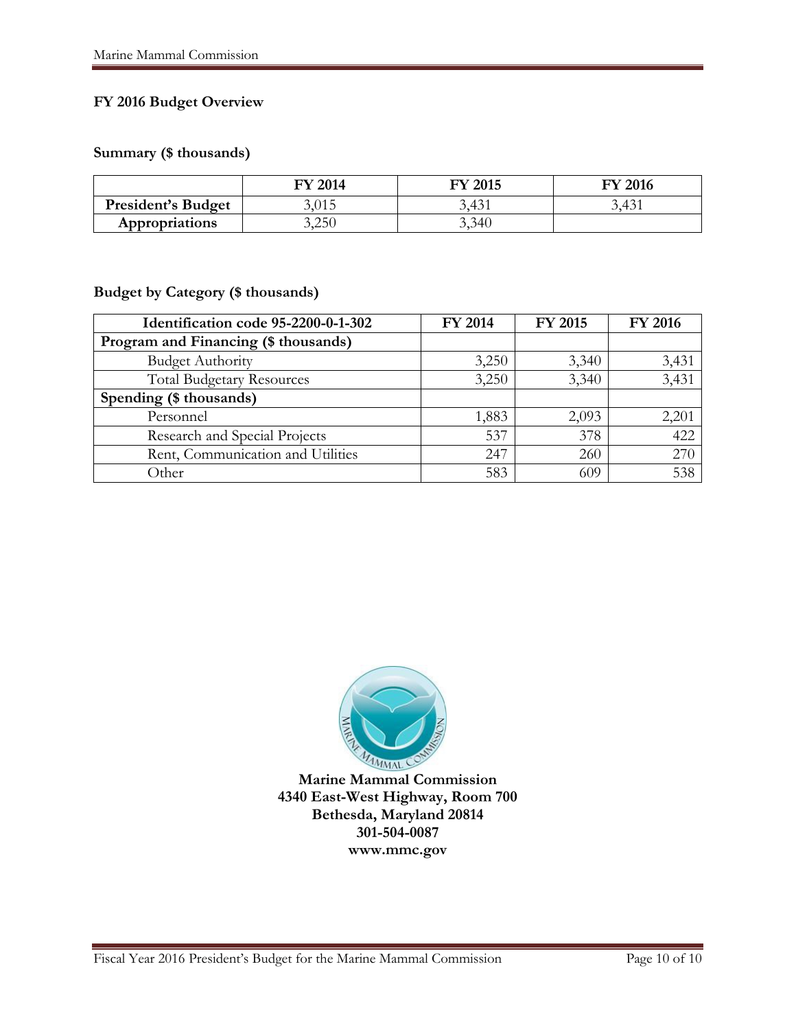**FY 2016 Budget Overview**

**Summary ($ thousands)**

| | FY 2014 | FY 2015 | FY 2016 |
|---|---|---|---|
| **President's Budget** | 3,015 | 3,431 | 3,431 |
| **Appropriations** | 3,250 | 3,340 | |

**Budget by Category ($ thousands)**

| Identification code 95-2200-0-1-302 | FY 2014 | FY 2015 | FY 2016 |
|---|---|---|---|
| **Program and Financing ($ thousands)** | | | |
| Budget Authority | 3,250 | 3,340 | 3,431 |
| Total Budgetary Resources | 3,250 | 3,340 | 3,431 |
| **Spending ($ thousands)** | | | |
| Personnel | 1,883 | 2,093 | 2,201 |
| Research and Special Projects | 537 | 378 | 422 |
| Rent, Communication and Utilities | 247 | 260 | 270 |
| Other | 583 | 609 | 538 |

**Marine Mammal Commission**
**4340 East-West Highway, Room 700**
**Bethesda, Maryland 20814**
**301-504-0087**
**www.mmc.gov**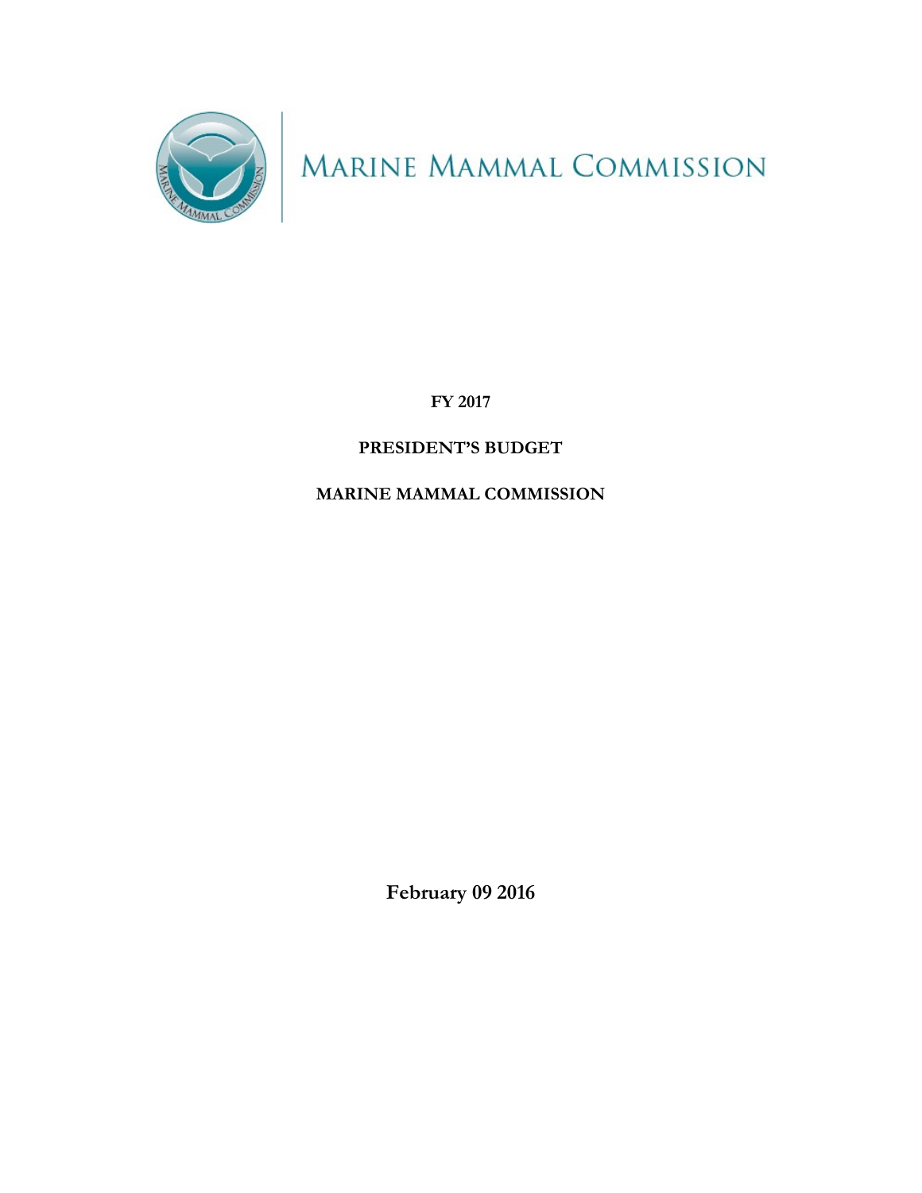MARINE MAMMAL COMMISSION

**FY 2017**

**PRESIDENT'S BUDGET**

**MARINE MAMMAL COMMISSION**

**February 09 2016**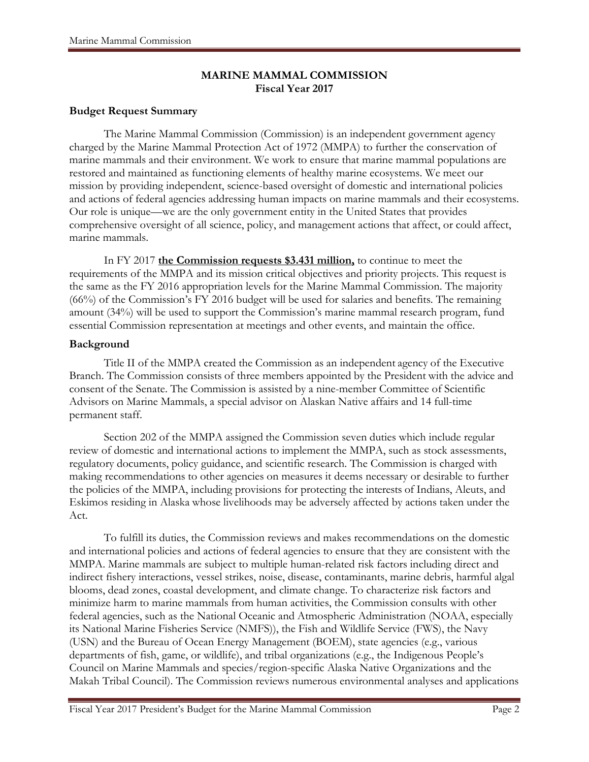**MARINE MAMMAL COMMISSION**
**Fiscal Year 2017**

## Budget Request Summary

The Marine Mammal Commission (Commission) is an independent government agency charged by the Marine Mammal Protection Act of 1972 (MMPA) to further the conservation of marine mammals and their environment. We work to ensure that marine mammal populations are restored and maintained as functioning elements of healthy marine ecosystems. We meet our mission by providing independent, science-based oversight of domestic and international policies and actions of federal agencies addressing human impacts on marine mammals and their ecosystems. Our role is unique—we are the only government entity in the United States that provides comprehensive oversight of all science, policy, and management actions that affect, or could affect, marine mammals.

In FY 2017 **the Commission requests $3.431 million,** to continue to meet the requirements of the MMPA and its mission critical objectives and priority projects. This request is the same as the FY 2016 appropriation levels for the Marine Mammal Commission. The majority (66%) of the Commission's FY 2016 budget will be used for salaries and benefits. The remaining amount (34%) will be used to support the Commission's marine mammal research program, fund essential Commission representation at meetings and other events, and maintain the office.

## Background

Title II of the MMPA created the Commission as an independent agency of the Executive Branch. The Commission consists of three members appointed by the President with the advice and consent of the Senate. The Commission is assisted by a nine-member Committee of Scientific Advisors on Marine Mammals, a special advisor on Alaskan Native affairs and 14 full-time permanent staff.

Section 202 of the MMPA assigned the Commission seven duties which include regular review of domestic and international actions to implement the MMPA, such as stock assessments, regulatory documents, policy guidance, and scientific research. The Commission is charged with making recommendations to other agencies on measures it deems necessary or desirable to further the policies of the MMPA, including provisions for protecting the interests of Indians, Aleuts, and Eskimos residing in Alaska whose livelihoods may be adversely affected by actions taken under the Act.

To fulfill its duties, the Commission reviews and makes recommendations on the domestic and international policies and actions of federal agencies to ensure that they are consistent with the MMPA. Marine mammals are subject to multiple human-related risk factors including direct and indirect fishery interactions, vessel strikes, noise, disease, contaminants, marine debris, harmful algal blooms, dead zones, coastal development, and climate change. To characterize risk factors and minimize harm to marine mammals from human activities, the Commission consults with other federal agencies, such as the National Oceanic and Atmospheric Administration (NOAA, especially its National Marine Fisheries Service (NMFS)), the Fish and Wildlife Service (FWS), the Navy (USN) and the Bureau of Ocean Energy Management (BOEM), state agencies (e.g., various departments of fish, game, or wildlife), and tribal organizations (e.g., the Indigenous People's Council on Marine Mammals and species/region-specific Alaska Native Organizations and the Makah Tribal Council). The Commission reviews numerous environmental analyses and applications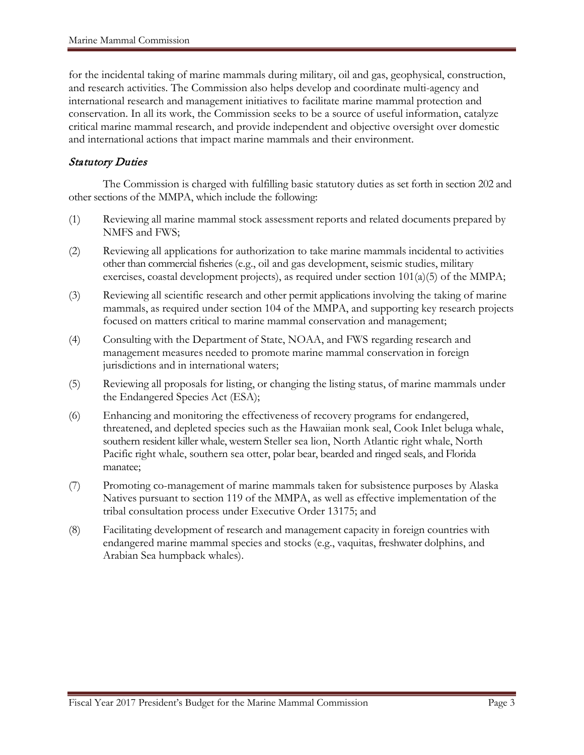for the incidental taking of marine mammals during military, oil and gas, geophysical, construction, and research activities. The Commission also helps develop and coordinate multi-agency and international research and management initiatives to facilitate marine mammal protection and conservation. In all its work, the Commission seeks to be a source of useful information, catalyze critical marine mammal research, and provide independent and objective oversight over domestic and international actions that impact marine mammals and their environment.

### *Statutory Duties*

The Commission is charged with fulfilling basic statutory duties as set forth in section 202 and other sections of the MMPA, which include the following:

(1) Reviewing all marine mammal stock assessment reports and related documents prepared by NMFS and FWS;

(2) Reviewing all applications for authorization to take marine mammals incidental to activities other than commercial fisheries (e.g., oil and gas development, seismic studies, military exercises, coastal development projects), as required under section 101(a)(5) of the MMPA;

(3) Reviewing all scientific research and other permit applications involving the taking of marine mammals, as required under section 104 of the MMPA, and supporting key research projects focused on matters critical to marine mammal conservation and management;

(4) Consulting with the Department of State, NOAA, and FWS regarding research and management measures needed to promote marine mammal conservation in foreign jurisdictions and in international waters;

(5) Reviewing all proposals for listing, or changing the listing status, of marine mammals under the Endangered Species Act (ESA);

(6) Enhancing and monitoring the effectiveness of recovery programs for endangered, threatened, and depleted species such as the Hawaiian monk seal, Cook Inlet beluga whale, southern resident killer whale, western Steller sea lion, North Atlantic right whale, North Pacific right whale, southern sea otter, polar bear, bearded and ringed seals, and Florida manatee;

(7) Promoting co-management of marine mammals taken for subsistence purposes by Alaska Natives pursuant to section 119 of the MMPA, as well as effective implementation of the tribal consultation process under Executive Order 13175; and

(8) Facilitating development of research and management capacity in foreign countries with endangered marine mammal species and stocks (e.g., vaquitas, freshwater dolphins, and Arabian Sea humpback whales).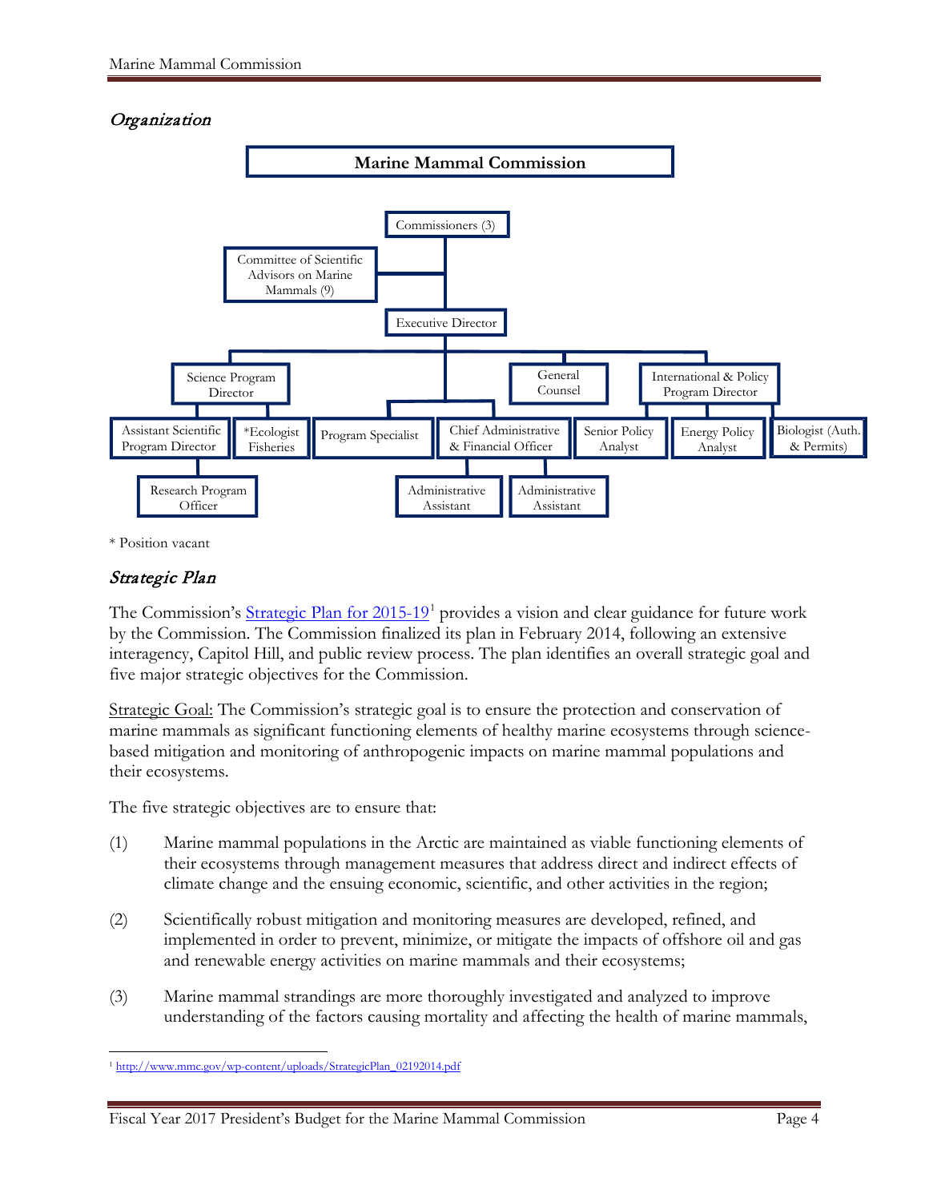## *Organization*

**Marine Mammal Commission**

- Commissioners (3)
  - Committee of Scientific Advisors on Marine Mammals (9)
  - Executive Director
    - Science Program Director
      - Assistant Scientific Program Director
        - Research Program Officer
      - *Ecologist Fisheries
    - Program Specialist
    - Chief Administrative & Financial Officer
      - Administrative Assistant
      - Administrative Assistant
    - General Counsel
    - International & Policy Program Director
      - Senior Policy Analyst
      - Energy Policy Analyst
      - Biologist (Auth. & Permits)

\* Position vacant

## *Strategic Plan*

The Commission's Strategic Plan for 2015-19[1] provides a vision and clear guidance for future work by the Commission. The Commission finalized its plan in February 2014, following an extensive interagency, Capitol Hill, and public review process. The plan identifies an overall strategic goal and five major strategic objectives for the Commission.

Strategic Goal: The Commission's strategic goal is to ensure the protection and conservation of marine mammals as significant functioning elements of healthy marine ecosystems through science-based mitigation and monitoring of anthropogenic impacts on marine mammal populations and their ecosystems.

The five strategic objectives are to ensure that:

(1) Marine mammal populations in the Arctic are maintained as viable functioning elements of their ecosystems through management measures that address direct and indirect effects of climate change and the ensuing economic, scientific, and other activities in the region;

(2) Scientifically robust mitigation and monitoring measures are developed, refined, and implemented in order to prevent, minimize, or mitigate the impacts of offshore oil and gas and renewable energy activities on marine mammals and their ecosystems;

(3) Marine mammal strandings are more thoroughly investigated and analyzed to improve understanding of the factors causing mortality and affecting the health of marine mammals,

[1] http://www.mmc.gov/wp-content/uploads/StrategicPlan_02192014.pdf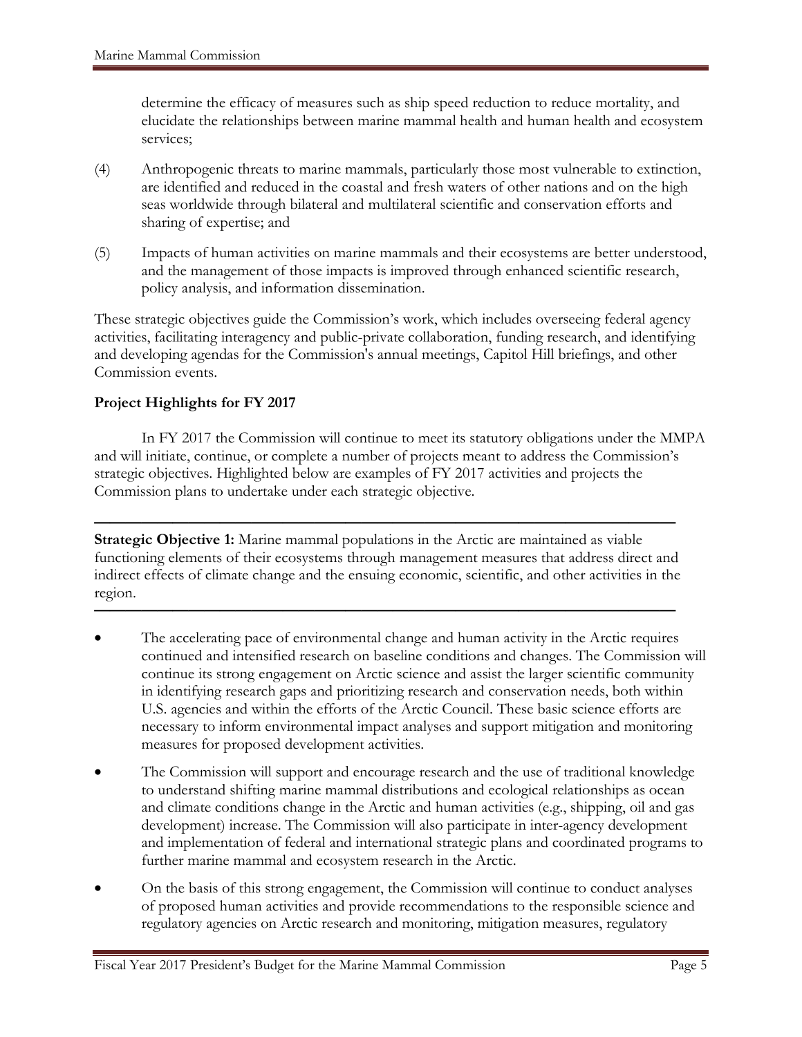determine the efficacy of measures such as ship speed reduction to reduce mortality, and elucidate the relationships between marine mammal health and human health and ecosystem services;

(4) Anthropogenic threats to marine mammals, particularly those most vulnerable to extinction, are identified and reduced in the coastal and fresh waters of other nations and on the high seas worldwide through bilateral and multilateral scientific and conservation efforts and sharing of expertise; and

(5) Impacts of human activities on marine mammals and their ecosystems are better understood, and the management of those impacts is improved through enhanced scientific research, policy analysis, and information dissemination.

These strategic objectives guide the Commission's work, which includes overseeing federal agency activities, facilitating interagency and public-private collaboration, funding research, and identifying and developing agendas for the Commission's annual meetings, Capitol Hill briefings, and other Commission events.

**Project Highlights for FY 2017**

In FY 2017 the Commission will continue to meet its statutory obligations under the MMPA and will initiate, continue, or complete a number of projects meant to address the Commission's strategic objectives. Highlighted below are examples of FY 2017 activities and projects the Commission plans to undertake under each strategic objective.

---

**Strategic Objective 1:** Marine mammal populations in the Arctic are maintained as viable functioning elements of their ecosystems through management measures that address direct and indirect effects of climate change and the ensuing economic, scientific, and other activities in the region.

---

- The accelerating pace of environmental change and human activity in the Arctic requires continued and intensified research on baseline conditions and changes. The Commission will continue its strong engagement on Arctic science and assist the larger scientific community in identifying research gaps and prioritizing research and conservation needs, both within U.S. agencies and within the efforts of the Arctic Council. These basic science efforts are necessary to inform environmental impact analyses and support mitigation and monitoring measures for proposed development activities.

- The Commission will support and encourage research and the use of traditional knowledge to understand shifting marine mammal distributions and ecological relationships as ocean and climate conditions change in the Arctic and human activities (e.g., shipping, oil and gas development) increase. The Commission will also participate in inter-agency development and implementation of federal and international strategic plans and coordinated programs to further marine mammal and ecosystem research in the Arctic.

- On the basis of this strong engagement, the Commission will continue to conduct analyses of proposed human activities and provide recommendations to the responsible science and regulatory agencies on Arctic research and monitoring, mitigation measures, regulatory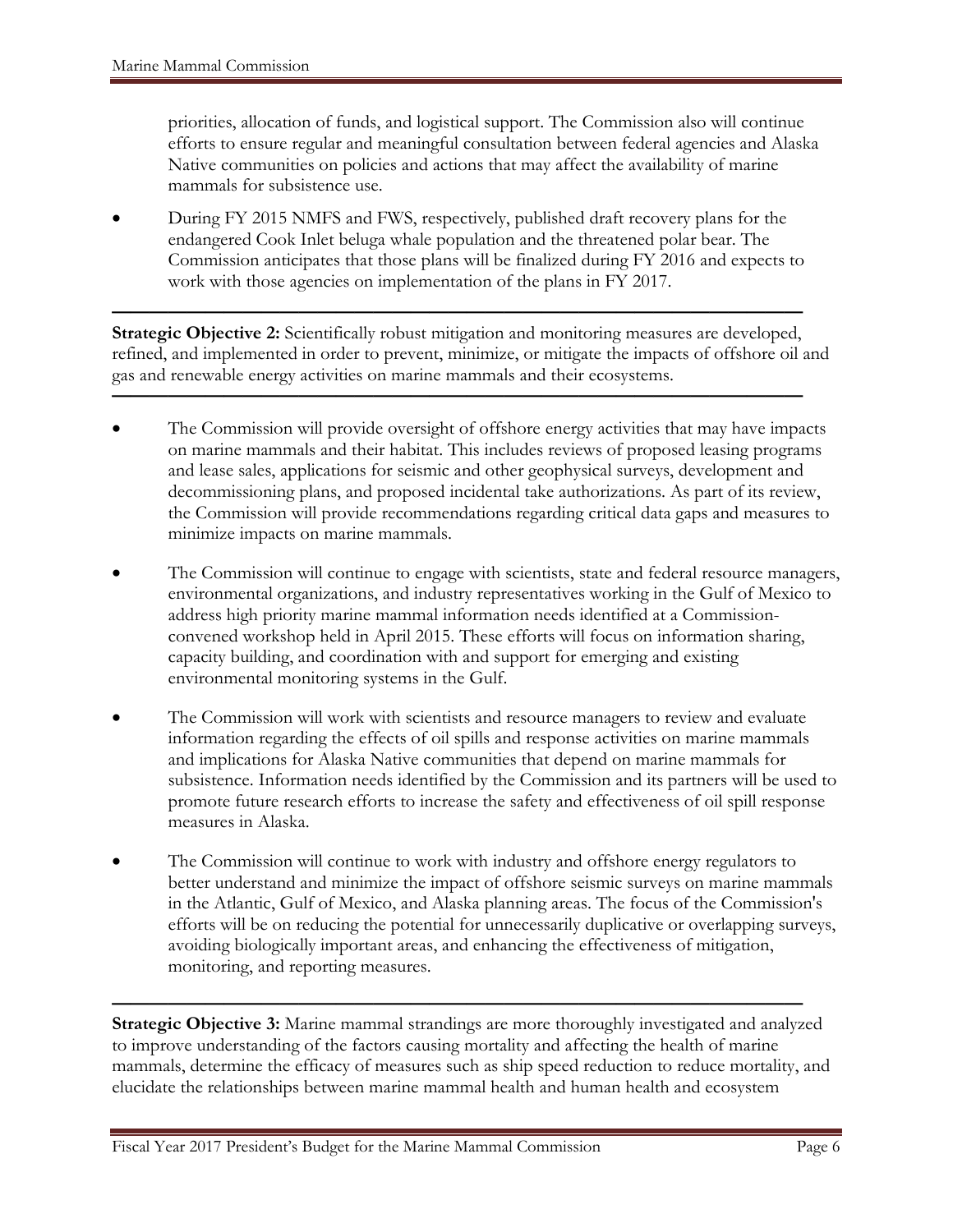priorities, allocation of funds, and logistical support. The Commission also will continue efforts to ensure regular and meaningful consultation between federal agencies and Alaska Native communities on policies and actions that may affect the availability of marine mammals for subsistence use.

- During FY 2015 NMFS and FWS, respectively, published draft recovery plans for the endangered Cook Inlet beluga whale population and the threatened polar bear. The Commission anticipates that those plans will be finalized during FY 2016 and expects to work with those agencies on implementation of the plans in FY 2017.

---

**Strategic Objective 2:** Scientifically robust mitigation and monitoring measures are developed, refined, and implemented in order to prevent, minimize, or mitigate the impacts of offshore oil and gas and renewable energy activities on marine mammals and their ecosystems.

---

- The Commission will provide oversight of offshore energy activities that may have impacts on marine mammals and their habitat. This includes reviews of proposed leasing programs and lease sales, applications for seismic and other geophysical surveys, development and decommissioning plans, and proposed incidental take authorizations. As part of its review, the Commission will provide recommendations regarding critical data gaps and measures to minimize impacts on marine mammals.

- The Commission will continue to engage with scientists, state and federal resource managers, environmental organizations, and industry representatives working in the Gulf of Mexico to address high priority marine mammal information needs identified at a Commission-convened workshop held in April 2015. These efforts will focus on information sharing, capacity building, and coordination with and support for emerging and existing environmental monitoring systems in the Gulf.

- The Commission will work with scientists and resource managers to review and evaluate information regarding the effects of oil spills and response activities on marine mammals and implications for Alaska Native communities that depend on marine mammals for subsistence. Information needs identified by the Commission and its partners will be used to promote future research efforts to increase the safety and effectiveness of oil spill response measures in Alaska.

- The Commission will continue to work with industry and offshore energy regulators to better understand and minimize the impact of offshore seismic surveys on marine mammals in the Atlantic, Gulf of Mexico, and Alaska planning areas. The focus of the Commission's efforts will be on reducing the potential for unnecessarily duplicative or overlapping surveys, avoiding biologically important areas, and enhancing the effectiveness of mitigation, monitoring, and reporting measures.

---

**Strategic Objective 3:** Marine mammal strandings are more thoroughly investigated and analyzed to improve understanding of the factors causing mortality and affecting the health of marine mammals, determine the efficacy of measures such as ship speed reduction to reduce mortality, and elucidate the relationships between marine mammal health and human health and ecosystem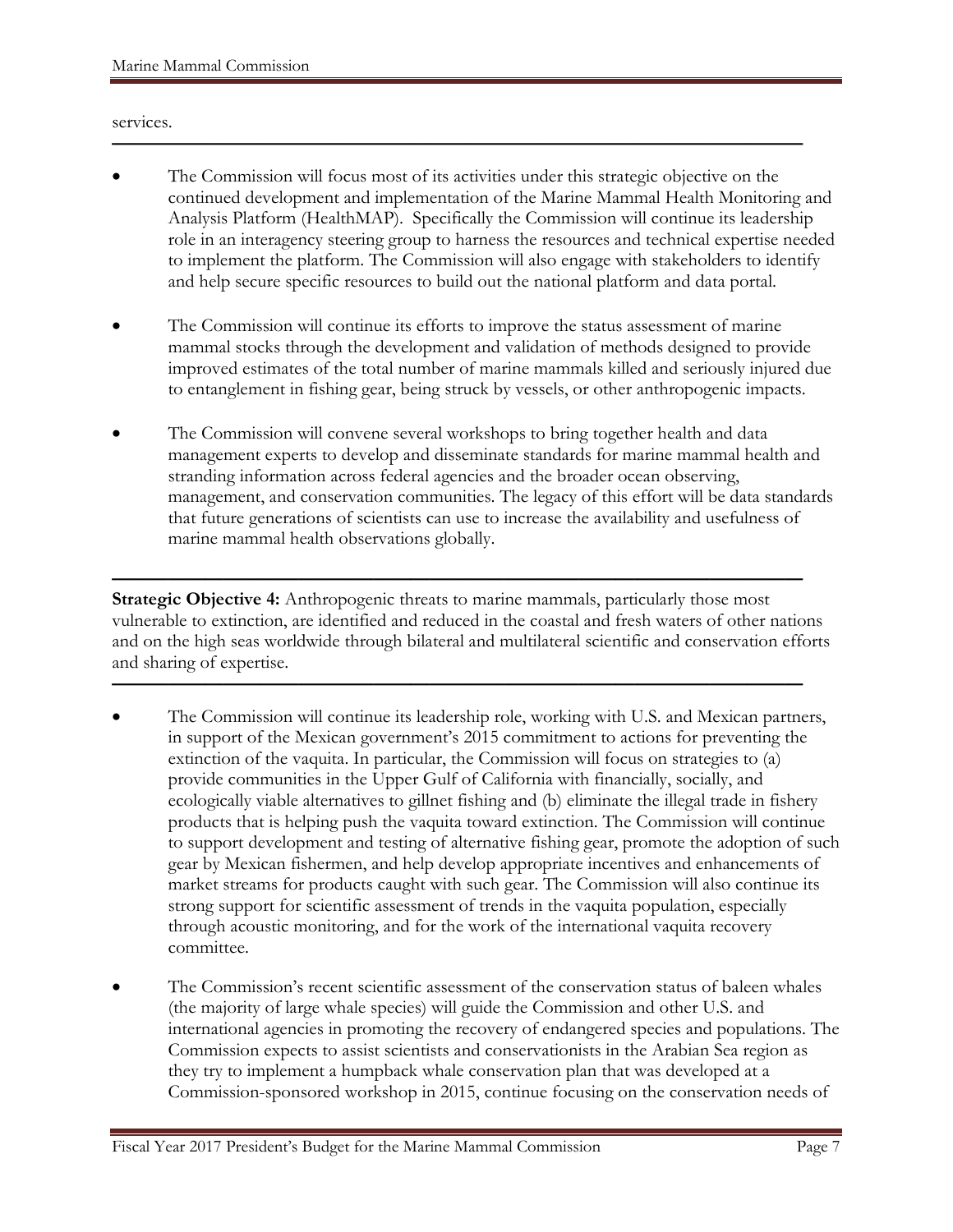services.

---

- The Commission will focus most of its activities under this strategic objective on the continued development and implementation of the Marine Mammal Health Monitoring and Analysis Platform (HealthMAP). Specifically the Commission will continue its leadership role in an interagency steering group to harness the resources and technical expertise needed to implement the platform. The Commission will also engage with stakeholders to identify and help secure specific resources to build out the national platform and data portal.

- The Commission will continue its efforts to improve the status assessment of marine mammal stocks through the development and validation of methods designed to provide improved estimates of the total number of marine mammals killed and seriously injured due to entanglement in fishing gear, being struck by vessels, or other anthropogenic impacts.

- The Commission will convene several workshops to bring together health and data management experts to develop and disseminate standards for marine mammal health and stranding information across federal agencies and the broader ocean observing, management, and conservation communities. The legacy of this effort will be data standards that future generations of scientists can use to increase the availability and usefulness of marine mammal health observations globally.

---

**Strategic Objective 4:** Anthropogenic threats to marine mammals, particularly those most vulnerable to extinction, are identified and reduced in the coastal and fresh waters of other nations and on the high seas worldwide through bilateral and multilateral scientific and conservation efforts and sharing of expertise.

---

- The Commission will continue its leadership role, working with U.S. and Mexican partners, in support of the Mexican government's 2015 commitment to actions for preventing the extinction of the vaquita. In particular, the Commission will focus on strategies to (a) provide communities in the Upper Gulf of California with financially, socially, and ecologically viable alternatives to gillnet fishing and (b) eliminate the illegal trade in fishery products that is helping push the vaquita toward extinction. The Commission will continue to support development and testing of alternative fishing gear, promote the adoption of such gear by Mexican fishermen, and help develop appropriate incentives and enhancements of market streams for products caught with such gear. The Commission will also continue its strong support for scientific assessment of trends in the vaquita population, especially through acoustic monitoring, and for the work of the international vaquita recovery committee.

- The Commission's recent scientific assessment of the conservation status of baleen whales (the majority of large whale species) will guide the Commission and other U.S. and international agencies in promoting the recovery of endangered species and populations. The Commission expects to assist scientists and conservationists in the Arabian Sea region as they try to implement a humpback whale conservation plan that was developed at a Commission-sponsored workshop in 2015, continue focusing on the conservation needs of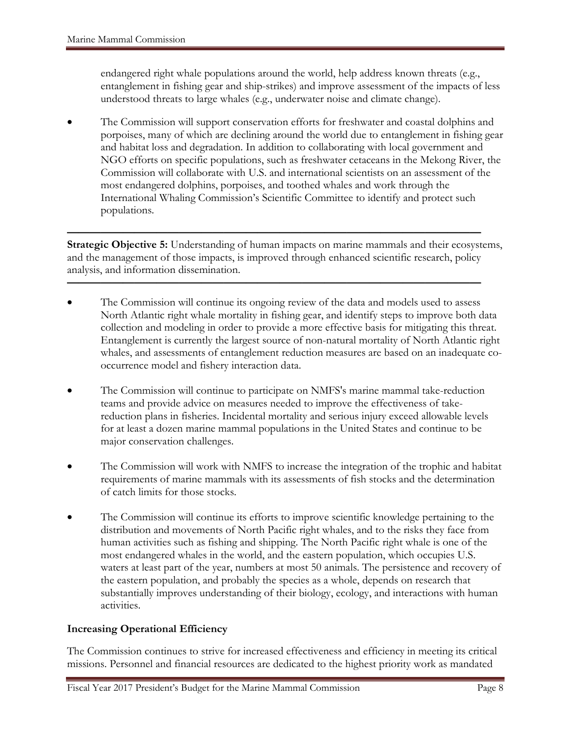endangered right whale populations around the world, help address known threats (e.g., entanglement in fishing gear and ship-strikes) and improve assessment of the impacts of less understood threats to large whales (e.g., underwater noise and climate change).

- The Commission will support conservation efforts for freshwater and coastal dolphins and porpoises, many of which are declining around the world due to entanglement in fishing gear and habitat loss and degradation. In addition to collaborating with local government and NGO efforts on specific populations, such as freshwater cetaceans in the Mekong River, the Commission will collaborate with U.S. and international scientists on an assessment of the most endangered dolphins, porpoises, and toothed whales and work through the International Whaling Commission's Scientific Committee to identify and protect such populations.

---

**Strategic Objective 5:** Understanding of human impacts on marine mammals and their ecosystems, and the management of those impacts, is improved through enhanced scientific research, policy analysis, and information dissemination.

---

- The Commission will continue its ongoing review of the data and models used to assess North Atlantic right whale mortality in fishing gear, and identify steps to improve both data collection and modeling in order to provide a more effective basis for mitigating this threat. Entanglement is currently the largest source of non-natural mortality of North Atlantic right whales, and assessments of entanglement reduction measures are based on an inadequate co-occurrence model and fishery interaction data.

- The Commission will continue to participate on NMFS's marine mammal take-reduction teams and provide advice on measures needed to improve the effectiveness of take-reduction plans in fisheries. Incidental mortality and serious injury exceed allowable levels for at least a dozen marine mammal populations in the United States and continue to be major conservation challenges.

- The Commission will work with NMFS to increase the integration of the trophic and habitat requirements of marine mammals with its assessments of fish stocks and the determination of catch limits for those stocks.

- The Commission will continue its efforts to improve scientific knowledge pertaining to the distribution and movements of North Pacific right whales, and to the risks they face from human activities such as fishing and shipping. The North Pacific right whale is one of the most endangered whales in the world, and the eastern population, which occupies U.S. waters at least part of the year, numbers at most 50 animals. The persistence and recovery of the eastern population, and probably the species as a whole, depends on research that substantially improves understanding of their biology, ecology, and interactions with human activities.

**Increasing Operational Efficiency**

The Commission continues to strive for increased effectiveness and efficiency in meeting its critical missions. Personnel and financial resources are dedicated to the highest priority work as mandated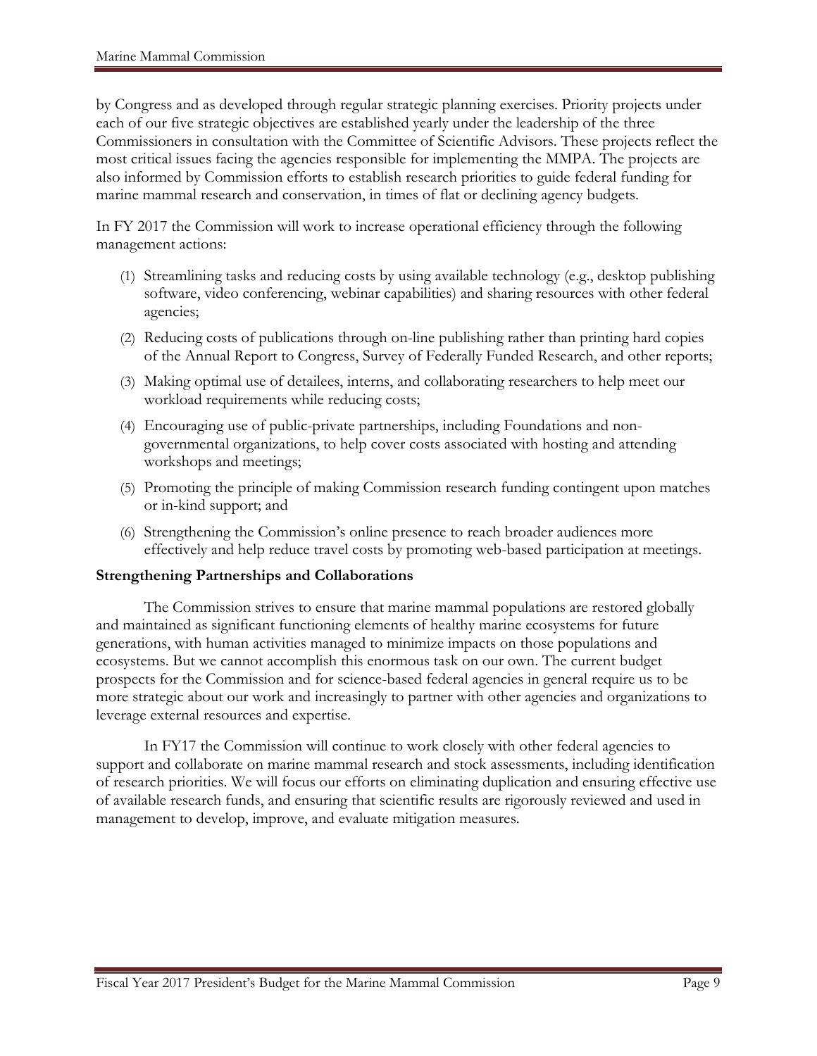by Congress and as developed through regular strategic planning exercises. Priority projects under each of our five strategic objectives are established yearly under the leadership of the three Commissioners in consultation with the Committee of Scientific Advisors. These projects reflect the most critical issues facing the agencies responsible for implementing the MMPA. The projects are also informed by Commission efforts to establish research priorities to guide federal funding for marine mammal research and conservation, in times of flat or declining agency budgets.

In FY 2017 the Commission will work to increase operational efficiency through the following management actions:

(1) Streamlining tasks and reducing costs by using available technology (e.g., desktop publishing software, video conferencing, webinar capabilities) and sharing resources with other federal agencies;

(2) Reducing costs of publications through on-line publishing rather than printing hard copies of the Annual Report to Congress, Survey of Federally Funded Research, and other reports;

(3) Making optimal use of detailees, interns, and collaborating researchers to help meet our workload requirements while reducing costs;

(4) Encouraging use of public-private partnerships, including Foundations and non-governmental organizations, to help cover costs associated with hosting and attending workshops and meetings;

(5) Promoting the principle of making Commission research funding contingent upon matches or in-kind support; and

(6) Strengthening the Commission's online presence to reach broader audiences more effectively and help reduce travel costs by promoting web-based participation at meetings.

**Strengthening Partnerships and Collaborations**

The Commission strives to ensure that marine mammal populations are restored globally and maintained as significant functioning elements of healthy marine ecosystems for future generations, with human activities managed to minimize impacts on those populations and ecosystems. But we cannot accomplish this enormous task on our own. The current budget prospects for the Commission and for science-based federal agencies in general require us to be more strategic about our work and increasingly to partner with other agencies and organizations to leverage external resources and expertise.

In FY17 the Commission will continue to work closely with other federal agencies to support and collaborate on marine mammal research and stock assessments, including identification of research priorities. We will focus our efforts on eliminating duplication and ensuring effective use of available research funds, and ensuring that scientific results are rigorously reviewed and used in management to develop, improve, and evaluate mitigation measures.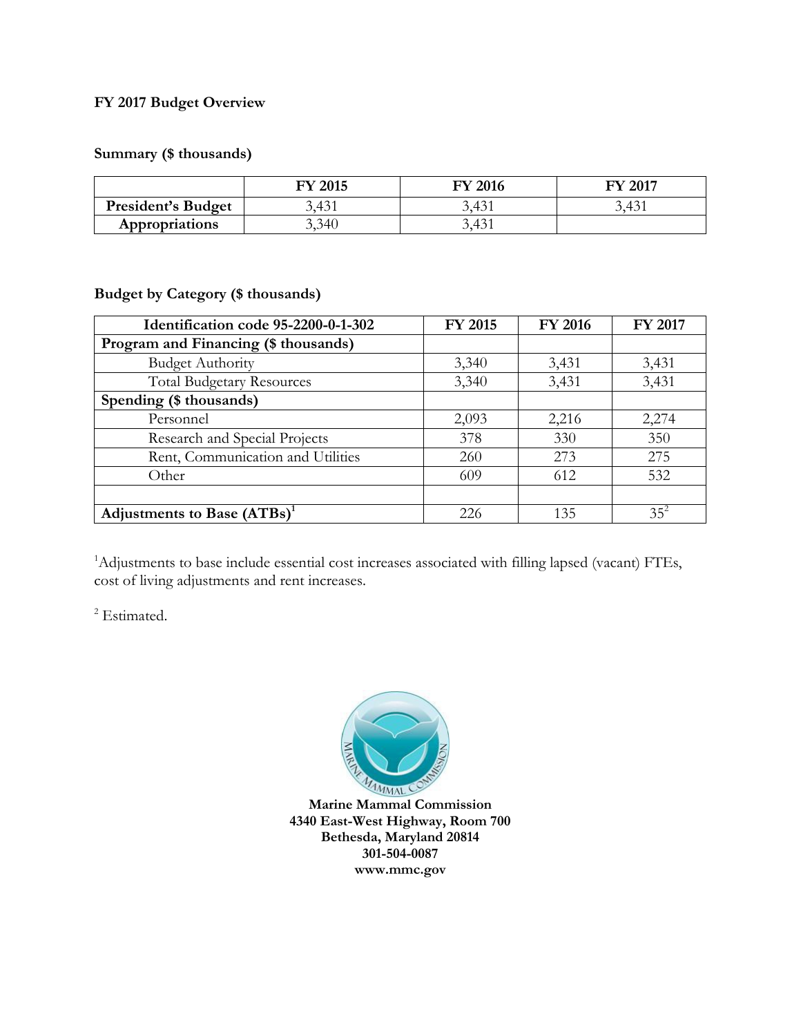**FY 2017 Budget Overview**

**Summary ($ thousands)**

| | FY 2015 | FY 2016 | FY 2017 |
|---|---|---|---|
| **President's Budget** | 3,431 | 3,431 | 3,431 |
| **Appropriations** | 3,340 | 3,431 | |

**Budget by Category ($ thousands)**

| Identification code 95-2200-0-1-302 | FY 2015 | FY 2016 | FY 2017 |
|---|---|---|---|
| **Program and Financing ($ thousands)** | | | |
| Budget Authority | 3,340 | 3,431 | 3,431 |
| Total Budgetary Resources | 3,340 | 3,431 | 3,431 |
| **Spending ($ thousands)** | | | |
| Personnel | 2,093 | 2,216 | 2,274 |
| Research and Special Projects | 378 | 330 | 350 |
| Rent, Communication and Utilities | 260 | 273 | 275 |
| Other | 609 | 612 | 532 |
| | | | |
| **Adjustments to Base (ATBs)**[1] | 226 | 135 | 35[2] |

[1]Adjustments to base include essential cost increases associated with filling lapsed (vacant) FTEs, cost of living adjustments and rent increases.

[2] Estimated.

**Marine Mammal Commission**
**4340 East-West Highway, Room 700**
**Bethesda, Maryland 20814**
**301-504-0087**
**www.mmc.gov**